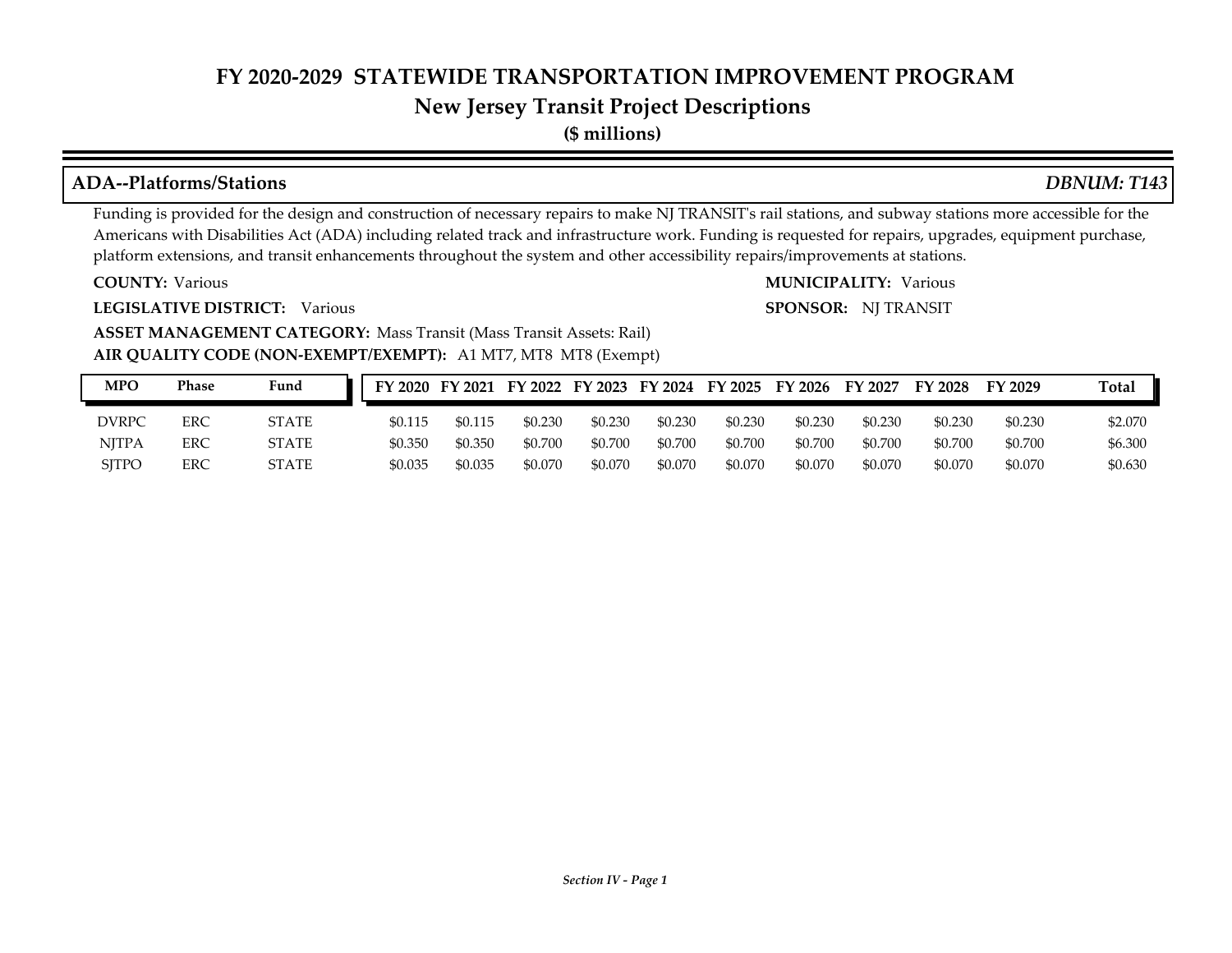# FY 2020-2029 STATEWIDE TRANSPORTATION IMPROVEMENT PROGRAM

## New Jersey Transit Project Descriptions

**($ millions)**

## ADA--Platforms/Stations *DBNUM: T143*

Funding is provided for the design and construction of necessary repairs to make NJ TRANSIT's rail stations, and subway stations more accessible for the Americans with Disabilities Act (ADA) including related track and infrastructure work. Funding is requested for repairs, upgrades, equipment purchase, platform extensions, and transit enhancements throughout the system and other accessibility repairs/improvements at stations.

**COUNTY:** Various

**MUNICIPALITY:** Various

**LEGISLATIVE DISTRICT:** Various

**SPONSOR:** NJ TRANSIT

**ASSET MANAGEMENT CATEGORY:** Mass Transit (Mass Transit Assets: Rail)

**AIR QUALITY CODE (NON-EXEMPT/EXEMPT):** A1 MT7, MT8 MT8 (Exempt)

| MPO | Phase | Fund | FY 2020 | FY 2021 | FY 2022 | FY 2023 | FY 2024 | FY 2025 | FY 2026 | FY 2027 | FY 2028 | FY 2029 | Total |
|---|---|---|---|---|---|---|---|---|---|---|---|---|---|
| DVRPC | ERC | STATE | $0.115 | $0.115 | $0.230 | $0.230 | $0.230 | $0.230 | $0.230 | $0.230 | $0.230 | $0.230 | $2.070 |
| NJTPA | ERC | STATE | $0.350 | $0.350 | $0.700 | $0.700 | $0.700 | $0.700 | $0.700 | $0.700 | $0.700 | $0.700 | $6.300 |
| SJTPO | ERC | STATE | $0.035 | $0.035 | $0.070 | $0.070 | $0.070 | $0.070 | $0.070 | $0.070 | $0.070 | $0.070 | $0.630 |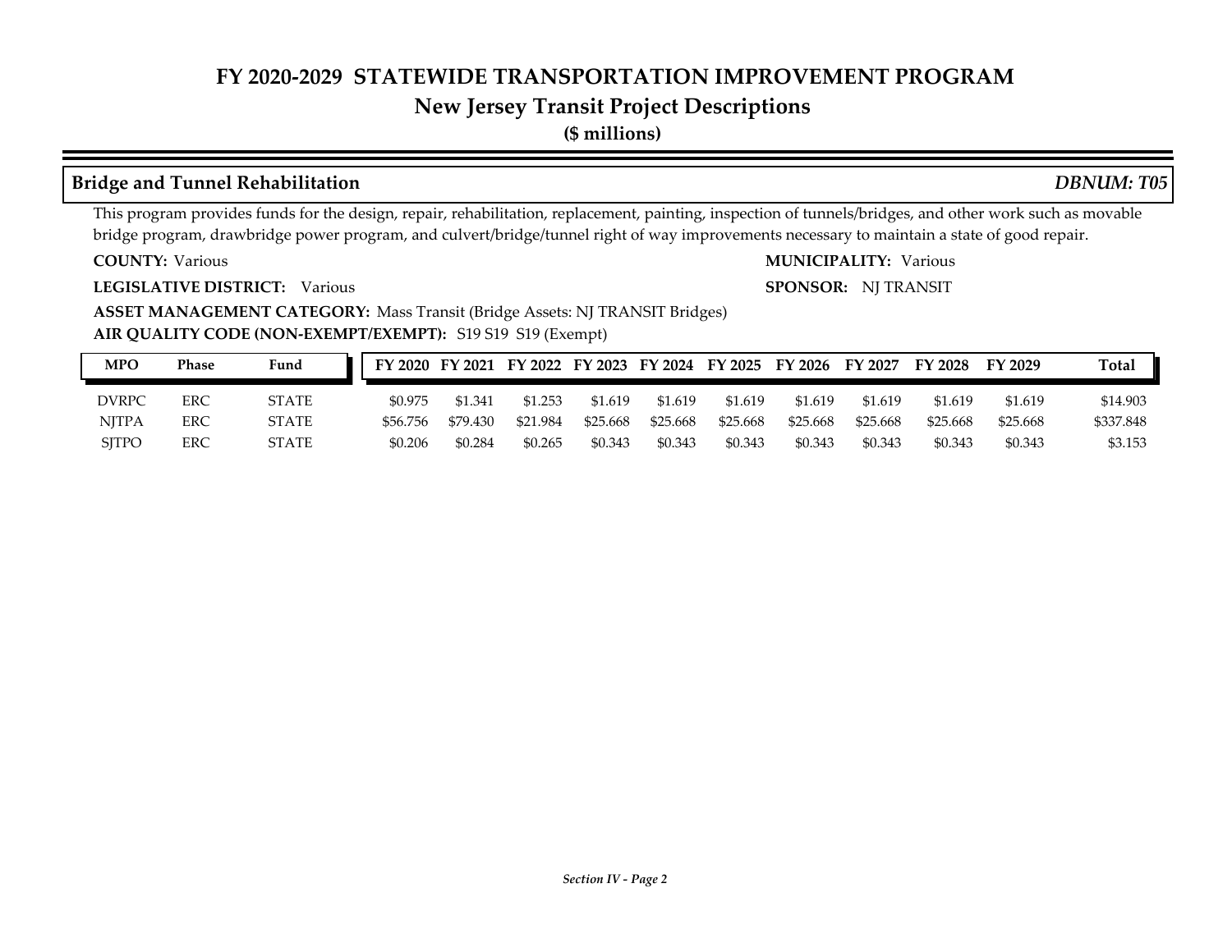# FY 2020-2029 STATEWIDE TRANSPORTATION IMPROVEMENT PROGRAM

## New Jersey Transit Project Descriptions

**($ millions)**

### Bridge and Tunnel Rehabilitation

*DBNUM: T05*

This program provides funds for the design, repair, rehabilitation, replacement, painting, inspection of tunnels/bridges, and other work such as movable bridge program, drawbridge power program, and culvert/bridge/tunnel right of way improvements necessary to maintain a state of good repair.

**COUNTY:** Various

**MUNICIPALITY:** Various

**LEGISLATIVE DISTRICT:** Various

**SPONSOR:** NJ TRANSIT

**ASSET MANAGEMENT CATEGORY:** Mass Transit (Bridge Assets: NJ TRANSIT Bridges)

**AIR QUALITY CODE (NON-EXEMPT/EXEMPT):** S19 S19 S19 (Exempt)

| MPO | Phase | Fund | FY 2020 | FY 2021 | FY 2022 | FY 2023 | FY 2024 | FY 2025 | FY 2026 | FY 2027 | FY 2028 | FY 2029 | Total |
|---|---|---|---|---|---|---|---|---|---|---|---|---|---|
| DVRPC | ERC | STATE | $0.975 | $1.341 | $1.253 | $1.619 | $1.619 | $1.619 | $1.619 | $1.619 | $1.619 | $1.619 | $14.903 |
| NJTPA | ERC | STATE | $56.756 | $79.430 | $21.984 | $25.668 | $25.668 | $25.668 | $25.668 | $25.668 | $25.668 | $25.668 | $337.848 |
| SJTPO | ERC | STATE | $0.206 | $0.284 | $0.265 | $0.343 | $0.343 | $0.343 | $0.343 | $0.343 | $0.343 | $0.343 | $3.153 |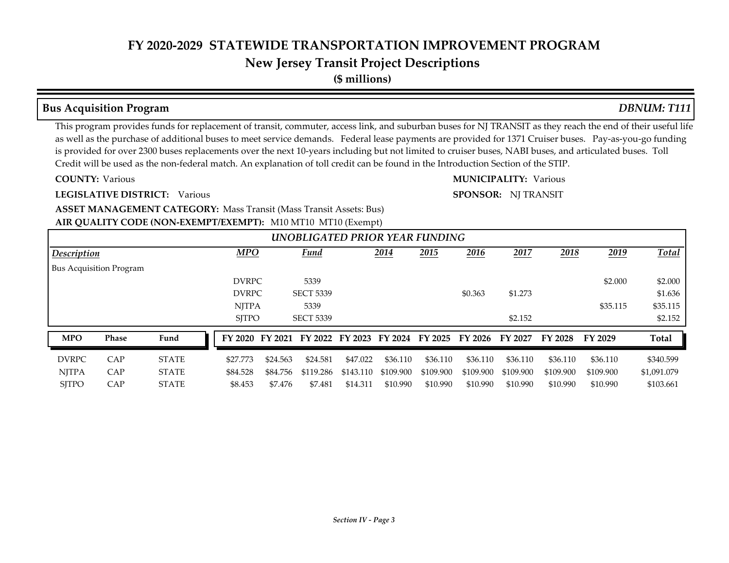# FY 2020-2029 STATEWIDE TRANSPORTATION IMPROVEMENT PROGRAM

## New Jersey Transit Project Descriptions

**($ millions)**

### Bus Acquisition Program *DBNUM: T111*

This program provides funds for replacement of transit, commuter, access link, and suburban buses for NJ TRANSIT as they reach the end of their useful life as well as the purchase of additional buses to meet service demands. Federal lease payments are provided for 1371 Cruiser buses. Pay-as-you-go funding is provided for over 2300 buses replacements over the next 10-years including but not limited to cruiser buses, NABI buses, and articulated buses. Toll Credit will be used as the non-federal match. An explanation of toll credit can be found in the Introduction Section of the STIP.

**COUNTY:** Various

**MUNICIPALITY:** Various

**LEGISLATIVE DISTRICT:** Various

**SPONSOR:** NJ TRANSIT

**ASSET MANAGEMENT CATEGORY:** Mass Transit (Mass Transit Assets: Bus)

**AIR QUALITY CODE (NON-EXEMPT/EXEMPT):** M10 MT10 MT10 (Exempt)

**UNOBLIGATED PRIOR YEAR FUNDING**

| Description | MPO | Fund | 2014 | 2015 | 2016 | 2017 | 2018 | 2019 | Total |
|---|---|---|---|---|---|---|---|---|---|
| Bus Acquisition Program | | | | | | | | | |
| | DVRPC | 5339 | | | | | | $2.000 | $2.000 |
| | DVRPC | SECT 5339 | | | $0.363 | $1.273 | | | $1.636 |
| | NJTPA | 5339 | | | | | | $35.115 | $35.115 |
| | SJTPO | SECT 5339 | | | | $2.152 | | | $2.152 |

| MPO | Phase | Fund | FY 2020 | FY 2021 | FY 2022 | FY 2023 | FY 2024 | FY 2025 | FY 2026 | FY 2027 | FY 2028 | FY 2029 | Total |
|---|---|---|---|---|---|---|---|---|---|---|---|---|---|
| DVRPC | CAP | STATE | $27.773 | $24.563 | $24.581 | $47.022 | $36.110 | $36.110 | $36.110 | $36.110 | $36.110 | $36.110 | $340.599 |
| NJTPA | CAP | STATE | $84.528 | $84.756 | $119.286 | $143.110 | $109.900 | $109.900 | $109.900 | $109.900 | $109.900 | $109.900 | $1,091.079 |
| SJTPO | CAP | STATE | $8.453 | $7.476 | $7.481 | $14.311 | $10.990 | $10.990 | $10.990 | $10.990 | $10.990 | $10.990 | $103.661 |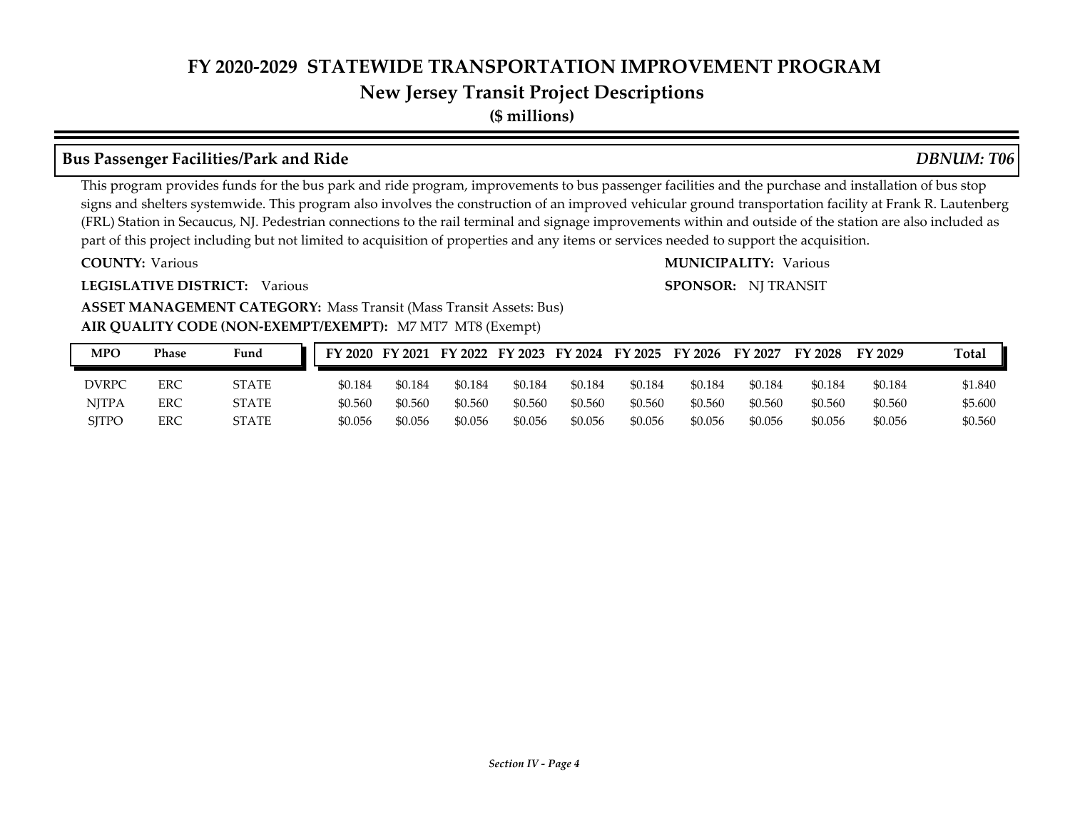# FY 2020-2029 STATEWIDE TRANSPORTATION IMPROVEMENT PROGRAM

## New Jersey Transit Project Descriptions

**($ millions)**

### Bus Passenger Facilities/Park and Ride — *DBNUM: T06*

This program provides funds for the bus park and ride program, improvements to bus passenger facilities and the purchase and installation of bus stop signs and shelters systemwide. This program also involves the construction of an improved vehicular ground transportation facility at Frank R. Lautenberg (FRL) Station in Secaucus, NJ. Pedestrian connections to the rail terminal and signage improvements within and outside of the station are also included as part of this project including but not limited to acquisition of properties and any items or services needed to support the acquisition.

**COUNTY:** Various

**MUNICIPALITY:** Various

**LEGISLATIVE DISTRICT:** Various

**SPONSOR:** NJ TRANSIT

**ASSET MANAGEMENT CATEGORY:** Mass Transit (Mass Transit Assets: Bus)

**AIR QUALITY CODE (NON-EXEMPT/EXEMPT):** M7 MT7 MT8 (Exempt)

| MPO | Phase | Fund | FY 2020 | FY 2021 | FY 2022 | FY 2023 | FY 2024 | FY 2025 | FY 2026 | FY 2027 | FY 2028 | FY 2029 | Total |
|---|---|---|---|---|---|---|---|---|---|---|---|---|---|
| DVRPC | ERC | STATE | $0.184 | $0.184 | $0.184 | $0.184 | $0.184 | $0.184 | $0.184 | $0.184 | $0.184 | $0.184 | $1.840 |
| NJTPA | ERC | STATE | $0.560 | $0.560 | $0.560 | $0.560 | $0.560 | $0.560 | $0.560 | $0.560 | $0.560 | $0.560 | $5.600 |
| SJTPO | ERC | STATE | $0.056 | $0.056 | $0.056 | $0.056 | $0.056 | $0.056 | $0.056 | $0.056 | $0.056 | $0.056 | $0.560 |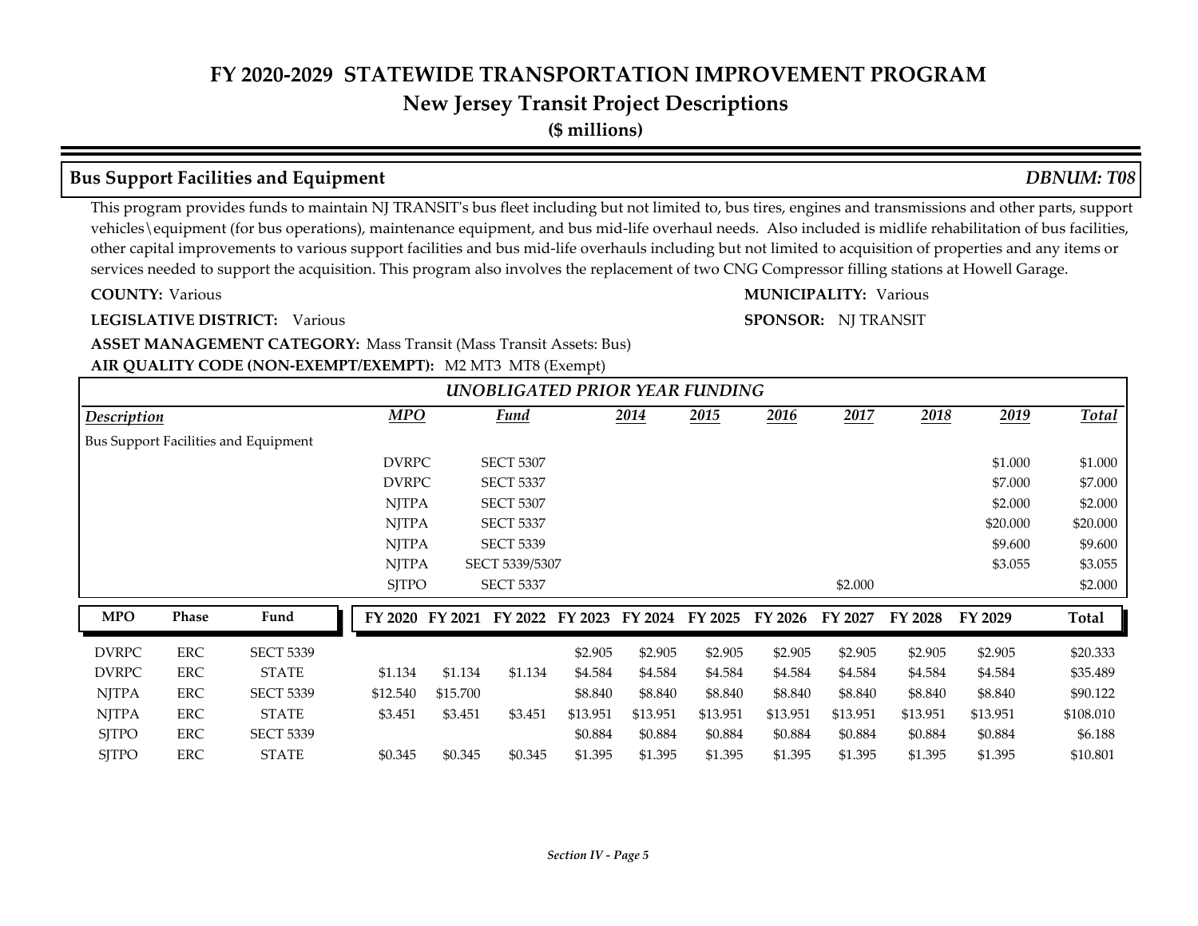# FY 2020-2029 STATEWIDE TRANSPORTATION IMPROVEMENT PROGRAM

## New Jersey Transit Project Descriptions

**($ millions)**

### Bus Support Facilities and Equipment — *DBNUM: T08*

This program provides funds to maintain NJ TRANSIT's bus fleet including but not limited to, bus tires, engines and transmissions and other parts, support vehicles\equipment (for bus operations), maintenance equipment, and bus mid-life overhaul needs. Also included is midlife rehabilitation of bus facilities, other capital improvements to various support facilities and bus mid-life overhauls including but not limited to acquisition of properties and any items or services needed to support the acquisition. This program also involves the replacement of two CNG Compressor filling stations at Howell Garage.

**COUNTY:** Various

**MUNICIPALITY:** Various

**LEGISLATIVE DISTRICT:** Various

**SPONSOR:** NJ TRANSIT

**ASSET MANAGEMENT CATEGORY:** Mass Transit (Mass Transit Assets: Bus)

**AIR QUALITY CODE (NON-EXEMPT/EXEMPT):** M2 MT3 MT8 (Exempt)

*UNOBLIGATED PRIOR YEAR FUNDING*

| Description | MPO | Fund | 2014 | 2015 | 2016 | 2017 | 2018 | 2019 | Total |
|---|---|---|---|---|---|---|---|---|---|
| Bus Support Facilities and Equipment | | | | | | | | | |
| | DVRPC | SECT 5307 | | | | | | $1.000 | $1.000 |
| | DVRPC | SECT 5337 | | | | | | $7.000 | $7.000 |
| | NJTPA | SECT 5307 | | | | | | $2.000 | $2.000 |
| | NJTPA | SECT 5337 | | | | | | $20.000 | $20.000 |
| | NJTPA | SECT 5339 | | | | | | $9.600 | $9.600 |
| | NJTPA | SECT 5339/5307 | | | | | | $3.055 | $3.055 |
| | SJTPO | SECT 5337 | | | | $2.000 | | | $2.000 |

| MPO | Phase | Fund | FY 2020 | FY 2021 | FY 2022 | FY 2023 | FY 2024 | FY 2025 | FY 2026 | FY 2027 | FY 2028 | FY 2029 | Total |
|---|---|---|---|---|---|---|---|---|---|---|---|---|---|
| DVRPC | ERC | SECT 5339 | | | | $2.905 | $2.905 | $2.905 | $2.905 | $2.905 | $2.905 | $2.905 | $20.333 |
| DVRPC | ERC | STATE | $1.134 | $1.134 | $1.134 | $4.584 | $4.584 | $4.584 | $4.584 | $4.584 | $4.584 | $4.584 | $35.489 |
| NJTPA | ERC | SECT 5339 | $12.540 | $15.700 | | $8.840 | $8.840 | $8.840 | $8.840 | $8.840 | $8.840 | $8.840 | $90.122 |
| NJTPA | ERC | STATE | $3.451 | $3.451 | $3.451 | $13.951 | $13.951 | $13.951 | $13.951 | $13.951 | $13.951 | $13.951 | $108.010 |
| SJTPO | ERC | SECT 5339 | | | | $0.884 | $0.884 | $0.884 | $0.884 | $0.884 | $0.884 | $0.884 | $6.188 |
| SJTPO | ERC | STATE | $0.345 | $0.345 | $0.345 | $1.395 | $1.395 | $1.395 | $1.395 | $1.395 | $1.395 | $1.395 | $10.801 |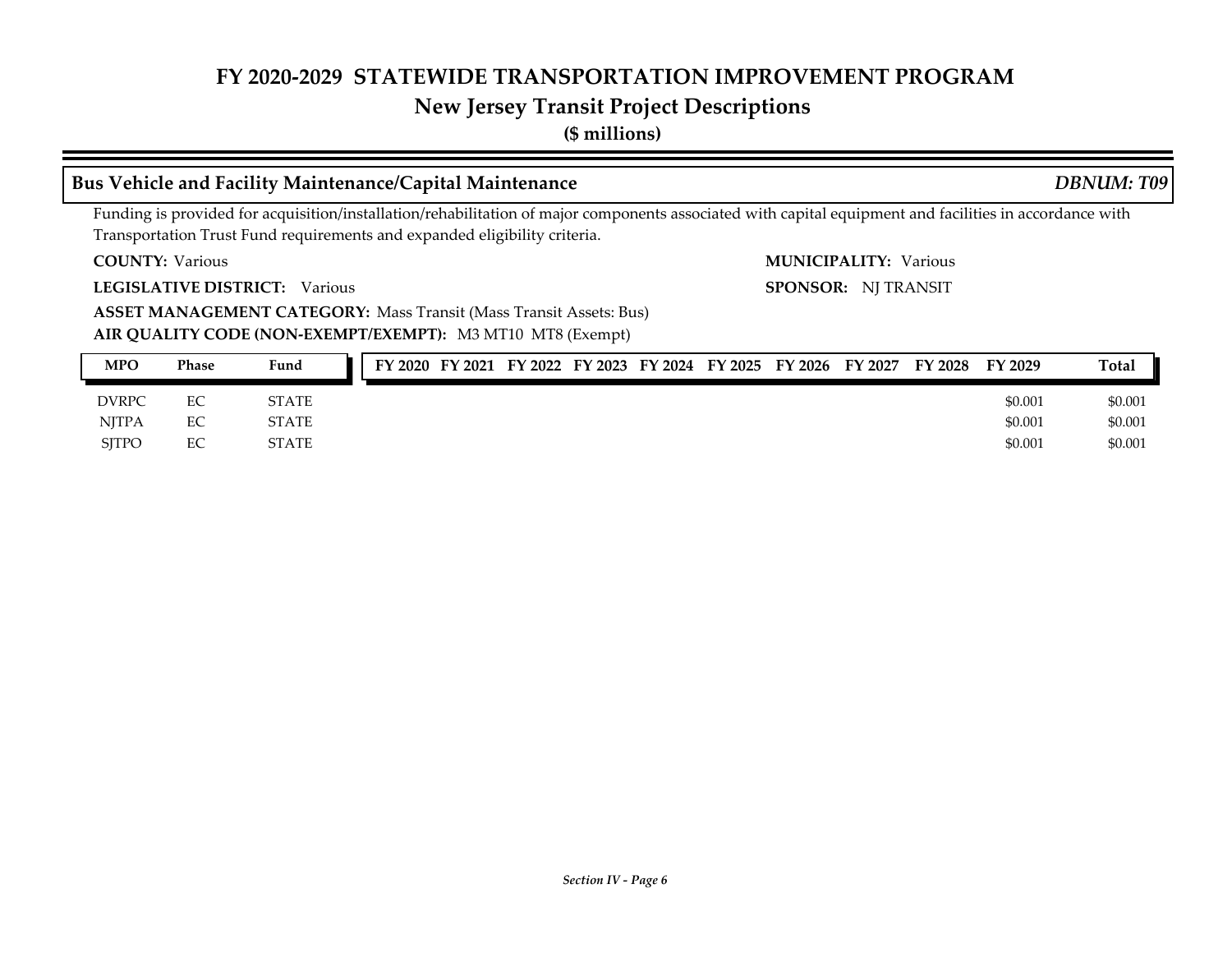# FY 2020-2029 STATEWIDE TRANSPORTATION IMPROVEMENT PROGRAM

## New Jersey Transit Project Descriptions

**($ millions)**

### Bus Vehicle and Facility Maintenance/Capital Maintenance — *DBNUM: T09*

Funding is provided for acquisition/installation/rehabilitation of major components associated with capital equipment and facilities in accordance with Transportation Trust Fund requirements and expanded eligibility criteria.

**COUNTY:** Various

**MUNICIPALITY:** Various

**LEGISLATIVE DISTRICT:** Various

**SPONSOR:** NJ TRANSIT

**ASSET MANAGEMENT CATEGORY:** Mass Transit (Mass Transit Assets: Bus)

**AIR QUALITY CODE (NON-EXEMPT/EXEMPT):** M3 MT10 MT8 (Exempt)

| MPO | Phase | Fund | FY 2020 | FY 2021 | FY 2022 | FY 2023 | FY 2024 | FY 2025 | FY 2026 | FY 2027 | FY 2028 | FY 2029 | Total |
|---|---|---|---|---|---|---|---|---|---|---|---|---|---|
| DVRPC | EC | STATE | | | | | | | | | | $0.001 | $0.001 |
| NJTPA | EC | STATE | | | | | | | | | | $0.001 | $0.001 |
| SJTPO | EC | STATE | | | | | | | | | | $0.001 | $0.001 |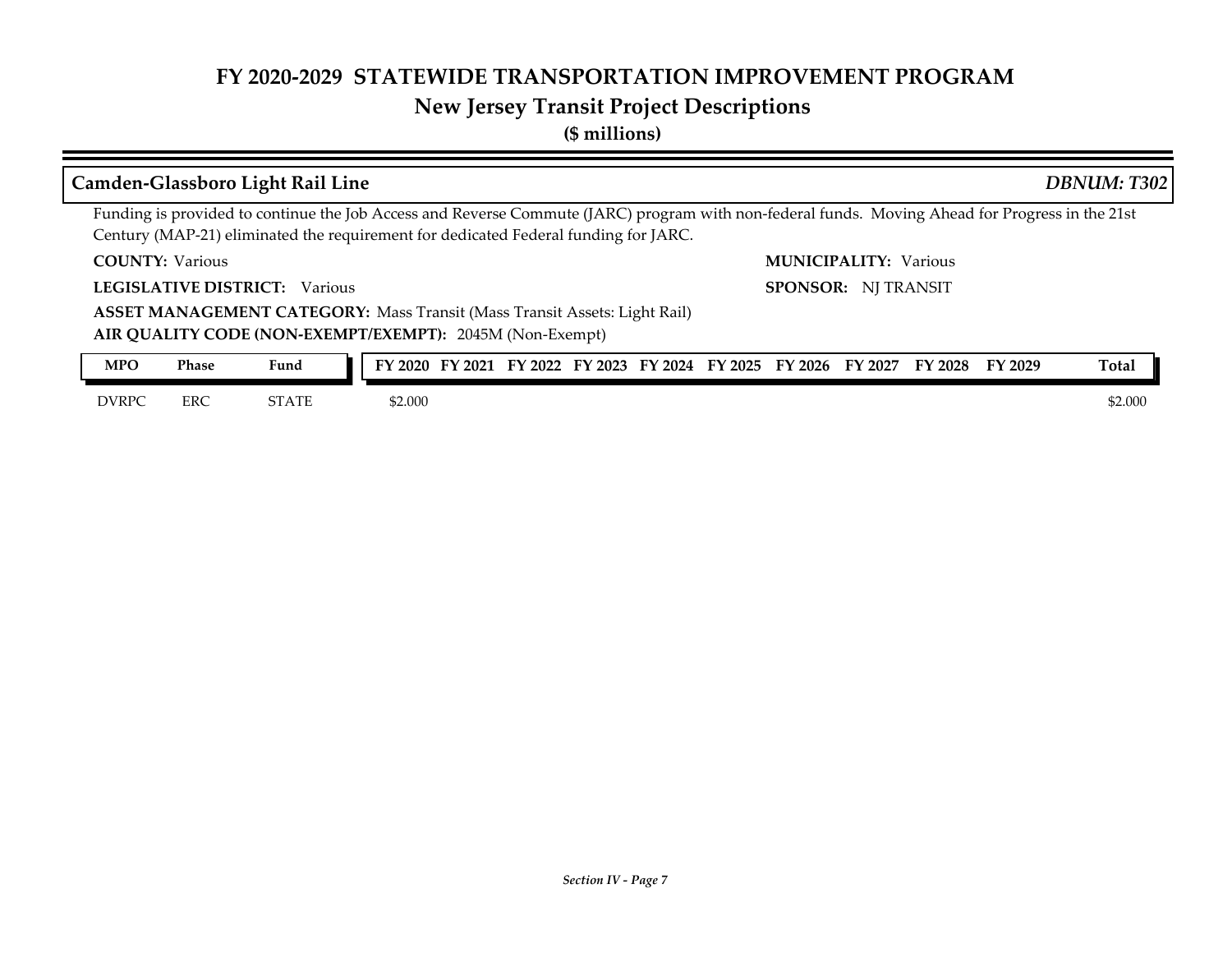# FY 2020-2029 STATEWIDE TRANSPORTATION IMPROVEMENT PROGRAM

## New Jersey Transit Project Descriptions

**($ millions)**

### Camden-Glassboro Light Rail Line — *DBNUM: T302*

Funding is provided to continue the Job Access and Reverse Commute (JARC) program with non-federal funds. Moving Ahead for Progress in the 21st Century (MAP-21) eliminated the requirement for dedicated Federal funding for JARC.

**COUNTY:** Various

**MUNICIPALITY:** Various

**LEGISLATIVE DISTRICT:** Various

**SPONSOR:** NJ TRANSIT

**ASSET MANAGEMENT CATEGORY:** Mass Transit (Mass Transit Assets: Light Rail)

**AIR QUALITY CODE (NON-EXEMPT/EXEMPT):** 2045M (Non-Exempt)

| MPO | Phase | Fund | FY 2020 | FY 2021 | FY 2022 | FY 2023 | FY 2024 | FY 2025 | FY 2026 | FY 2027 | FY 2028 | FY 2029 | Total |
|---|---|---|---|---|---|---|---|---|---|---|---|---|---|
| DVRPC | ERC | STATE | $2.000 | | | | | | | | | | $2.000 |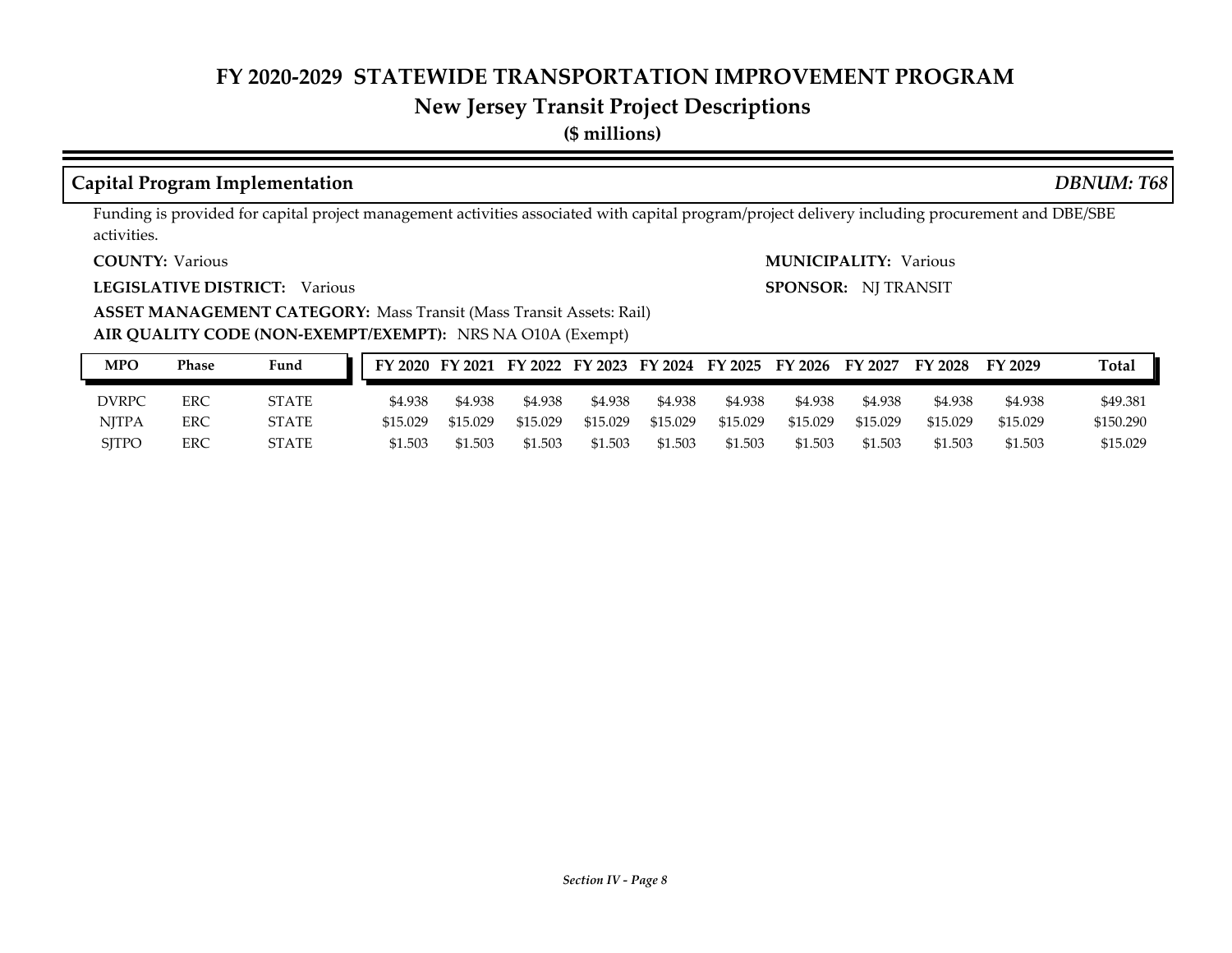# FY 2020-2029 STATEWIDE TRANSPORTATION IMPROVEMENT PROGRAM

## New Jersey Transit Project Descriptions

**($ millions)**

### Capital Program Implementation *DBNUM: T68*

Funding is provided for capital project management activities associated with capital program/project delivery including procurement and DBE/SBE activities.

**COUNTY:** Various

**MUNICIPALITY:** Various

**LEGISLATIVE DISTRICT:** Various

**SPONSOR:** NJ TRANSIT

**ASSET MANAGEMENT CATEGORY:** Mass Transit (Mass Transit Assets: Rail)

**AIR QUALITY CODE (NON-EXEMPT/EXEMPT):** NRS NA O10A (Exempt)

| MPO | Phase | Fund | FY 2020 | FY 2021 | FY 2022 | FY 2023 | FY 2024 | FY 2025 | FY 2026 | FY 2027 | FY 2028 | FY 2029 | Total |
|---|---|---|---|---|---|---|---|---|---|---|---|---|---|
| DVRPC | ERC | STATE | $4.938 | $4.938 | $4.938 | $4.938 | $4.938 | $4.938 | $4.938 | $4.938 | $4.938 | $4.938 | $49.381 |
| NJTPA | ERC | STATE | $15.029 | $15.029 | $15.029 | $15.029 | $15.029 | $15.029 | $15.029 | $15.029 | $15.029 | $15.029 | $150.290 |
| SJTPO | ERC | STATE | $1.503 | $1.503 | $1.503 | $1.503 | $1.503 | $1.503 | $1.503 | $1.503 | $1.503 | $1.503 | $15.029 |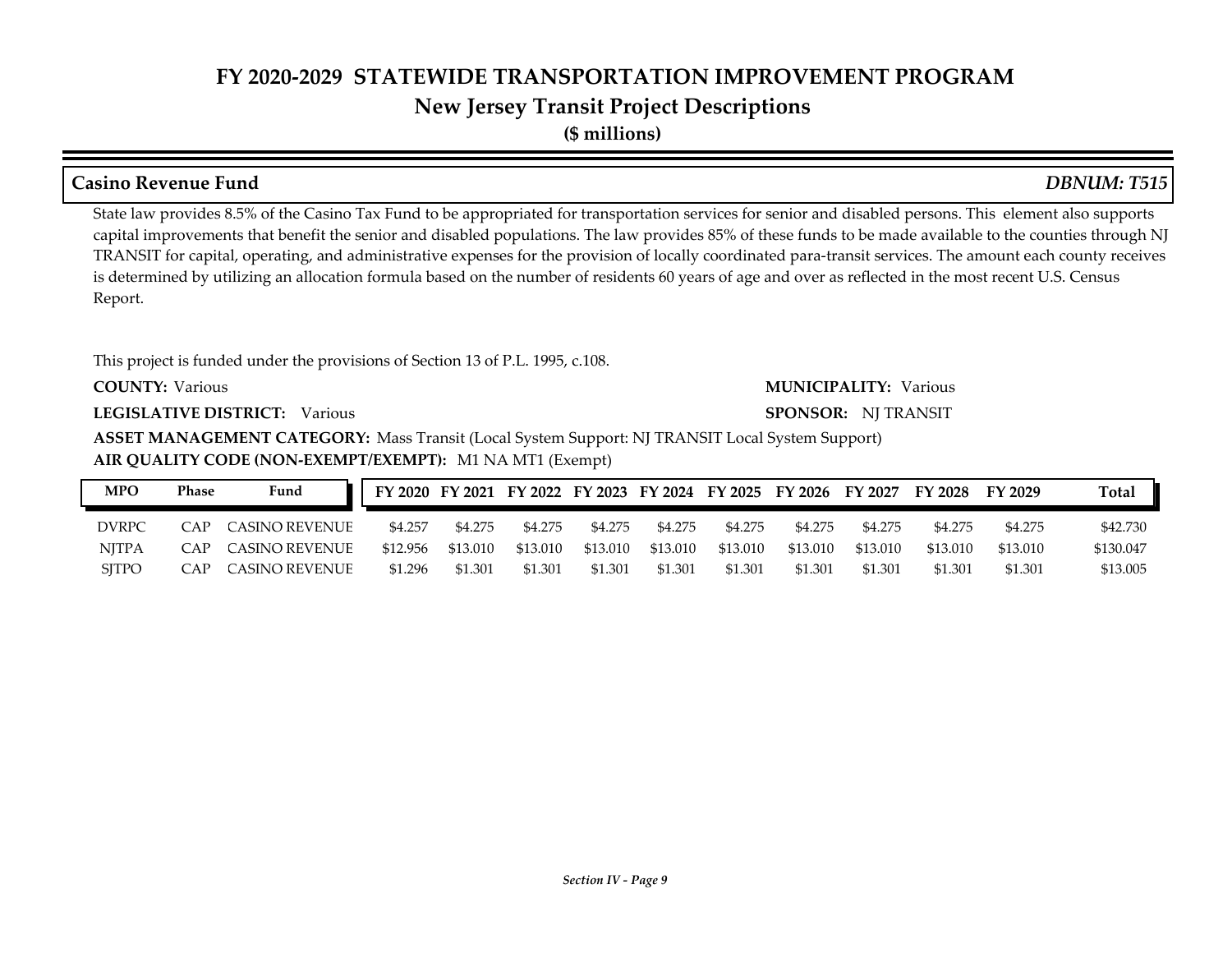# FY 2020-2029 STATEWIDE TRANSPORTATION IMPROVEMENT PROGRAM

## New Jersey Transit Project Descriptions

**($ millions)**

### Casino Revenue Fund — *DBNUM: T515*

State law provides 8.5% of the Casino Tax Fund to be appropriated for transportation services for senior and disabled persons. This element also supports capital improvements that benefit the senior and disabled populations. The law provides 85% of these funds to be made available to the counties through NJ TRANSIT for capital, operating, and administrative expenses for the provision of locally coordinated para-transit services. The amount each county receives is determined by utilizing an allocation formula based on the number of residents 60 years of age and over as reflected in the most recent U.S. Census Report.

This project is funded under the provisions of Section 13 of P.L. 1995, c.108.

**COUNTY:** Various

**MUNICIPALITY:** Various

**LEGISLATIVE DISTRICT:** Various

**SPONSOR:** NJ TRANSIT

**ASSET MANAGEMENT CATEGORY:** Mass Transit (Local System Support: NJ TRANSIT Local System Support)

**AIR QUALITY CODE (NON-EXEMPT/EXEMPT):** M1 NA MT1 (Exempt)

| MPO | Phase | Fund | FY 2020 | FY 2021 | FY 2022 | FY 2023 | FY 2024 | FY 2025 | FY 2026 | FY 2027 | FY 2028 | FY 2029 | Total |
|---|---|---|---|---|---|---|---|---|---|---|---|---|---|
| DVRPC | CAP | CASINO REVENUE | $4.257 | $4.275 | $4.275 | $4.275 | $4.275 | $4.275 | $4.275 | $4.275 | $4.275 | $4.275 | $42.730 |
| NJTPA | CAP | CASINO REVENUE | $12.956 | $13.010 | $13.010 | $13.010 | $13.010 | $13.010 | $13.010 | $13.010 | $13.010 | $13.010 | $130.047 |
| SJTPO | CAP | CASINO REVENUE | $1.296 | $1.301 | $1.301 | $1.301 | $1.301 | $1.301 | $1.301 | $1.301 | $1.301 | $1.301 | $13.005 |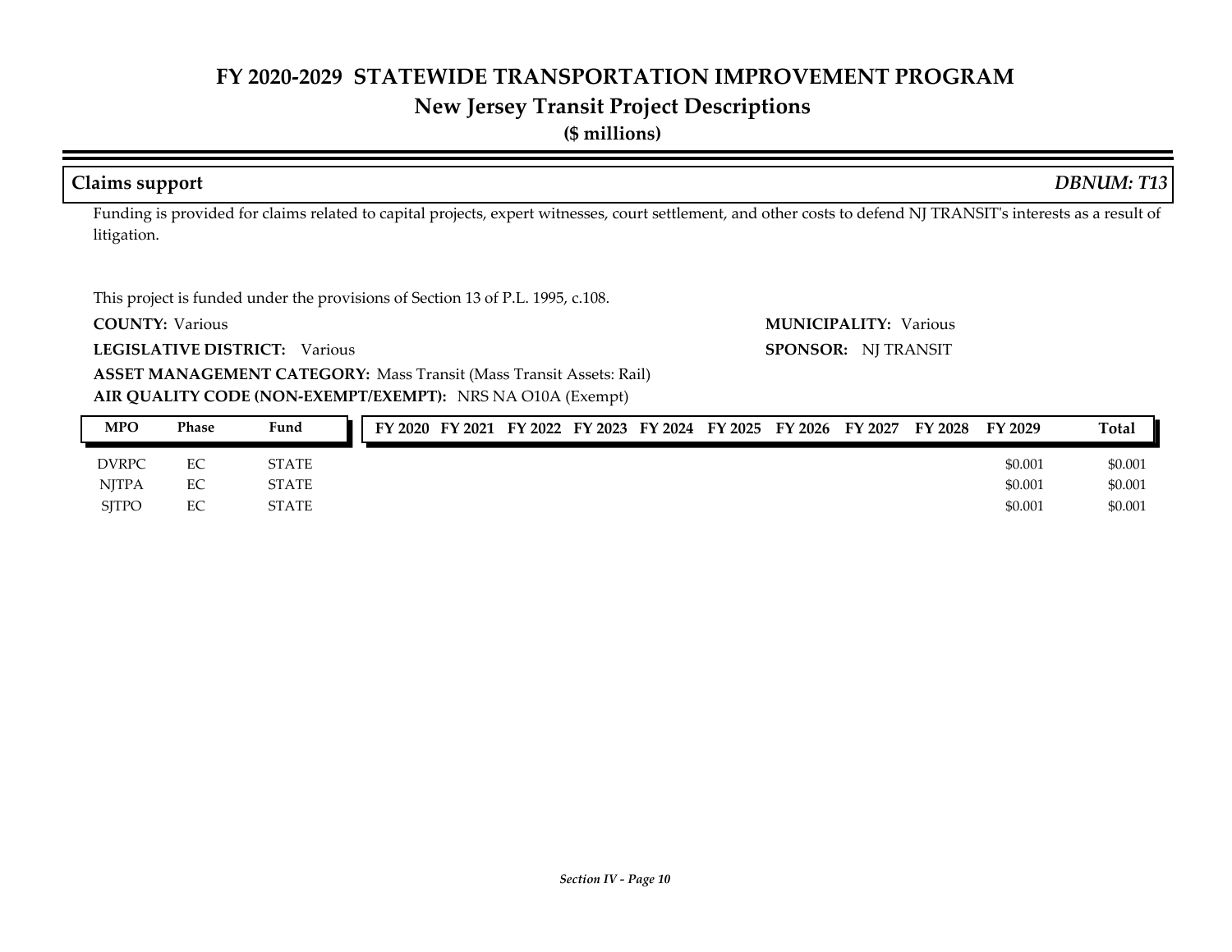# FY 2020-2029 STATEWIDE TRANSPORTATION IMPROVEMENT PROGRAM

## New Jersey Transit Project Descriptions

**($ millions)**

### Claims support *DBNUM: T13*

Funding is provided for claims related to capital projects, expert witnesses, court settlement, and other costs to defend NJ TRANSIT's interests as a result of litigation.

This project is funded under the provisions of Section 13 of P.L. 1995, c.108.

**COUNTY:** Various

**MUNICIPALITY:** Various

**LEGISLATIVE DISTRICT:** Various

**SPONSOR:** NJ TRANSIT

**ASSET MANAGEMENT CATEGORY:** Mass Transit (Mass Transit Assets: Rail)

**AIR QUALITY CODE (NON-EXEMPT/EXEMPT):** NRS NA O10A (Exempt)

| MPO | Phase | Fund | FY 2020 | FY 2021 | FY 2022 | FY 2023 | FY 2024 | FY 2025 | FY 2026 | FY 2027 | FY 2028 | FY 2029 | Total |
|---|---|---|---|---|---|---|---|---|---|---|---|---|---|
| DVRPC | EC | STATE | | | | | | | | | | $0.001 | $0.001 |
| NJTPA | EC | STATE | | | | | | | | | | $0.001 | $0.001 |
| SJTPO | EC | STATE | | | | | | | | | | $0.001 | $0.001 |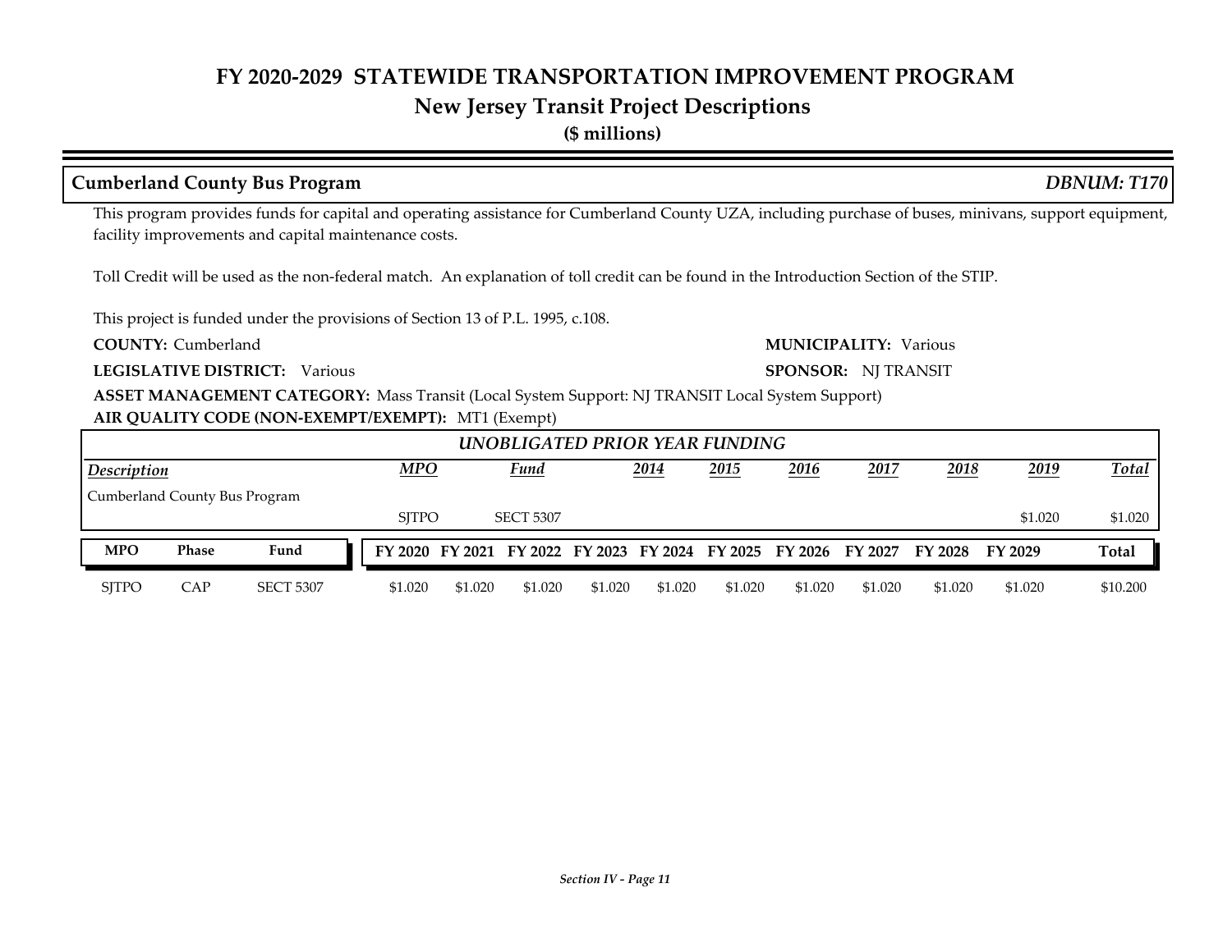# FY 2020-2029 STATEWIDE TRANSPORTATION IMPROVEMENT PROGRAM

## New Jersey Transit Project Descriptions

**($ millions)**

### Cumberland County Bus Program — *DBNUM: T170*

This program provides funds for capital and operating assistance for Cumberland County UZA, including purchase of buses, minivans, support equipment, facility improvements and capital maintenance costs.

Toll Credit will be used as the non-federal match. An explanation of toll credit can be found in the Introduction Section of the STIP.

This project is funded under the provisions of Section 13 of P.L. 1995, c.108.

**COUNTY:** Cumberland

**MUNICIPALITY:** Various

**LEGISLATIVE DISTRICT:** Various

**SPONSOR:** NJ TRANSIT

**ASSET MANAGEMENT CATEGORY:** Mass Transit (Local System Support: NJ TRANSIT Local System Support)

**AIR QUALITY CODE (NON-EXEMPT/EXEMPT):** MT1 (Exempt)

*UNOBLIGATED PRIOR YEAR FUNDING*

| *Description* | *MPO* | *Fund* | *2014* | *2015* | *2016* | *2017* | *2018* | *2019* | *Total* |
|---|---|---|---|---|---|---|---|---|---|
| Cumberland County Bus Program | SJTPO | SECT 5307 | | | | | | $1.020 | $1.020 |

| MPO | Phase | Fund | FY 2020 | FY 2021 | FY 2022 | FY 2023 | FY 2024 | FY 2025 | FY 2026 | FY 2027 | FY 2028 | FY 2029 | Total |
|---|---|---|---|---|---|---|---|---|---|---|---|---|---|
| SJTPO | CAP | SECT 5307 | $1.020 | $1.020 | $1.020 | $1.020 | $1.020 | $1.020 | $1.020 | $1.020 | $1.020 | $1.020 | $10.200 |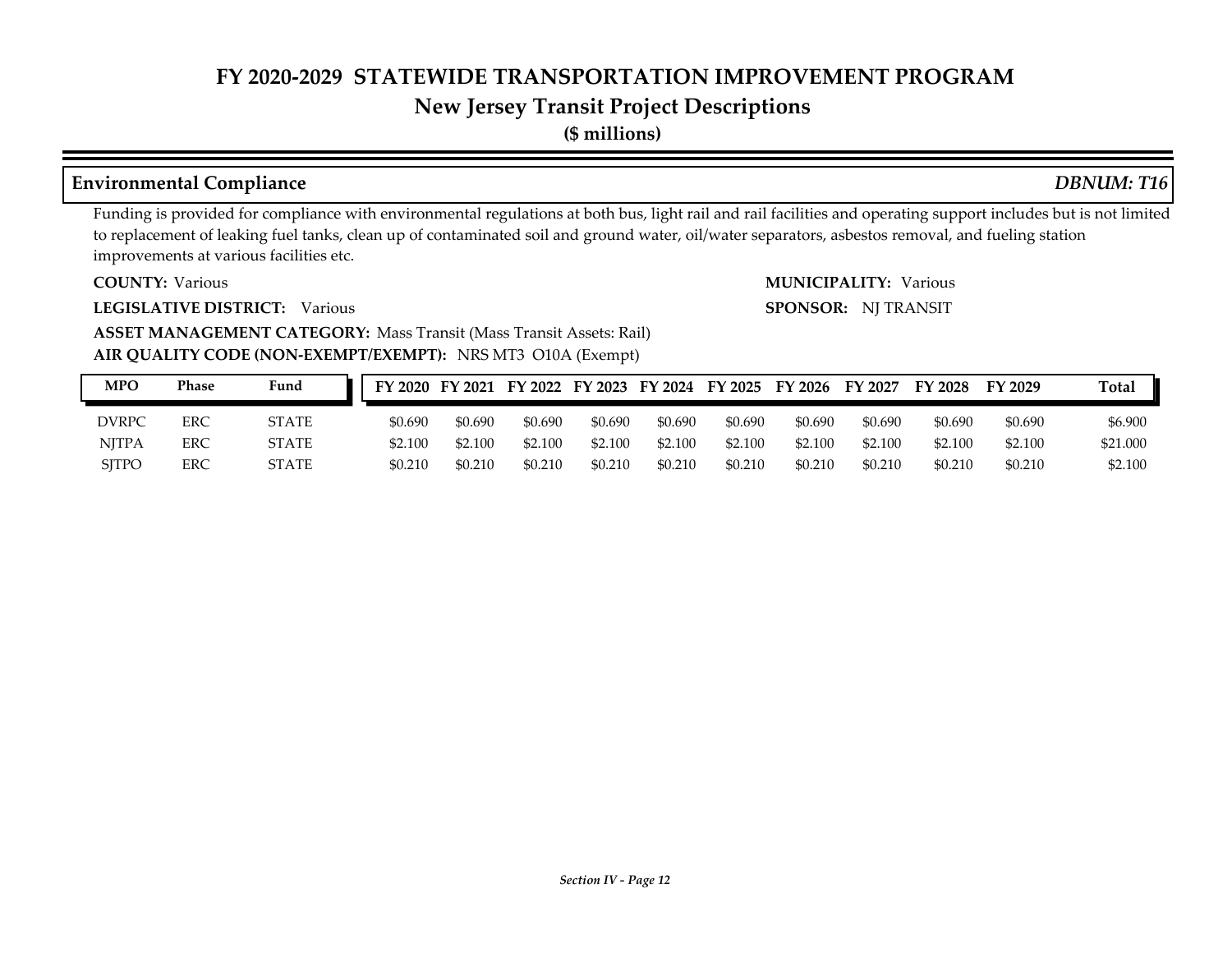# FY 2020-2029 STATEWIDE TRANSPORTATION IMPROVEMENT PROGRAM

## New Jersey Transit Project Descriptions

**($ millions)**

### Environmental Compliance *DBNUM: T16*

Funding is provided for compliance with environmental regulations at both bus, light rail and rail facilities and operating support includes but is not limited to replacement of leaking fuel tanks, clean up of contaminated soil and ground water, oil/water separators, asbestos removal, and fueling station improvements at various facilities etc.

**COUNTY:** Various

**MUNICIPALITY:** Various

**LEGISLATIVE DISTRICT:** Various

**SPONSOR:** NJ TRANSIT

**ASSET MANAGEMENT CATEGORY:** Mass Transit (Mass Transit Assets: Rail)

**AIR QUALITY CODE (NON-EXEMPT/EXEMPT):** NRS MT3 O10A (Exempt)

| MPO | Phase | Fund | FY 2020 | FY 2021 | FY 2022 | FY 2023 | FY 2024 | FY 2025 | FY 2026 | FY 2027 | FY 2028 | FY 2029 | Total |
|---|---|---|---|---|---|---|---|---|---|---|---|---|---|
| DVRPC | ERC | STATE | $0.690 | $0.690 | $0.690 | $0.690 | $0.690 | $0.690 | $0.690 | $0.690 | $0.690 | $0.690 | $6.900 |
| NJTPA | ERC | STATE | $2.100 | $2.100 | $2.100 | $2.100 | $2.100 | $2.100 | $2.100 | $2.100 | $2.100 | $2.100 | $21.000 |
| SJTPO | ERC | STATE | $0.210 | $0.210 | $0.210 | $0.210 | $0.210 | $0.210 | $0.210 | $0.210 | $0.210 | $0.210 | $2.100 |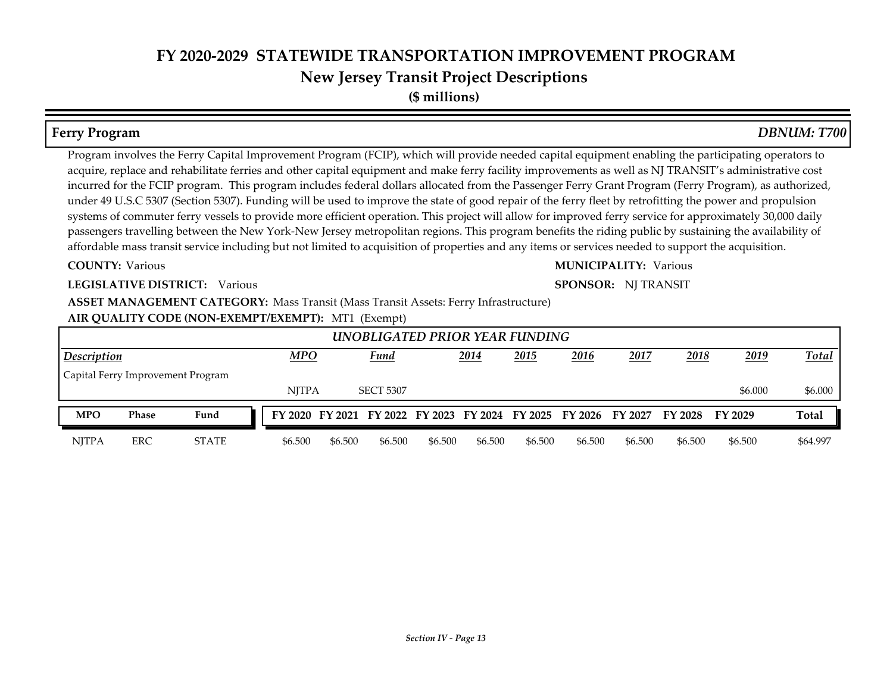# FY 2020-2029 STATEWIDE TRANSPORTATION IMPROVEMENT PROGRAM

## New Jersey Transit Project Descriptions

**($ millions)**

## Ferry Program

*DBNUM: T700*

Program involves the Ferry Capital Improvement Program (FCIP), which will provide needed capital equipment enabling the participating operators to acquire, replace and rehabilitate ferries and other capital equipment and make ferry facility improvements as well as NJ TRANSIT's administrative cost incurred for the FCIP program. This program includes federal dollars allocated from the Passenger Ferry Grant Program (Ferry Program), as authorized, under 49 U.S.C 5307 (Section 5307). Funding will be used to improve the state of good repair of the ferry fleet by retrofitting the power and propulsion systems of commuter ferry vessels to provide more efficient operation. This project will allow for improved ferry service for approximately 30,000 daily passengers travelling between the New York-New Jersey metropolitan regions. This program benefits the riding public by sustaining the availability of affordable mass transit service including but not limited to acquisition of properties and any items or services needed to support the acquisition.

**COUNTY:** Various

**MUNICIPALITY:** Various

**LEGISLATIVE DISTRICT:** Various

**SPONSOR:** NJ TRANSIT

**ASSET MANAGEMENT CATEGORY:** Mass Transit (Mass Transit Assets: Ferry Infrastructure)

**AIR QUALITY CODE (NON-EXEMPT/EXEMPT):** MT1 (Exempt)

*UNOBLIGATED PRIOR YEAR FUNDING*

| Description | MPO | Fund | 2014 | 2015 | 2016 | 2017 | 2018 | 2019 | Total |
|---|---|---|---|---|---|---|---|---|---|
| Capital Ferry Improvement Program | NJTPA | SECT 5307 | | | | | | $6.000 | $6.000 |

| MPO | Phase | Fund | FY 2020 | FY 2021 | FY 2022 | FY 2023 | FY 2024 | FY 2025 | FY 2026 | FY 2027 | FY 2028 | FY 2029 | Total |
|---|---|---|---|---|---|---|---|---|---|---|---|---|---|
| NJTPA | ERC | STATE | $6.500 | $6.500 | $6.500 | $6.500 | $6.500 | $6.500 | $6.500 | $6.500 | $6.500 | $6.500 | $64.997 |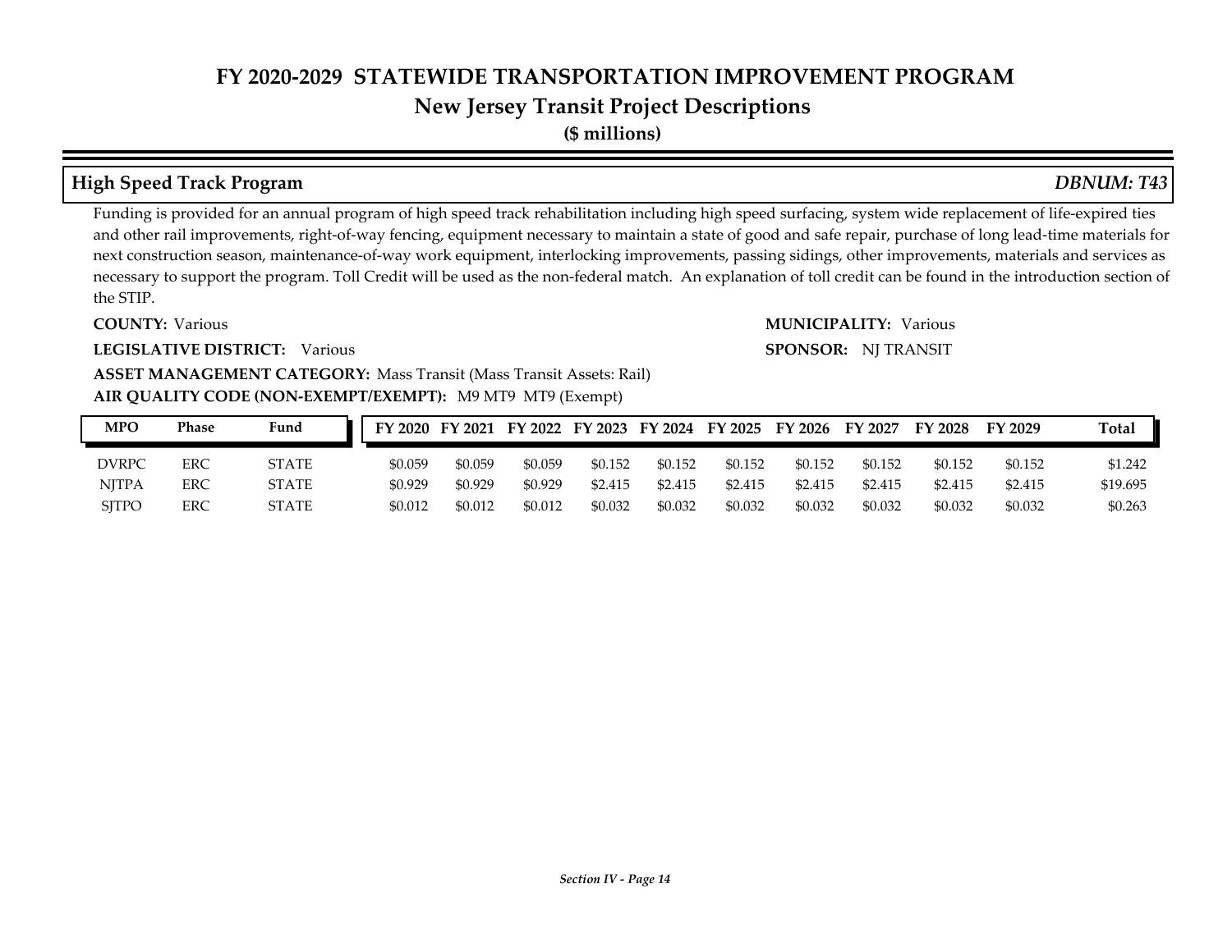# FY 2020-2029 STATEWIDE TRANSPORTATION IMPROVEMENT PROGRAM

## New Jersey Transit Project Descriptions

**($ millions)**

### High Speed Track Program — *DBNUM: T43*

Funding is provided for an annual program of high speed track rehabilitation including high speed surfacing, system wide replacement of life-expired ties and other rail improvements, right-of-way fencing, equipment necessary to maintain a state of good and safe repair, purchase of long lead-time materials for next construction season, maintenance-of-way work equipment, interlocking improvements, passing sidings, other improvements, materials and services as necessary to support the program. Toll Credit will be used as the non-federal match. An explanation of toll credit can be found in the introduction section of the STIP.

**COUNTY:** Various

**MUNICIPALITY:** Various

**LEGISLATIVE DISTRICT:** Various

**SPONSOR:** NJ TRANSIT

**ASSET MANAGEMENT CATEGORY:** Mass Transit (Mass Transit Assets: Rail)

**AIR QUALITY CODE (NON-EXEMPT/EXEMPT):** M9 MT9 MT9 (Exempt)

| MPO | Phase | Fund | FY 2020 | FY 2021 | FY 2022 | FY 2023 | FY 2024 | FY 2025 | FY 2026 | FY 2027 | FY 2028 | FY 2029 | Total |
|---|---|---|---|---|---|---|---|---|---|---|---|---|---|
| DVRPC | ERC | STATE | $0.059 | $0.059 | $0.059 | $0.152 | $0.152 | $0.152 | $0.152 | $0.152 | $0.152 | $0.152 | $1.242 |
| NJTPA | ERC | STATE | $0.929 | $0.929 | $0.929 | $2.415 | $2.415 | $2.415 | $2.415 | $2.415 | $2.415 | $2.415 | $19.695 |
| SJTPO | ERC | STATE | $0.012 | $0.012 | $0.012 | $0.032 | $0.032 | $0.032 | $0.032 | $0.032 | $0.032 | $0.032 | $0.263 |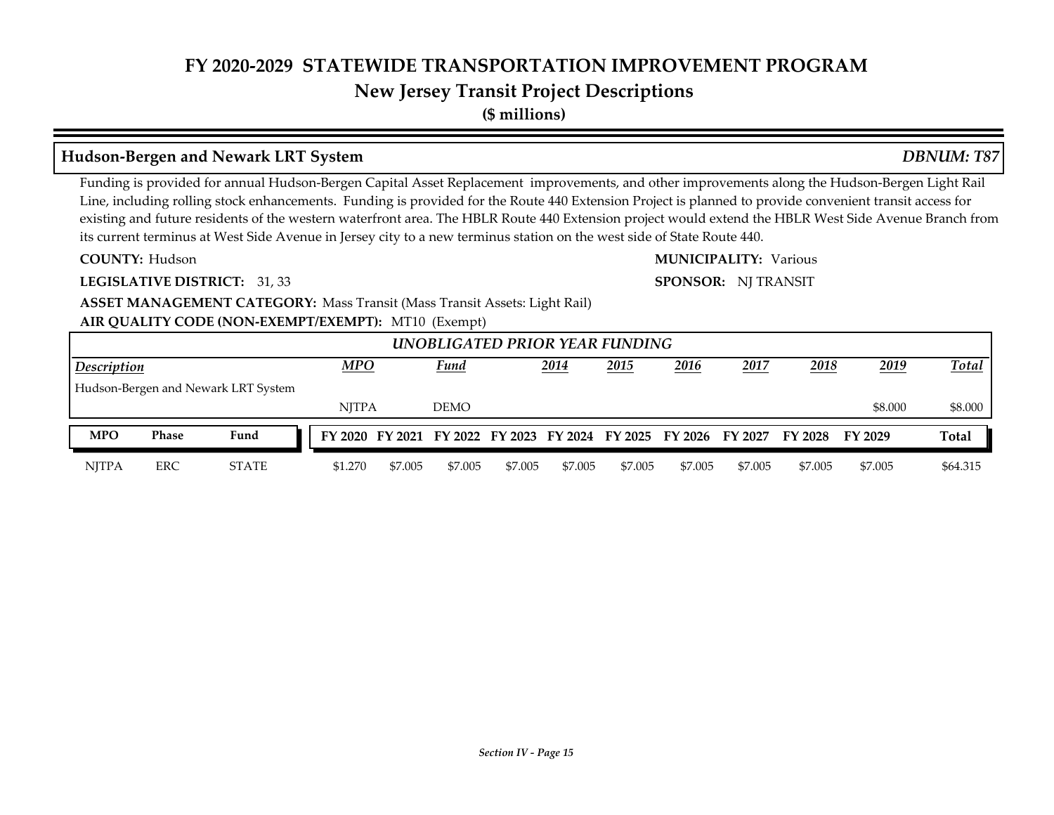# FY 2020-2029 STATEWIDE TRANSPORTATION IMPROVEMENT PROGRAM

## New Jersey Transit Project Descriptions

**($ millions)**

### Hudson-Bergen and Newark LRT System

*DBNUM: T87*

Funding is provided for annual Hudson-Bergen Capital Asset Replacement improvements, and other improvements along the Hudson-Bergen Light Rail Line, including rolling stock enhancements. Funding is provided for the Route 440 Extension Project is planned to provide convenient transit access for existing and future residents of the western waterfront area. The HBLR Route 440 Extension project would extend the HBLR West Side Avenue Branch from its current terminus at West Side Avenue in Jersey city to a new terminus station on the west side of State Route 440.

**COUNTY:** Hudson

**MUNICIPALITY:** Various

**LEGISLATIVE DISTRICT:** 31, 33

**SPONSOR:** NJ TRANSIT

**ASSET MANAGEMENT CATEGORY:** Mass Transit (Mass Transit Assets: Light Rail)

**AIR QUALITY CODE (NON-EXEMPT/EXEMPT):** MT10 (Exempt)

*UNOBLIGATED PRIOR YEAR FUNDING*

| Description | MPO | Fund | 2014 | 2015 | 2016 | 2017 | 2018 | 2019 | Total |
|---|---|---|---|---|---|---|---|---|---|
| Hudson-Bergen and Newark LRT System | | | | | | | | | |
| | NJTPA | DEMO | | | | | | $8.000 | $8.000 |

| MPO | Phase | Fund | FY 2020 | FY 2021 | FY 2022 | FY 2023 | FY 2024 | FY 2025 | FY 2026 | FY 2027 | FY 2028 | FY 2029 | Total |
|---|---|---|---|---|---|---|---|---|---|---|---|---|---|
| NJTPA | ERC | STATE | $1.270 | $7.005 | $7.005 | $7.005 | $7.005 | $7.005 | $7.005 | $7.005 | $7.005 | $7.005 | $64.315 |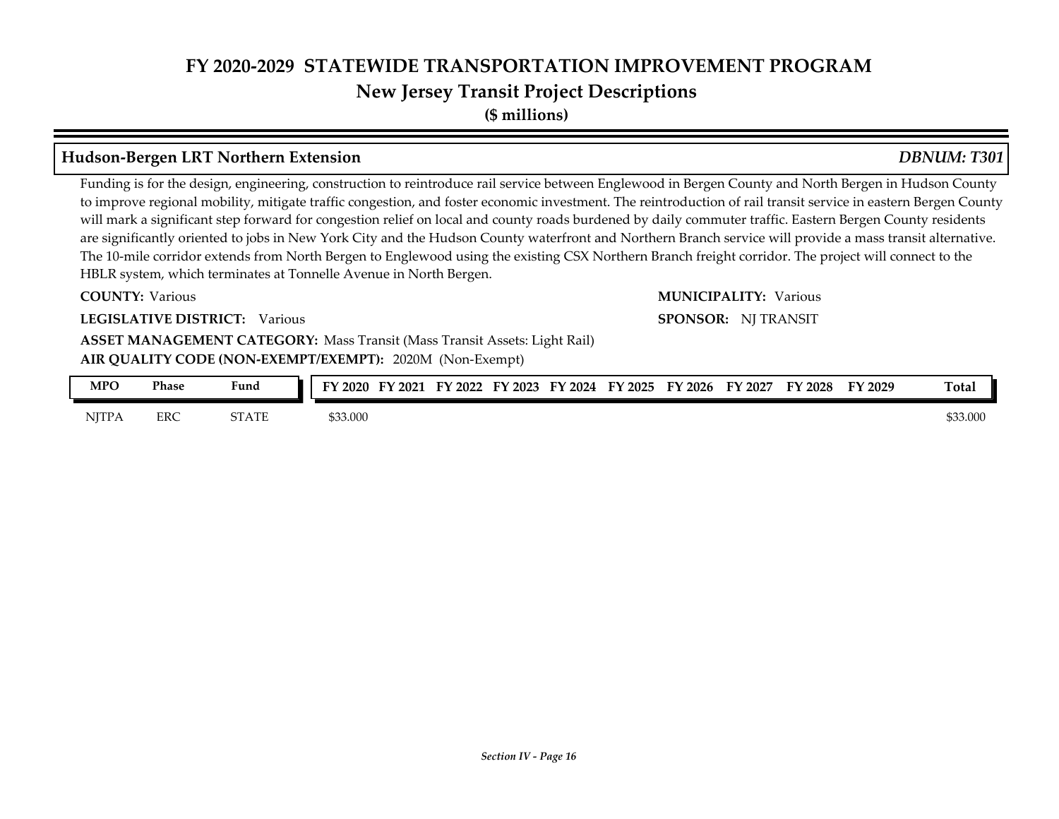# FY 2020-2029 STATEWIDE TRANSPORTATION IMPROVEMENT PROGRAM

## New Jersey Transit Project Descriptions

**($ millions)**

### Hudson-Bergen LRT Northern Extension — *DBNUM: T301*

Funding is for the design, engineering, construction to reintroduce rail service between Englewood in Bergen County and North Bergen in Hudson County to improve regional mobility, mitigate traffic congestion, and foster economic investment. The reintroduction of rail transit service in eastern Bergen County will mark a significant step forward for congestion relief on local and county roads burdened by daily commuter traffic. Eastern Bergen County residents are significantly oriented to jobs in New York City and the Hudson County waterfront and Northern Branch service will provide a mass transit alternative. The 10-mile corridor extends from North Bergen to Englewood using the existing CSX Northern Branch freight corridor. The project will connect to the HBLR system, which terminates at Tonnelle Avenue in North Bergen.

**COUNTY:** Various

**MUNICIPALITY:** Various

**LEGISLATIVE DISTRICT:** Various

**SPONSOR:** NJ TRANSIT

**ASSET MANAGEMENT CATEGORY:** Mass Transit (Mass Transit Assets: Light Rail)

**AIR QUALITY CODE (NON-EXEMPT/EXEMPT):** 2020M (Non-Exempt)

| MPO | Phase | Fund | FY 2020 | FY 2021 | FY 2022 | FY 2023 | FY 2024 | FY 2025 | FY 2026 | FY 2027 | FY 2028 | FY 2029 | Total |
|---|---|---|---|---|---|---|---|---|---|---|---|---|---|
| NJTPA | ERC | STATE | $33.000 | | | | | | | | | | $33.000 |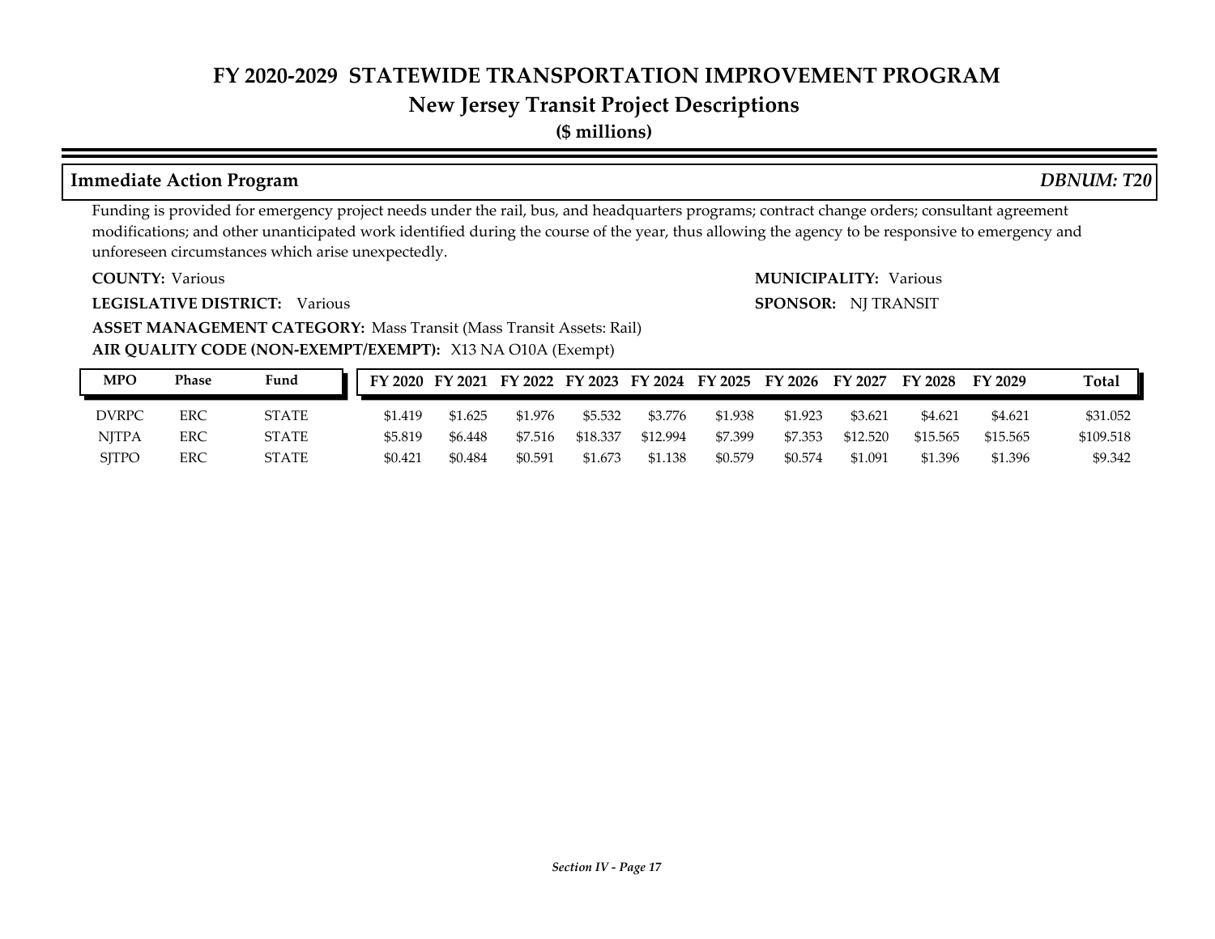# FY 2020-2029 STATEWIDE TRANSPORTATION IMPROVEMENT PROGRAM

## New Jersey Transit Project Descriptions

**($ millions)**

### Immediate Action Program

*DBNUM: T20*

Funding is provided for emergency project needs under the rail, bus, and headquarters programs; contract change orders; consultant agreement modifications; and other unanticipated work identified during the course of the year, thus allowing the agency to be responsive to emergency and unforeseen circumstances which arise unexpectedly.

**COUNTY:** Various

**MUNICIPALITY:** Various

**LEGISLATIVE DISTRICT:** Various

**SPONSOR:** NJ TRANSIT

**ASSET MANAGEMENT CATEGORY:** Mass Transit (Mass Transit Assets: Rail)

**AIR QUALITY CODE (NON-EXEMPT/EXEMPT):** X13 NA O10A (Exempt)

| MPO | Phase | Fund | FY 2020 | FY 2021 | FY 2022 | FY 2023 | FY 2024 | FY 2025 | FY 2026 | FY 2027 | FY 2028 | FY 2029 | Total |
|---|---|---|---|---|---|---|---|---|---|---|---|---|---|
| DVRPC | ERC | STATE | $1.419 | $1.625 | $1.976 | $5.532 | $3.776 | $1.938 | $1.923 | $3.621 | $4.621 | $4.621 | $31.052 |
| NJTPA | ERC | STATE | $5.819 | $6.448 | $7.516 | $18.337 | $12.994 | $7.399 | $7.353 | $12.520 | $15.565 | $15.565 | $109.518 |
| SJTPO | ERC | STATE | $0.421 | $0.484 | $0.591 | $1.673 | $1.138 | $0.579 | $0.574 | $1.091 | $1.396 | $1.396 | $9.342 |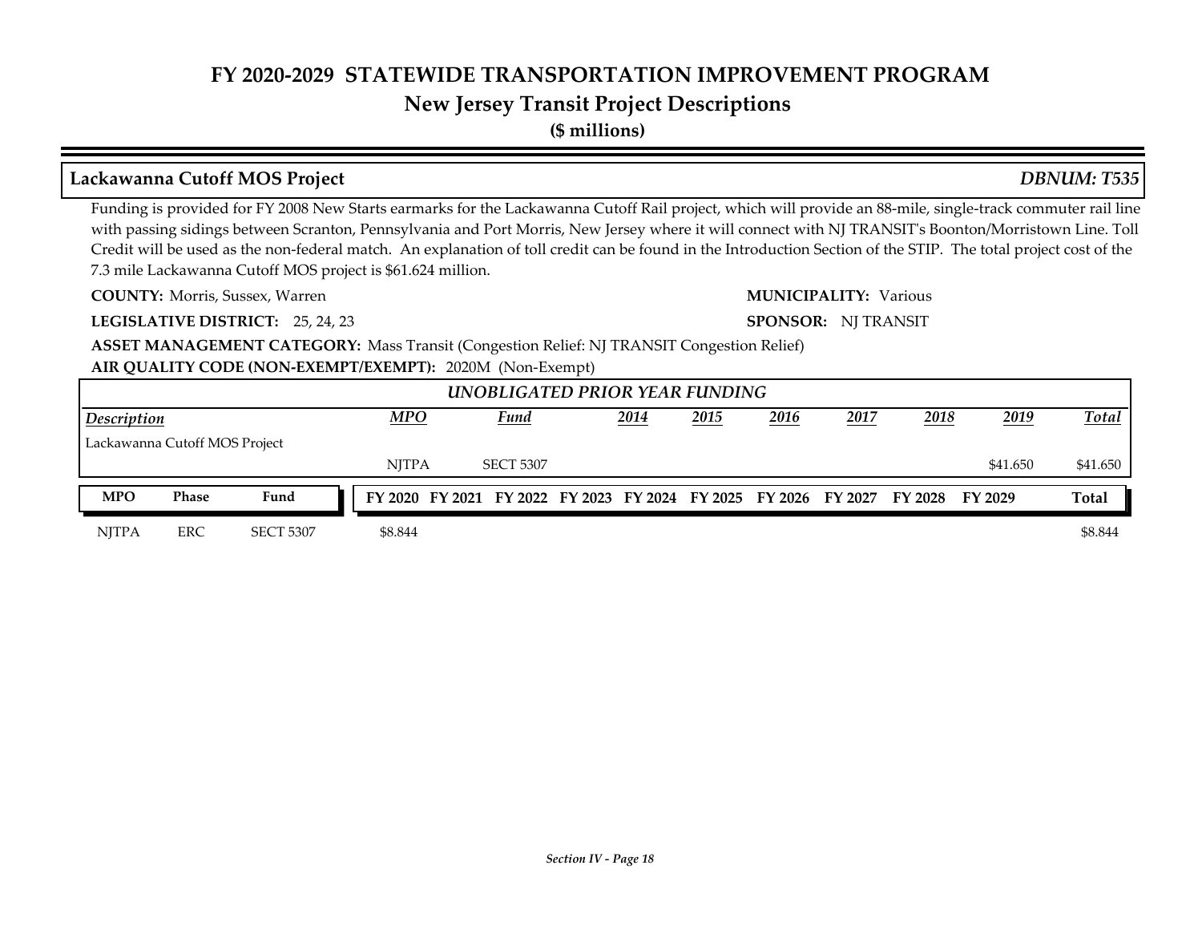# FY 2020-2029 STATEWIDE TRANSPORTATION IMPROVEMENT PROGRAM

## New Jersey Transit Project Descriptions

**($ millions)**

### Lackawanna Cutoff MOS Project — *DBNUM: T535*

Funding is provided for FY 2008 New Starts earmarks for the Lackawanna Cutoff Rail project, which will provide an 88-mile, single-track commuter rail line with passing sidings between Scranton, Pennsylvania and Port Morris, New Jersey where it will connect with NJ TRANSIT's Boonton/Morristown Line. Toll Credit will be used as the non-federal match. An explanation of toll credit can be found in the Introduction Section of the STIP. The total project cost of the 7.3 mile Lackawanna Cutoff MOS project is $61.624 million.

**COUNTY:** Morris, Sussex, Warren

**MUNICIPALITY:** Various

**LEGISLATIVE DISTRICT:** 25, 24, 23

**SPONSOR:** NJ TRANSIT

**ASSET MANAGEMENT CATEGORY:** Mass Transit (Congestion Relief: NJ TRANSIT Congestion Relief)

**AIR QUALITY CODE (NON-EXEMPT/EXEMPT):** 2020M (Non-Exempt)

*UNOBLIGATED PRIOR YEAR FUNDING*

| Description | MPO | Fund | 2014 | 2015 | 2016 | 2017 | 2018 | 2019 | Total |
|---|---|---|---|---|---|---|---|---|---|
| Lackawanna Cutoff MOS Project | | | | | | | | | |
| | NJTPA | SECT 5307 | | | | | | $41.650 | $41.650 |

| MPO | Phase | Fund | FY 2020 | FY 2021 | FY 2022 | FY 2023 | FY 2024 | FY 2025 | FY 2026 | FY 2027 | FY 2028 | FY 2029 | Total |
|---|---|---|---|---|---|---|---|---|---|---|---|---|---|
| NJTPA | ERC | SECT 5307 | $8.844 | | | | | | | | | | $8.844 |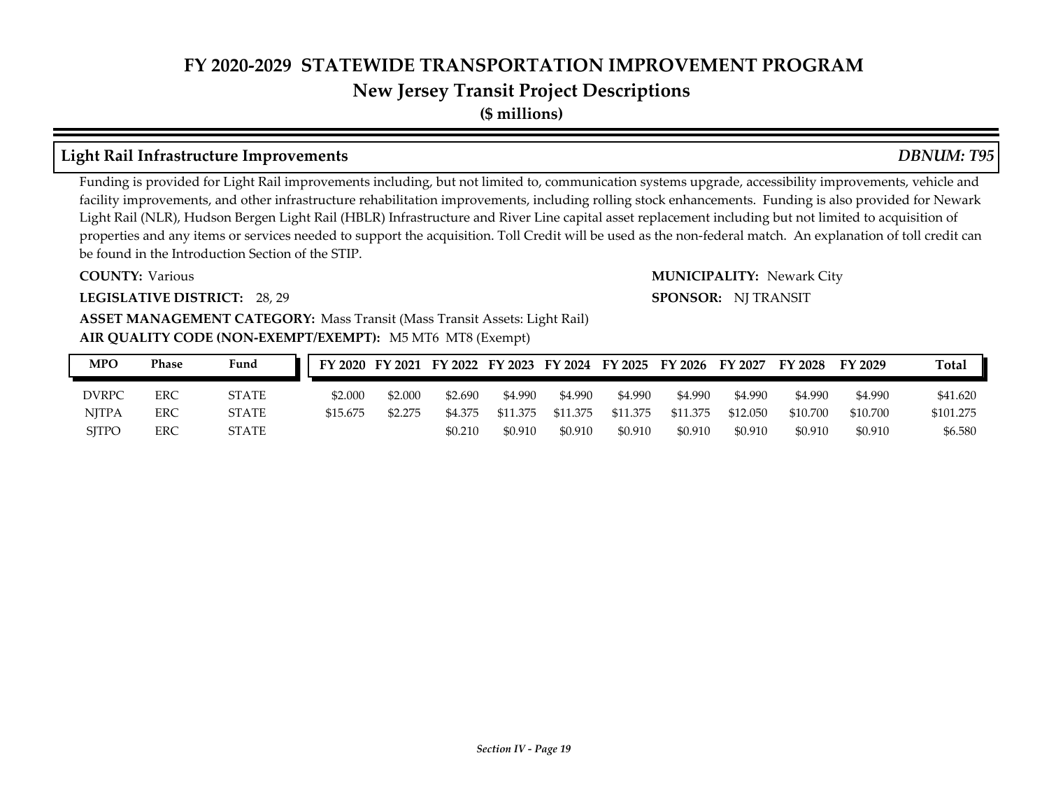# FY 2020-2029 STATEWIDE TRANSPORTATION IMPROVEMENT PROGRAM
## New Jersey Transit Project Descriptions
**($ millions)**

### Light Rail Infrastructure Improvements — *DBNUM: T95*

Funding is provided for Light Rail improvements including, but not limited to, communication systems upgrade, accessibility improvements, vehicle and facility improvements, and other infrastructure rehabilitation improvements, including rolling stock enhancements. Funding is also provided for Newark Light Rail (NLR), Hudson Bergen Light Rail (HBLR) Infrastructure and River Line capital asset replacement including but not limited to acquisition of properties and any items or services needed to support the acquisition. Toll Credit will be used as the non-federal match. An explanation of toll credit can be found in the Introduction Section of the STIP.

**COUNTY:** Various

**MUNICIPALITY:** Newark City

**LEGISLATIVE DISTRICT:** 28, 29

**SPONSOR:** NJ TRANSIT

**ASSET MANAGEMENT CATEGORY:** Mass Transit (Mass Transit Assets: Light Rail)

**AIR QUALITY CODE (NON-EXEMPT/EXEMPT):** M5 MT6 MT8 (Exempt)

| MPO | Phase | Fund | FY 2020 | FY 2021 | FY 2022 | FY 2023 | FY 2024 | FY 2025 | FY 2026 | FY 2027 | FY 2028 | FY 2029 | Total |
|---|---|---|---|---|---|---|---|---|---|---|---|---|---|
| DVRPC | ERC | STATE | $2.000 | $2.000 | $2.690 | $4.990 | $4.990 | $4.990 | $4.990 | $4.990 | $4.990 | $4.990 | $41.620 |
| NJTPA | ERC | STATE | $15.675 | $2.275 | $4.375 | $11.375 | $11.375 | $11.375 | $11.375 | $12.050 | $10.700 | $10.700 | $101.275 |
| SJTPO | ERC | STATE | | | $0.210 | $0.910 | $0.910 | $0.910 | $0.910 | $0.910 | $0.910 | $0.910 | $6.580 |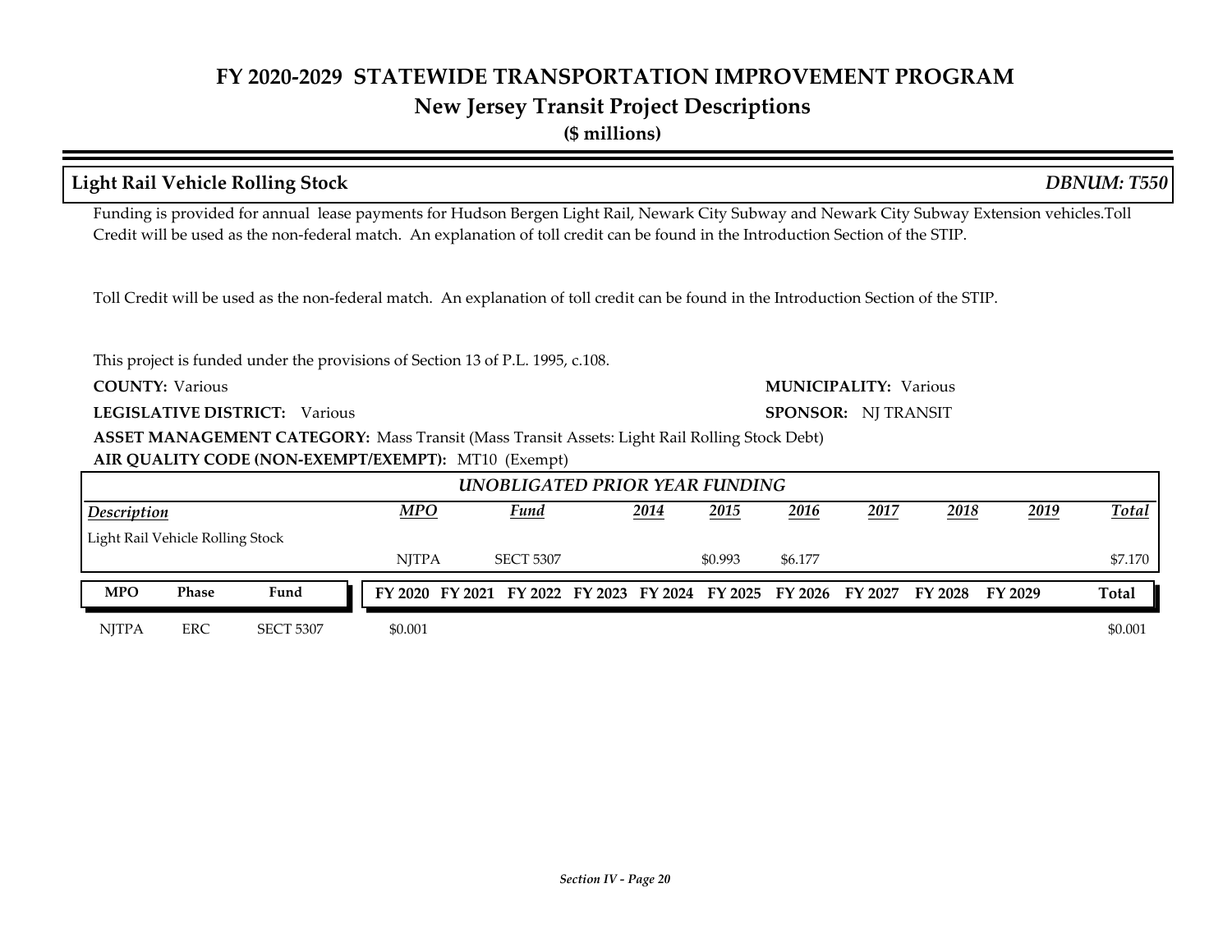# FY 2020-2029 STATEWIDE TRANSPORTATION IMPROVEMENT PROGRAM

## New Jersey Transit Project Descriptions

**($ millions)**

### Light Rail Vehicle Rolling Stock — *DBNUM: T550*

Funding is provided for annual lease payments for Hudson Bergen Light Rail, Newark City Subway and Newark City Subway Extension vehicles.Toll Credit will be used as the non-federal match. An explanation of toll credit can be found in the Introduction Section of the STIP.

Toll Credit will be used as the non-federal match. An explanation of toll credit can be found in the Introduction Section of the STIP.

This project is funded under the provisions of Section 13 of P.L. 1995, c.108.

**COUNTY:** Various

**MUNICIPALITY:** Various

**LEGISLATIVE DISTRICT:** Various

**SPONSOR:** NJ TRANSIT

**ASSET MANAGEMENT CATEGORY:** Mass Transit (Mass Transit Assets: Light Rail Rolling Stock Debt)

**AIR QUALITY CODE (NON-EXEMPT/EXEMPT):** MT10 (Exempt)

*UNOBLIGATED PRIOR YEAR FUNDING*

| Description | MPO | Fund | 2014 | 2015 | 2016 | 2017 | 2018 | 2019 | Total |
|---|---|---|---|---|---|---|---|---|---|
| Light Rail Vehicle Rolling Stock | NJTPA | SECT 5307 | | $0.993 | $6.177 | | | | $7.170 |

| MPO | Phase | Fund | FY 2020 | FY 2021 | FY 2022 | FY 2023 | FY 2024 | FY 2025 | FY 2026 | FY 2027 | FY 2028 | FY 2029 | Total |
|---|---|---|---|---|---|---|---|---|---|---|---|---|---|
| NJTPA | ERC | SECT 5307 | $0.001 | | | | | | | | | | $0.001 |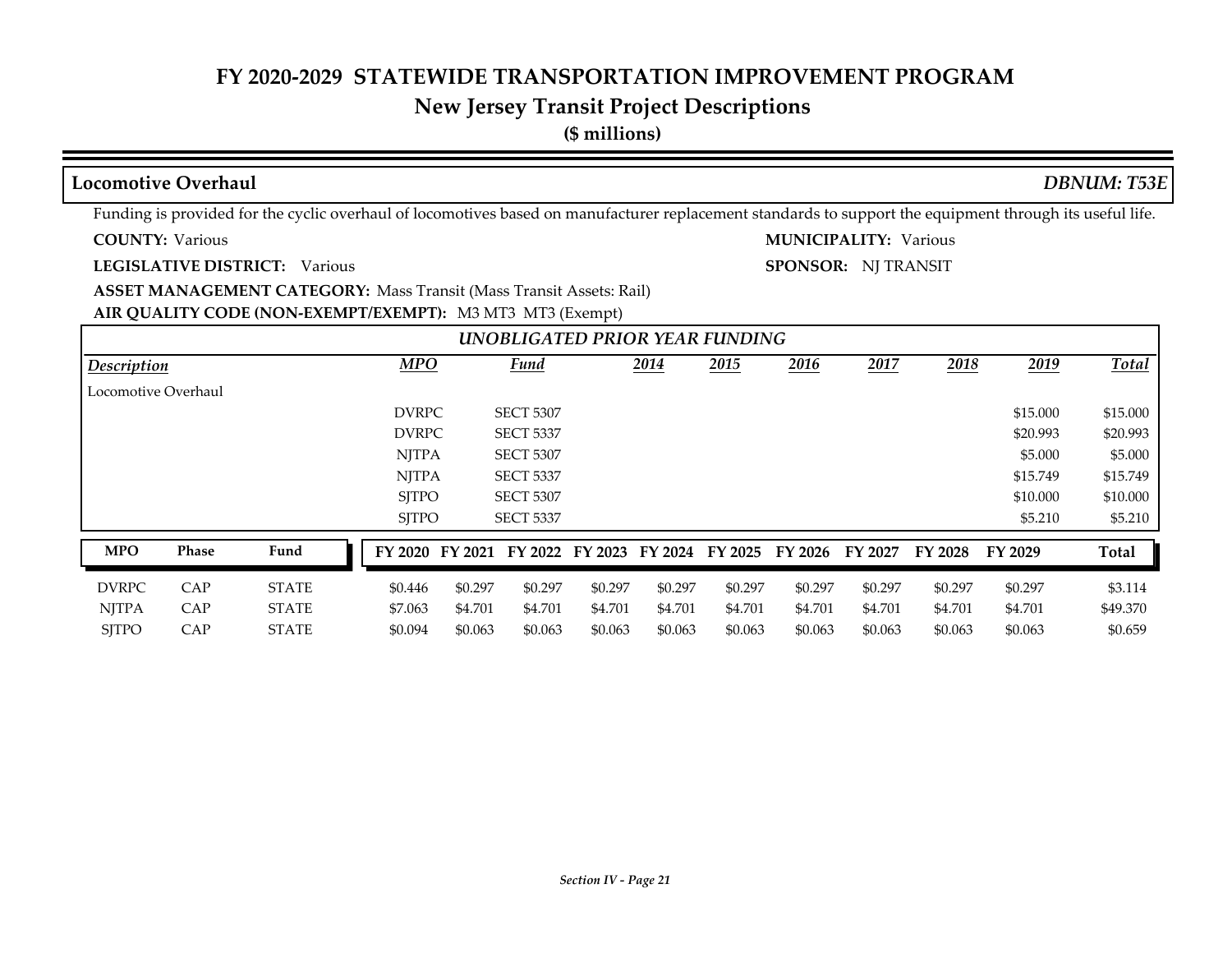# FY 2020-2029 STATEWIDE TRANSPORTATION IMPROVEMENT PROGRAM

## New Jersey Transit Project Descriptions

**($ millions)**

### Locomotive Overhaul

*DBNUM: T53E*

Funding is provided for the cyclic overhaul of locomotives based on manufacturer replacement standards to support the equipment through its useful life.

**COUNTY:** Various

**MUNICIPALITY:** Various

**LEGISLATIVE DISTRICT:** Various

**SPONSOR:** NJ TRANSIT

**ASSET MANAGEMENT CATEGORY:** Mass Transit (Mass Transit Assets: Rail)

**AIR QUALITY CODE (NON-EXEMPT/EXEMPT):** M3 MT3 MT3 (Exempt)

***UNOBLIGATED PRIOR YEAR FUNDING***

| *Description* | *MPO* | *Fund* | *2014* | *2015* | *2016* | *2017* | *2018* | *2019* | *Total* |
|---|---|---|---|---|---|---|---|---|---|
| Locomotive Overhaul | | | | | | | | | |
| | DVRPC | SECT 5307 | | | | | | $15.000 | $15.000 |
| | DVRPC | SECT 5337 | | | | | | $20.993 | $20.993 |
| | NJTPA | SECT 5307 | | | | | | $5.000 | $5.000 |
| | NJTPA | SECT 5337 | | | | | | $15.749 | $15.749 |
| | SJTPO | SECT 5307 | | | | | | $10.000 | $10.000 |
| | SJTPO | SECT 5337 | | | | | | $5.210 | $5.210 |

| MPO | Phase | Fund | FY 2020 | FY 2021 | FY 2022 | FY 2023 | FY 2024 | FY 2025 | FY 2026 | FY 2027 | FY 2028 | FY 2029 | Total |
|---|---|---|---|---|---|---|---|---|---|---|---|---|---|
| DVRPC | CAP | STATE | $0.446 | $0.297 | $0.297 | $0.297 | $0.297 | $0.297 | $0.297 | $0.297 | $0.297 | $0.297 | $3.114 |
| NJTPA | CAP | STATE | $7.063 | $4.701 | $4.701 | $4.701 | $4.701 | $4.701 | $4.701 | $4.701 | $4.701 | $4.701 | $49.370 |
| SJTPO | CAP | STATE | $0.094 | $0.063 | $0.063 | $0.063 | $0.063 | $0.063 | $0.063 | $0.063 | $0.063 | $0.063 | $0.659 |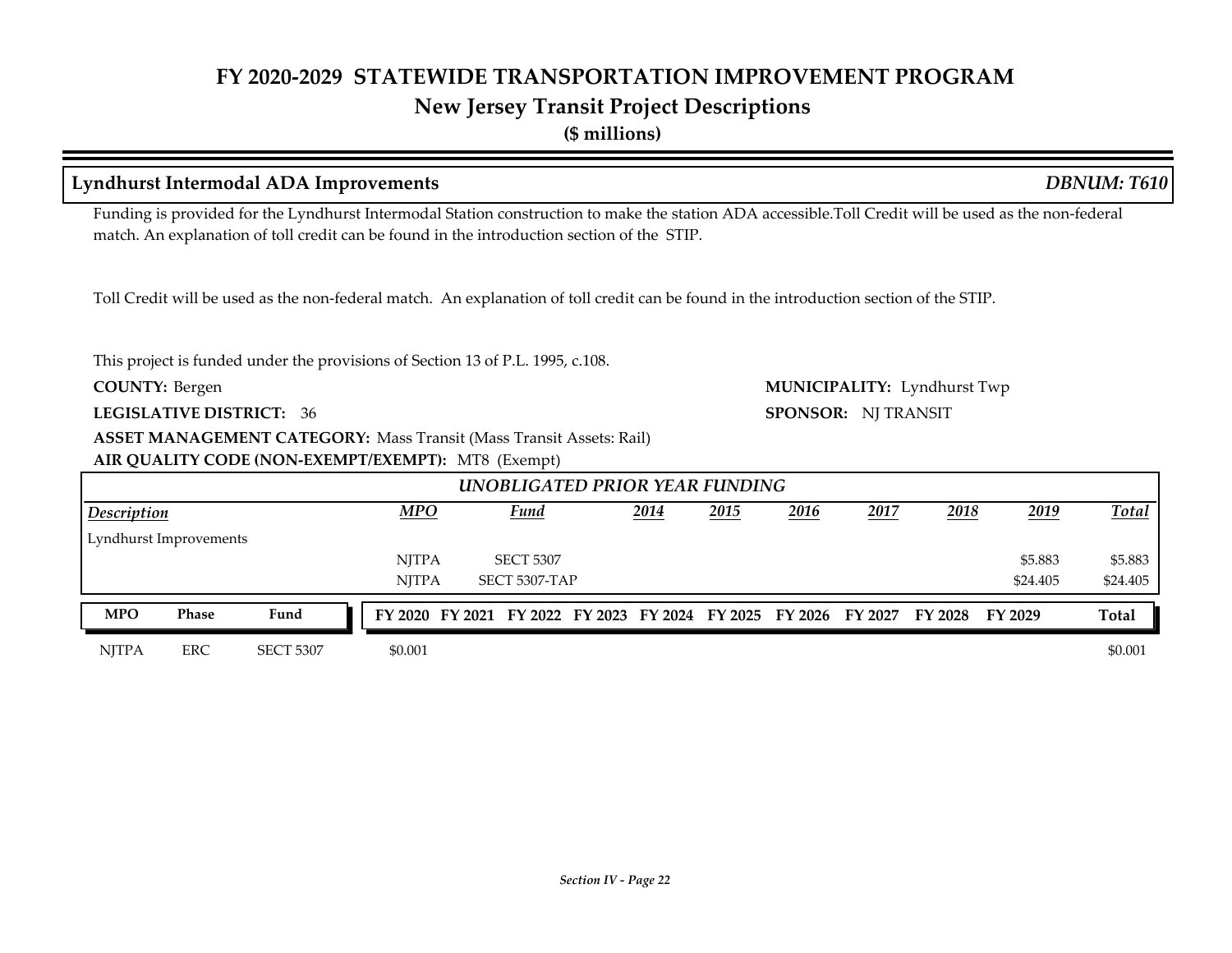# FY 2020-2029 STATEWIDE TRANSPORTATION IMPROVEMENT PROGRAM

## New Jersey Transit Project Descriptions

**($ millions)**

## Lyndhurst Intermodal ADA Improvements — *DBNUM: T610*

Funding is provided for the Lyndhurst Intermodal Station construction to make the station ADA accessible.Toll Credit will be used as the non-federal match. An explanation of toll credit can be found in the introduction section of the STIP.

Toll Credit will be used as the non-federal match. An explanation of toll credit can be found in the introduction section of the STIP.

This project is funded under the provisions of Section 13 of P.L. 1995, c.108.

**COUNTY:** Bergen

**MUNICIPALITY:** Lyndhurst Twp

**LEGISLATIVE DISTRICT:** 36

**SPONSOR:** NJ TRANSIT

**ASSET MANAGEMENT CATEGORY:** Mass Transit (Mass Transit Assets: Rail)

**AIR QUALITY CODE (NON-EXEMPT/EXEMPT):** MT8 (Exempt)

*UNOBLIGATED PRIOR YEAR FUNDING*

| Description | MPO | Fund | 2014 | 2015 | 2016 | 2017 | 2018 | 2019 | Total |
|---|---|---|---|---|---|---|---|---|---|
| Lyndhurst Improvements | | | | | | | | | |
| | NJTPA | SECT 5307 | | | | | | $5.883 | $5.883 |
| | NJTPA | SECT 5307-TAP | | | | | | $24.405 | $24.405 |

| MPO | Phase | Fund | FY 2020 | FY 2021 | FY 2022 | FY 2023 | FY 2024 | FY 2025 | FY 2026 | FY 2027 | FY 2028 | FY 2029 | Total |
|---|---|---|---|---|---|---|---|---|---|---|---|---|---|
| NJTPA | ERC | SECT 5307 | $0.001 | | | | | | | | | | $0.001 |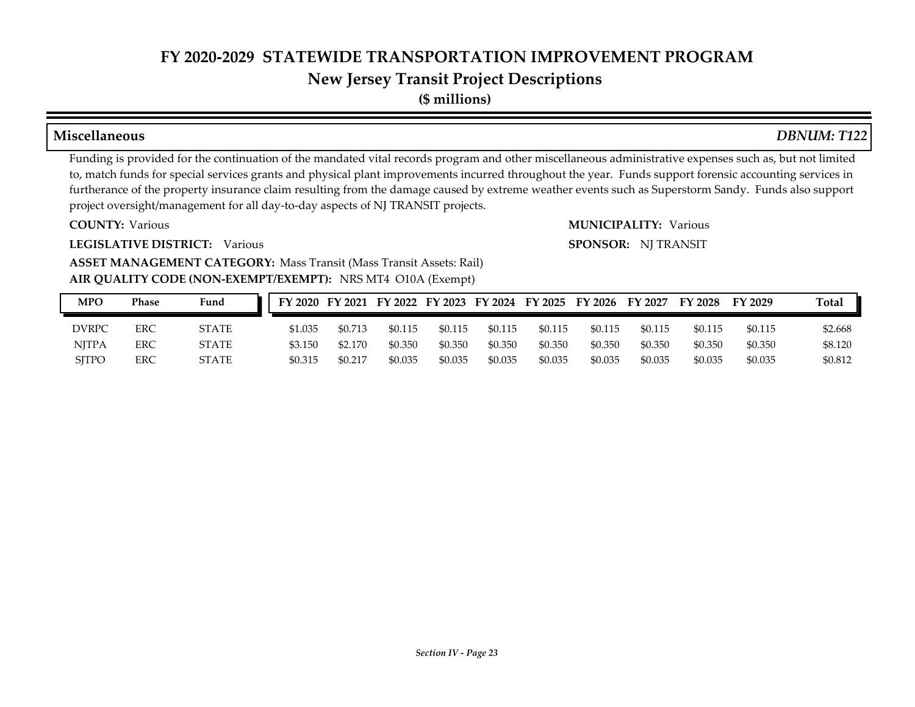# FY 2020-2029 STATEWIDE TRANSPORTATION IMPROVEMENT PROGRAM

## New Jersey Transit Project Descriptions

**($ millions)**

### Miscellaneous — *DBNUM: T122*

Funding is provided for the continuation of the mandated vital records program and other miscellaneous administrative expenses such as, but not limited to, match funds for special services grants and physical plant improvements incurred throughout the year. Funds support forensic accounting services in furtherance of the property insurance claim resulting from the damage caused by extreme weather events such as Superstorm Sandy. Funds also support project oversight/management for all day-to-day aspects of NJ TRANSIT projects.

**COUNTY:** Various

**MUNICIPALITY:** Various

**LEGISLATIVE DISTRICT:** Various

**SPONSOR:** NJ TRANSIT

**ASSET MANAGEMENT CATEGORY:** Mass Transit (Mass Transit Assets: Rail)

**AIR QUALITY CODE (NON-EXEMPT/EXEMPT):** NRS MT4 O10A (Exempt)

| MPO | Phase | Fund | FY 2020 | FY 2021 | FY 2022 | FY 2023 | FY 2024 | FY 2025 | FY 2026 | FY 2027 | FY 2028 | FY 2029 | Total |
|---|---|---|---|---|---|---|---|---|---|---|---|---|---|
| DVRPC | ERC | STATE | $1.035 | $0.713 | $0.115 | $0.115 | $0.115 | $0.115 | $0.115 | $0.115 | $0.115 | $0.115 | $2.668 |
| NJTPA | ERC | STATE | $3.150 | $2.170 | $0.350 | $0.350 | $0.350 | $0.350 | $0.350 | $0.350 | $0.350 | $0.350 | $8.120 |
| SJTPO | ERC | STATE | $0.315 | $0.217 | $0.035 | $0.035 | $0.035 | $0.035 | $0.035 | $0.035 | $0.035 | $0.035 | $0.812 |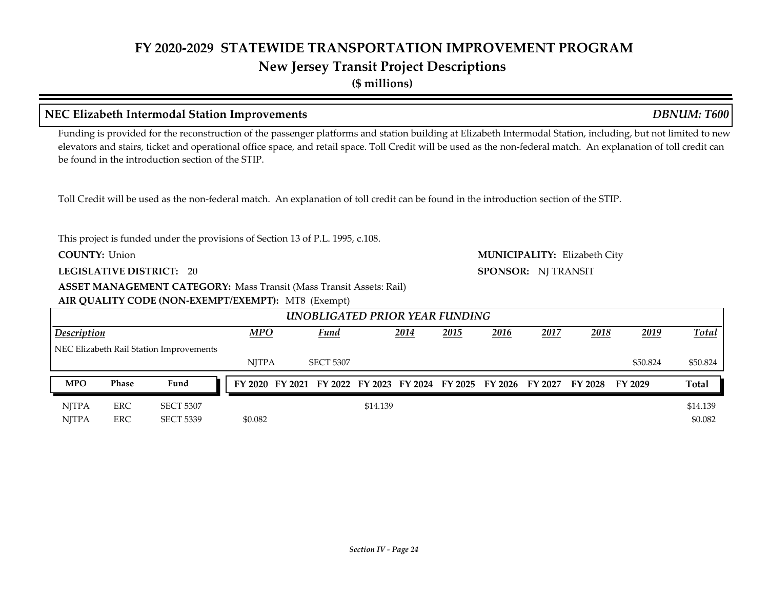## NEC Elizabeth Intermodal Station Improvements

*DBNUM: T600*

Funding is provided for the reconstruction of the passenger platforms and station building at Elizabeth Intermodal Station, including, but not limited to new elevators and stairs, ticket and operational office space, and retail space. Toll Credit will be used as the non-federal match. An explanation of toll credit can be found in the introduction section of the STIP.

Toll Credit will be used as the non-federal match. An explanation of toll credit can be found in the introduction section of the STIP.

This project is funded under the provisions of Section 13 of P.L. 1995, c.108.

**COUNTY:** Union

**MUNICIPALITY:** Elizabeth City

**LEGISLATIVE DISTRICT:** 20

**SPONSOR:** NJ TRANSIT

**ASSET MANAGEMENT CATEGORY:** Mass Transit (Mass Transit Assets: Rail)

**AIR QUALITY CODE (NON-EXEMPT/EXEMPT):** MT8 (Exempt)

***UNOBLIGATED PRIOR YEAR FUNDING***

| *Description* | *MPO* | *Fund* | *2014* | *2015* | *2016* | *2017* | *2018* | *2019* | *Total* |
|---|---|---|---|---|---|---|---|---|---|
| NEC Elizabeth Rail Station Improvements | NJTPA | SECT 5307 | | | | | | $50.824 | $50.824 |

| MPO | Phase | Fund | FY 2020 | FY 2021 | FY 2022 | FY 2023 | FY 2024 | FY 2025 | FY 2026 | FY 2027 | FY 2028 | FY 2029 | Total |
|---|---|---|---|---|---|---|---|---|---|---|---|---|---|
| NJTPA | ERC | SECT 5307 | | | | $14.139 | | | | | | | $14.139 |
| NJTPA | ERC | SECT 5339 | $0.082 | | | | | | | | | | $0.082 |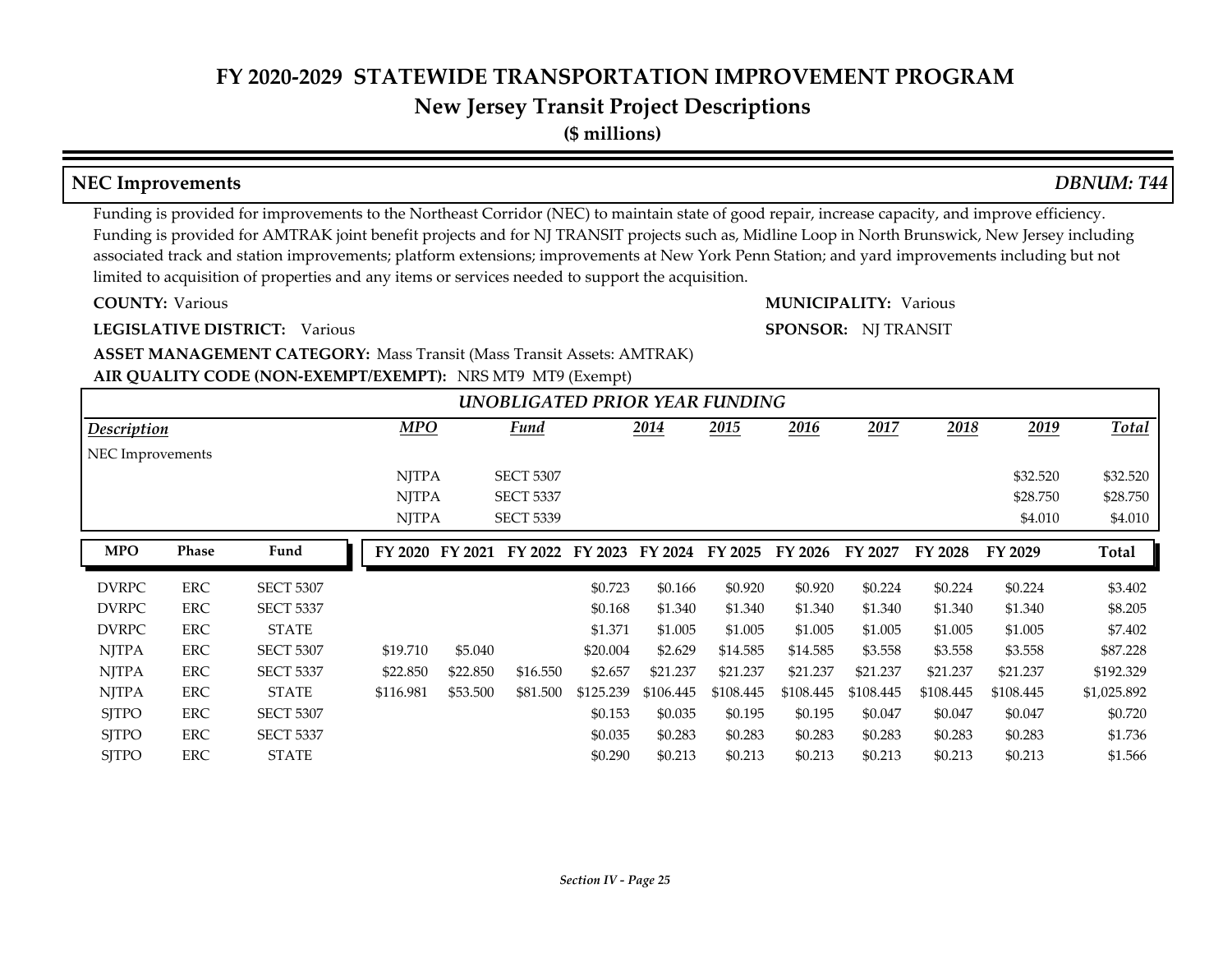# FY 2020-2029 STATEWIDE TRANSPORTATION IMPROVEMENT PROGRAM

## New Jersey Transit Project Descriptions

**($ millions)**

### NEC Improvements — *DBNUM: T44*

Funding is provided for improvements to the Northeast Corridor (NEC) to maintain state of good repair, increase capacity, and improve efficiency. Funding is provided for AMTRAK joint benefit projects and for NJ TRANSIT projects such as, Midline Loop in North Brunswick, New Jersey including associated track and station improvements; platform extensions; improvements at New York Penn Station; and yard improvements including but not limited to acquisition of properties and any items or services needed to support the acquisition.

**COUNTY:** Various

**MUNICIPALITY:** Various

**LEGISLATIVE DISTRICT:** Various

**SPONSOR:** NJ TRANSIT

**ASSET MANAGEMENT CATEGORY:** Mass Transit (Mass Transit Assets: AMTRAK)

**AIR QUALITY CODE (NON-EXEMPT/EXEMPT):** NRS MT9 MT9 (Exempt)

***UNOBLIGATED PRIOR YEAR FUNDING***

| Description | MPO | Fund | 2014 | 2015 | 2016 | 2017 | 2018 | 2019 | Total |
|---|---|---|---|---|---|---|---|---|---|
| NEC Improvements | | | | | | | | | |
| | NJTPA | SECT 5307 | | | | | | $32.520 | $32.520 |
| | NJTPA | SECT 5337 | | | | | | $28.750 | $28.750 |
| | NJTPA | SECT 5339 | | | | | | $4.010 | $4.010 |

| MPO | Phase | Fund | FY 2020 | FY 2021 | FY 2022 | FY 2023 | FY 2024 | FY 2025 | FY 2026 | FY 2027 | FY 2028 | FY 2029 | Total |
|---|---|---|---|---|---|---|---|---|---|---|---|---|---|
| DVRPC | ERC | SECT 5307 | | | | $0.723 | $0.166 | $0.920 | $0.920 | $0.224 | $0.224 | $0.224 | $3.402 |
| DVRPC | ERC | SECT 5337 | | | | $0.168 | $1.340 | $1.340 | $1.340 | $1.340 | $1.340 | $1.340 | $8.205 |
| DVRPC | ERC | STATE | | | | $1.371 | $1.005 | $1.005 | $1.005 | $1.005 | $1.005 | $1.005 | $7.402 |
| NJTPA | ERC | SECT 5307 | $19.710 | $5.040 | | $20.004 | $2.629 | $14.585 | $14.585 | $3.558 | $3.558 | $3.558 | $87.228 |
| NJTPA | ERC | SECT 5337 | $22.850 | $22.850 | $16.550 | $2.657 | $21.237 | $21.237 | $21.237 | $21.237 | $21.237 | $21.237 | $192.329 |
| NJTPA | ERC | STATE | $116.981 | $53.500 | $81.500 | $125.239 | $106.445 | $108.445 | $108.445 | $108.445 | $108.445 | $108.445 | $1,025.892 |
| SJTPO | ERC | SECT 5307 | | | | $0.153 | $0.035 | $0.195 | $0.195 | $0.047 | $0.047 | $0.047 | $0.720 |
| SJTPO | ERC | SECT 5337 | | | | $0.035 | $0.283 | $0.283 | $0.283 | $0.283 | $0.283 | $0.283 | $1.736 |
| SJTPO | ERC | STATE | | | | $0.290 | $0.213 | $0.213 | $0.213 | $0.213 | $0.213 | $0.213 | $1.566 |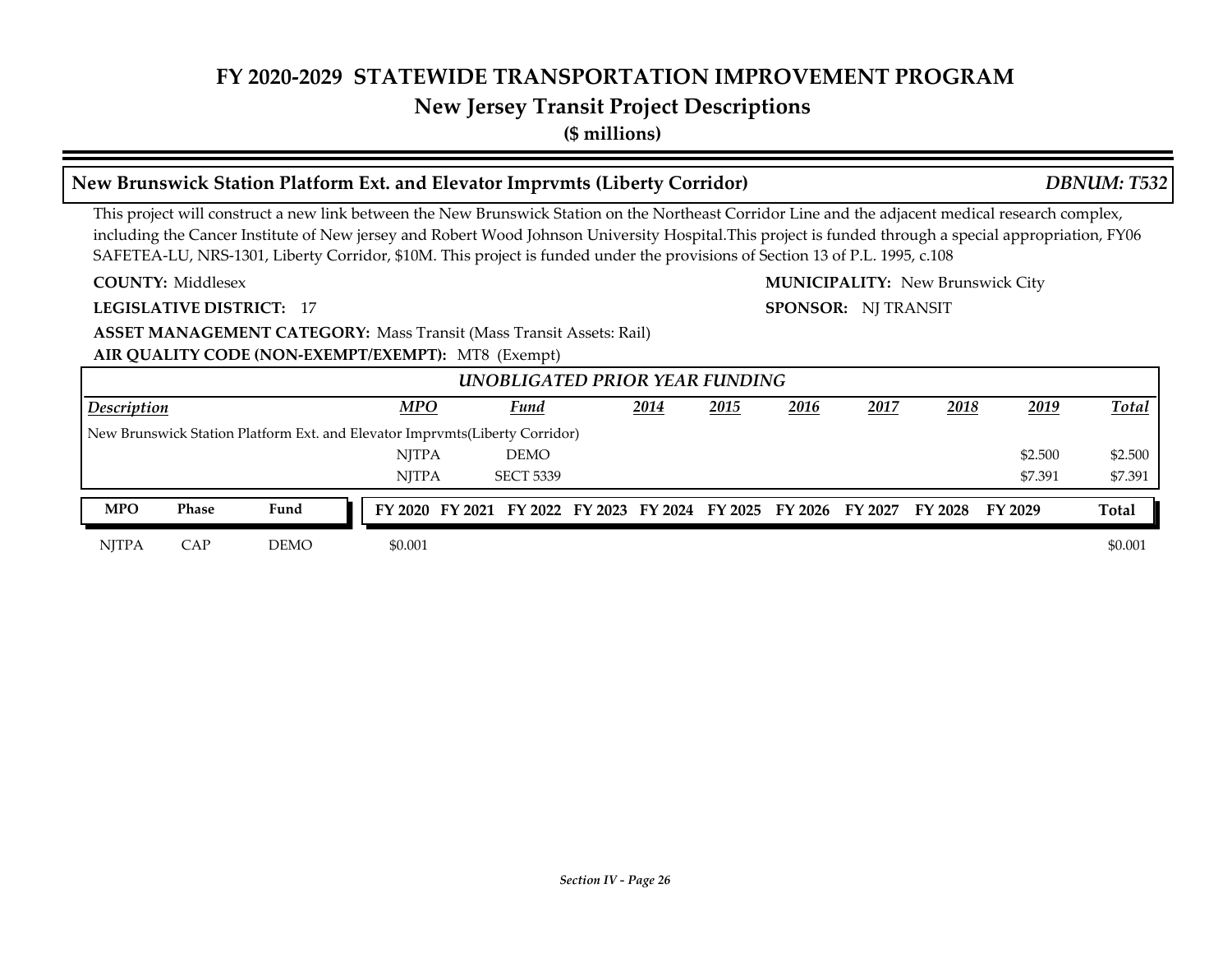# FY 2020-2029 STATEWIDE TRANSPORTATION IMPROVEMENT PROGRAM

## New Jersey Transit Project Descriptions

**($ millions)**

### New Brunswick Station Platform Ext. and Elevator Imprvmts (Liberty Corridor) — *DBNUM: T532*

This project will construct a new link between the New Brunswick Station on the Northeast Corridor Line and the adjacent medical research complex, including the Cancer Institute of New jersey and Robert Wood Johnson University Hospital.This project is funded through a special appropriation, FY06 SAFETEA-LU, NRS-1301, Liberty Corridor, $10M. This project is funded under the provisions of Section 13 of P.L. 1995, c.108

**COUNTY:** Middlesex

**MUNICIPALITY:** New Brunswick City

**LEGISLATIVE DISTRICT:** 17

**SPONSOR:** NJ TRANSIT

**ASSET MANAGEMENT CATEGORY:** Mass Transit (Mass Transit Assets: Rail)

**AIR QUALITY CODE (NON-EXEMPT/EXEMPT):** MT8 (Exempt)

*UNOBLIGATED PRIOR YEAR FUNDING*

| Description | MPO | Fund | 2014 | 2015 | 2016 | 2017 | 2018 | 2019 | Total |
|---|---|---|---|---|---|---|---|---|---|
| New Brunswick Station Platform Ext. and Elevator Imprvmts(Liberty Corridor) | | | | | | | | | |
| | NJTPA | DEMO | | | | | | $2.500 | $2.500 |
| | NJTPA | SECT 5339 | | | | | | $7.391 | $7.391 |

| MPO | Phase | Fund | FY 2020 | FY 2021 | FY 2022 | FY 2023 | FY 2024 | FY 2025 | FY 2026 | FY 2027 | FY 2028 | FY 2029 | Total |
|---|---|---|---|---|---|---|---|---|---|---|---|---|---|
| NJTPA | CAP | DEMO | $0.001 | | | | | | | | | | $0.001 |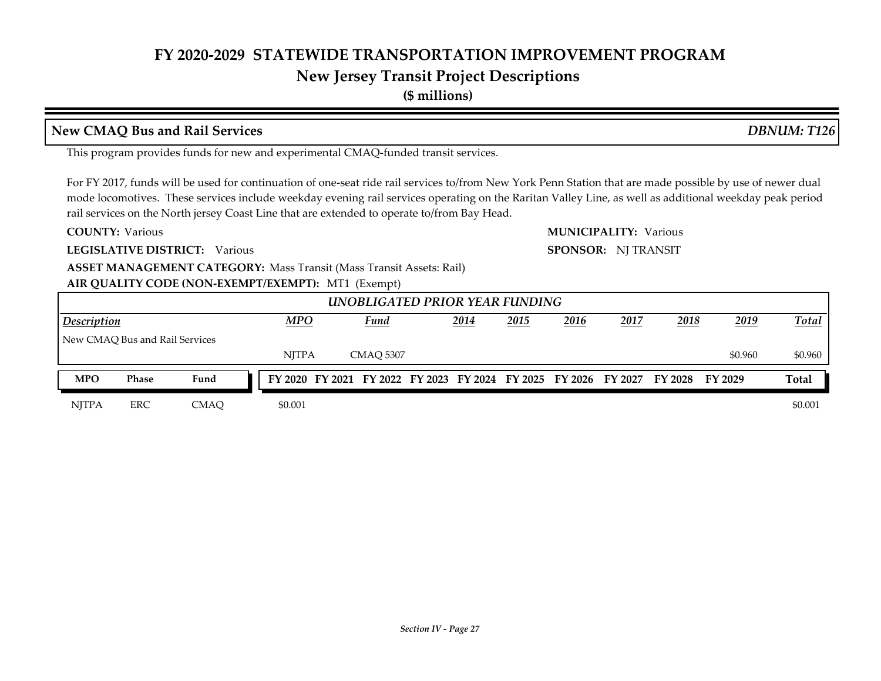# FY 2020-2029 STATEWIDE TRANSPORTATION IMPROVEMENT PROGRAM

## New Jersey Transit Project Descriptions

**($ millions)**

### New CMAQ Bus and Rail Services *DBNUM: T126*

This program provides funds for new and experimental CMAQ-funded transit services.

For FY 2017, funds will be used for continuation of one-seat ride rail services to/from New York Penn Station that are made possible by use of newer dual mode locomotives. These services include weekday evening rail services operating on the Raritan Valley Line, as well as additional weekday peak period rail services on the North jersey Coast Line that are extended to operate to/from Bay Head.

**COUNTY:** Various

**MUNICIPALITY:** Various

**LEGISLATIVE DISTRICT:** Various

**SPONSOR:** NJ TRANSIT

**ASSET MANAGEMENT CATEGORY:** Mass Transit (Mass Transit Assets: Rail)

**AIR QUALITY CODE (NON-EXEMPT/EXEMPT):** MT1 (Exempt)

*UNOBLIGATED PRIOR YEAR FUNDING*

| Description | MPO | Fund | 2014 | 2015 | 2016 | 2017 | 2018 | 2019 | Total |
|---|---|---|---|---|---|---|---|---|---|
| New CMAQ Bus and Rail Services | NJTPA | CMAQ 5307 | | | | | | $0.960 | $0.960 |

| MPO | Phase | Fund | FY 2020 | FY 2021 | FY 2022 | FY 2023 | FY 2024 | FY 2025 | FY 2026 | FY 2027 | FY 2028 | FY 2029 | Total |
|---|---|---|---|---|---|---|---|---|---|---|---|---|---|
| NJTPA | ERC | CMAQ | $0.001 | | | | | | | | | | $0.001 |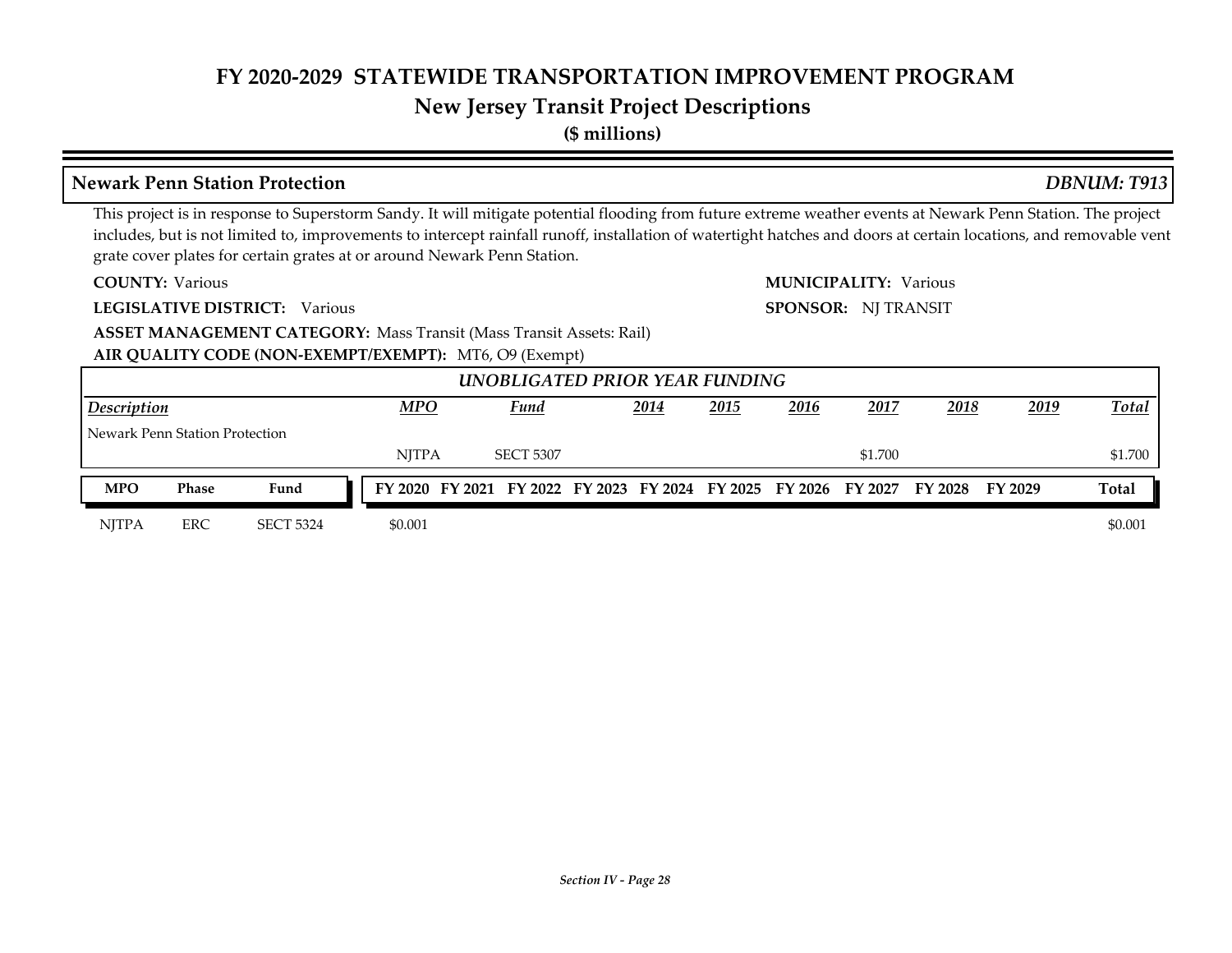# FY 2020-2029 STATEWIDE TRANSPORTATION IMPROVEMENT PROGRAM

## New Jersey Transit Project Descriptions

**($ millions)**

### Newark Penn Station Protection *DBNUM: T913*

This project is in response to Superstorm Sandy. It will mitigate potential flooding from future extreme weather events at Newark Penn Station. The project includes, but is not limited to, improvements to intercept rainfall runoff, installation of watertight hatches and doors at certain locations, and removable vent grate cover plates for certain grates at or around Newark Penn Station.

**COUNTY:** Various

**MUNICIPALITY:** Various

**LEGISLATIVE DISTRICT:** Various

**SPONSOR:** NJ TRANSIT

**ASSET MANAGEMENT CATEGORY:** Mass Transit (Mass Transit Assets: Rail)

**AIR QUALITY CODE (NON-EXEMPT/EXEMPT):** MT6, O9 (Exempt)

*UNOBLIGATED PRIOR YEAR FUNDING*

| Description | MPO | Fund | 2014 | 2015 | 2016 | 2017 | 2018 | 2019 | Total |
|---|---|---|---|---|---|---|---|---|---|
| Newark Penn Station Protection | | | | | | | | | |
| | NJTPA | SECT 5307 | | | | $1.700 | | | $1.700 |

| MPO | Phase | Fund | FY 2020 | FY 2021 | FY 2022 | FY 2023 | FY 2024 | FY 2025 | FY 2026 | FY 2027 | FY 2028 | FY 2029 | Total |
|---|---|---|---|---|---|---|---|---|---|---|---|---|---|
| NJTPA | ERC | SECT 5324 | $0.001 | | | | | | | | | | $0.001 |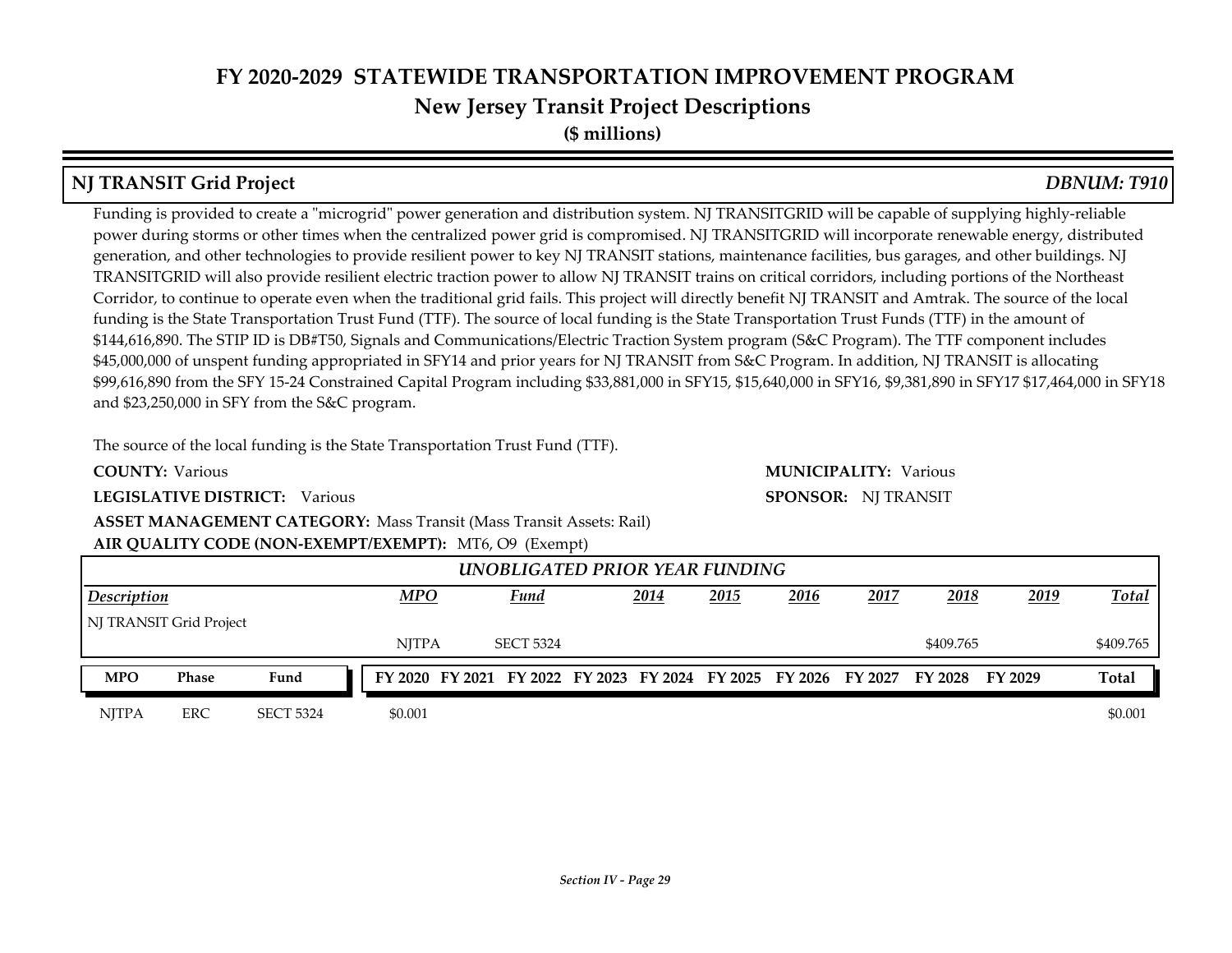# FY 2020-2029 STATEWIDE TRANSPORTATION IMPROVEMENT PROGRAM

## New Jersey Transit Project Descriptions

**($ millions)**

### NJ TRANSIT Grid Project — *DBNUM: T910*

Funding is provided to create a "microgrid" power generation and distribution system. NJ TRANSITGRID will be capable of supplying highly-reliable power during storms or other times when the centralized power grid is compromised. NJ TRANSITGRID will incorporate renewable energy, distributed generation, and other technologies to provide resilient power to key NJ TRANSIT stations, maintenance facilities, bus garages, and other buildings. NJ TRANSITGRID will also provide resilient electric traction power to allow NJ TRANSIT trains on critical corridors, including portions of the Northeast Corridor, to continue to operate even when the traditional grid fails. This project will directly benefit NJ TRANSIT and Amtrak. The source of the local funding is the State Transportation Trust Fund (TTF). The source of local funding is the State Transportation Trust Funds (TTF) in the amount of $144,616,890. The STIP ID is DB#T50, Signals and Communications/Electric Traction System program (S&C Program). The TTF component includes $45,000,000 of unspent funding appropriated in SFY14 and prior years for NJ TRANSIT from S&C Program. In addition, NJ TRANSIT is allocating $99,616,890 from the SFY 15-24 Constrained Capital Program including $33,881,000 in SFY15, $15,640,000 in SFY16, $9,381,890 in SFY17 $17,464,000 in SFY18 and $23,250,000 in SFY from the S&C program.

The source of the local funding is the State Transportation Trust Fund (TTF).

**COUNTY:** Various

**MUNICIPALITY:** Various

**LEGISLATIVE DISTRICT:** Various

**SPONSOR:** NJ TRANSIT

**ASSET MANAGEMENT CATEGORY:** Mass Transit (Mass Transit Assets: Rail)

**AIR QUALITY CODE (NON-EXEMPT/EXEMPT):** MT6, O9 (Exempt)

*UNOBLIGATED PRIOR YEAR FUNDING*

| Description | MPO | Fund | 2014 | 2015 | 2016 | 2017 | 2018 | 2019 | Total |
|---|---|---|---|---|---|---|---|---|---|
| NJ TRANSIT Grid Project | NJTPA | SECT 5324 | | | | | $409.765 | | $409.765 |

| MPO | Phase | Fund | FY 2020 | FY 2021 | FY 2022 | FY 2023 | FY 2024 | FY 2025 | FY 2026 | FY 2027 | FY 2028 | FY 2029 | Total |
|---|---|---|---|---|---|---|---|---|---|---|---|---|---|
| NJTPA | ERC | SECT 5324 | $0.001 | | | | | | | | | | $0.001 |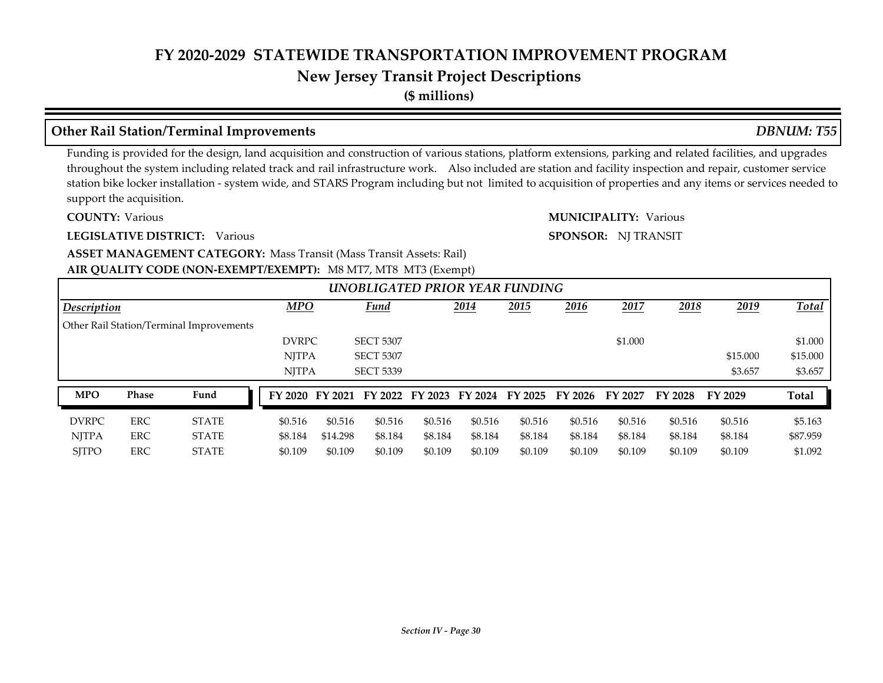# FY 2020-2029 STATEWIDE TRANSPORTATION IMPROVEMENT PROGRAM

## New Jersey Transit Project Descriptions

**($ millions)**

### Other Rail Station/Terminal Improvements — *DBNUM: T55*

Funding is provided for the design, land acquisition and construction of various stations, platform extensions, parking and related facilities, and upgrades throughout the system including related track and rail infrastructure work. Also included are station and facility inspection and repair, customer service station bike locker installation - system wide, and STARS Program including but not limited to acquisition of properties and any items or services needed to support the acquisition.

**COUNTY:** Various

**MUNICIPALITY:** Various

**LEGISLATIVE DISTRICT:** Various

**SPONSOR:** NJ TRANSIT

**ASSET MANAGEMENT CATEGORY:** Mass Transit (Mass Transit Assets: Rail)

**AIR QUALITY CODE (NON-EXEMPT/EXEMPT):** M8 MT7, MT8 MT3 (Exempt)

*UNOBLIGATED PRIOR YEAR FUNDING*

| Description | MPO | Fund | 2014 | 2015 | 2016 | 2017 | 2018 | 2019 | Total |
|---|---|---|---|---|---|---|---|---|---|
| Other Rail Station/Terminal Improvements | | | | | | | | | |
| | DVRPC | SECT 5307 | | | | $1.000 | | | $1.000 |
| | NJTPA | SECT 5307 | | | | | | $15.000 | $15.000 |
| | NJTPA | SECT 5339 | | | | | | $3.657 | $3.657 |

| MPO | Phase | Fund | FY 2020 | FY 2021 | FY 2022 | FY 2023 | FY 2024 | FY 2025 | FY 2026 | FY 2027 | FY 2028 | FY 2029 | Total |
|---|---|---|---|---|---|---|---|---|---|---|---|---|---|
| DVRPC | ERC | STATE | $0.516 | $0.516 | $0.516 | $0.516 | $0.516 | $0.516 | $0.516 | $0.516 | $0.516 | $0.516 | $5.163 |
| NJTPA | ERC | STATE | $8.184 | $14.298 | $8.184 | $8.184 | $8.184 | $8.184 | $8.184 | $8.184 | $8.184 | $8.184 | $87.959 |
| SJTPO | ERC | STATE | $0.109 | $0.109 | $0.109 | $0.109 | $0.109 | $0.109 | $0.109 | $0.109 | $0.109 | $0.109 | $1.092 |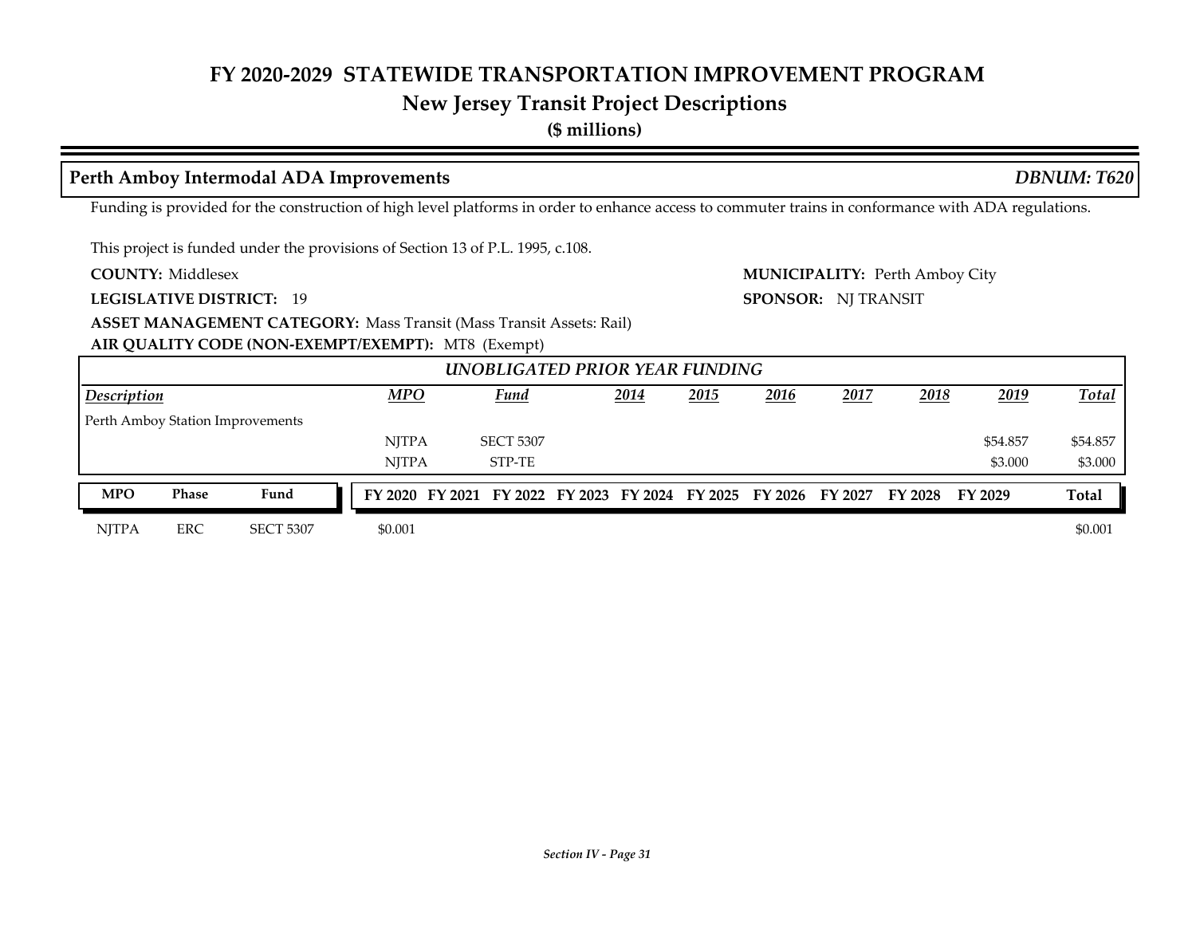# FY 2020-2029 STATEWIDE TRANSPORTATION IMPROVEMENT PROGRAM

## New Jersey Transit Project Descriptions

**($ millions)**

### Perth Amboy Intermodal ADA Improvements — *DBNUM: T620*

Funding is provided for the construction of high level platforms in order to enhance access to commuter trains in conformance with ADA regulations.

This project is funded under the provisions of Section 13 of P.L. 1995, c.108.

**COUNTY:** Middlesex

**MUNICIPALITY:** Perth Amboy City

**LEGISLATIVE DISTRICT:** 19

**SPONSOR:** NJ TRANSIT

**ASSET MANAGEMENT CATEGORY:** Mass Transit (Mass Transit Assets: Rail)

**AIR QUALITY CODE (NON-EXEMPT/EXEMPT):** MT8 (Exempt)

*UNOBLIGATED PRIOR YEAR FUNDING*

| Description | MPO | Fund | 2014 | 2015 | 2016 | 2017 | 2018 | 2019 | Total |
|---|---|---|---|---|---|---|---|---|---|
| Perth Amboy Station Improvements | | | | | | | | | |
| | NJTPA | SECT 5307 | | | | | | $54.857 | $54.857 |
| | NJTPA | STP-TE | | | | | | $3.000 | $3.000 |

| MPO | Phase | Fund | FY 2020 | FY 2021 | FY 2022 | FY 2023 | FY 2024 | FY 2025 | FY 2026 | FY 2027 | FY 2028 | FY 2029 | Total |
|---|---|---|---|---|---|---|---|---|---|---|---|---|---|
| NJTPA | ERC | SECT 5307 | $0.001 | | | | | | | | | | $0.001 |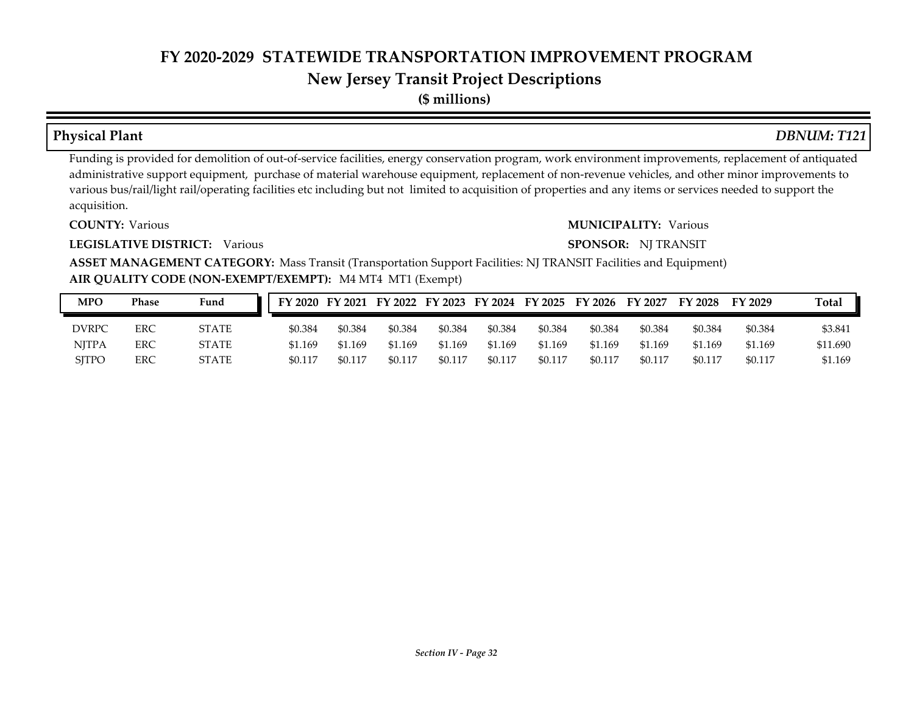# FY 2020-2029 STATEWIDE TRANSPORTATION IMPROVEMENT PROGRAM

## New Jersey Transit Project Descriptions

**($ millions)**

### Physical Plant — *DBNUM: T121*

Funding is provided for demolition of out-of-service facilities, energy conservation program, work environment improvements, replacement of antiquated administrative support equipment, purchase of material warehouse equipment, replacement of non-revenue vehicles, and other minor improvements to various bus/rail/light rail/operating facilities etc including but not limited to acquisition of properties and any items or services needed to support the acquisition.

**COUNTY:** Various

**MUNICIPALITY:** Various

**LEGISLATIVE DISTRICT:** Various

**SPONSOR:** NJ TRANSIT

**ASSET MANAGEMENT CATEGORY:** Mass Transit (Transportation Support Facilities: NJ TRANSIT Facilities and Equipment)

**AIR QUALITY CODE (NON-EXEMPT/EXEMPT):** M4 MT4 MT1 (Exempt)

| MPO | Phase | Fund | FY 2020 | FY 2021 | FY 2022 | FY 2023 | FY 2024 | FY 2025 | FY 2026 | FY 2027 | FY 2028 | FY 2029 | Total |
|---|---|---|---|---|---|---|---|---|---|---|---|---|---|
| DVRPC | ERC | STATE | $0.384 | $0.384 | $0.384 | $0.384 | $0.384 | $0.384 | $0.384 | $0.384 | $0.384 | $0.384 | $3.841 |
| NJTPA | ERC | STATE | $1.169 | $1.169 | $1.169 | $1.169 | $1.169 | $1.169 | $1.169 | $1.169 | $1.169 | $1.169 | $11.690 |
| SJTPO | ERC | STATE | $0.117 | $0.117 | $0.117 | $0.117 | $0.117 | $0.117 | $0.117 | $0.117 | $0.117 | $0.117 | $1.169 |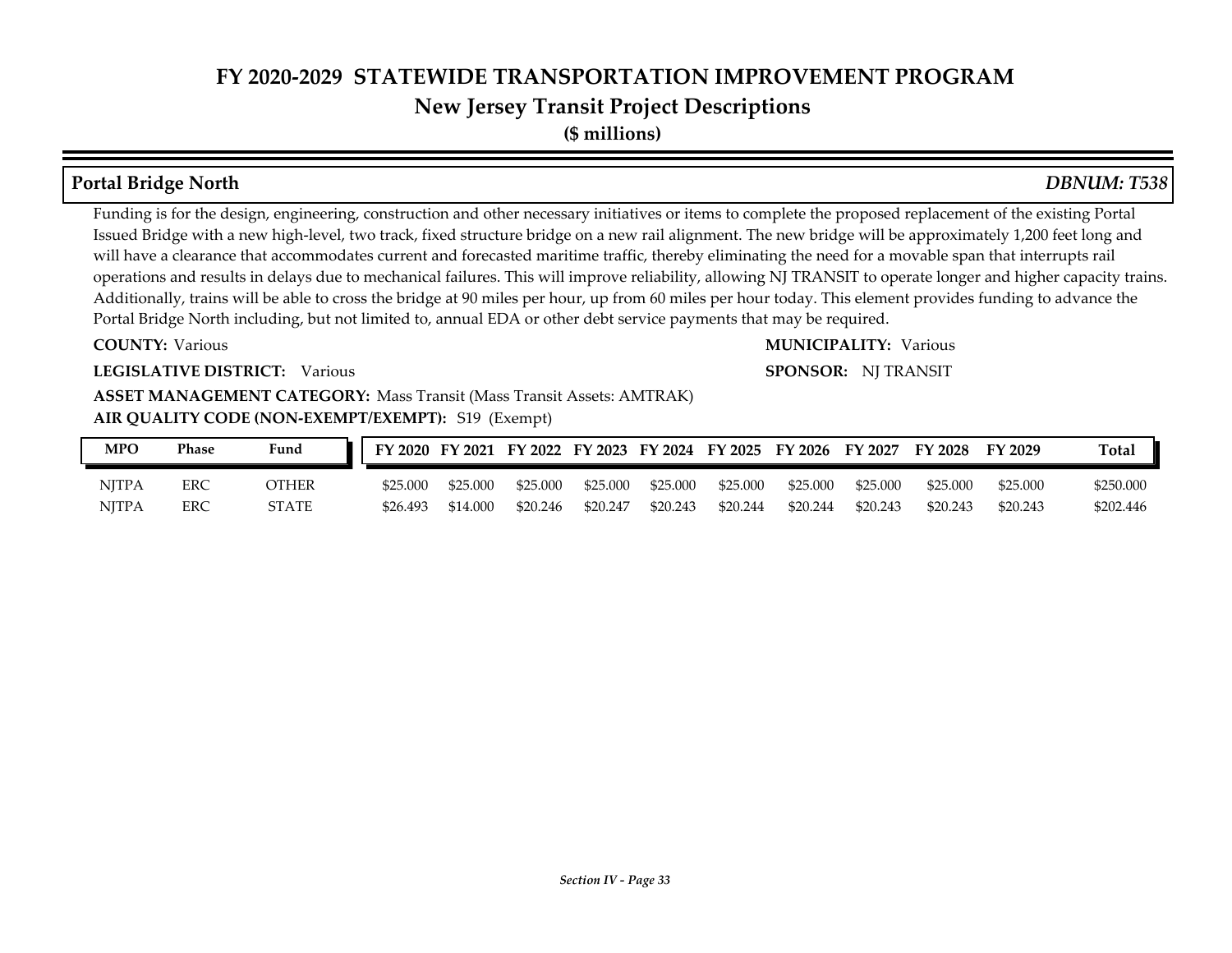# FY 2020-2029 STATEWIDE TRANSPORTATION IMPROVEMENT PROGRAM

## New Jersey Transit Project Descriptions

**($ millions)**

### Portal Bridge North — *DBNUM: T538*

Funding is for the design, engineering, construction and other necessary initiatives or items to complete the proposed replacement of the existing Portal Issued Bridge with a new high-level, two track, fixed structure bridge on a new rail alignment. The new bridge will be approximately 1,200 feet long and will have a clearance that accommodates current and forecasted maritime traffic, thereby eliminating the need for a movable span that interrupts rail operations and results in delays due to mechanical failures. This will improve reliability, allowing NJ TRANSIT to operate longer and higher capacity trains. Additionally, trains will be able to cross the bridge at 90 miles per hour, up from 60 miles per hour today. This element provides funding to advance the Portal Bridge North including, but not limited to, annual EDA or other debt service payments that may be required.

**COUNTY:** Various

**MUNICIPALITY:** Various

**LEGISLATIVE DISTRICT:** Various

**SPONSOR:** NJ TRANSIT

**ASSET MANAGEMENT CATEGORY:** Mass Transit (Mass Transit Assets: AMTRAK)

**AIR QUALITY CODE (NON-EXEMPT/EXEMPT):** S19 (Exempt)

| MPO | Phase | Fund | FY 2020 | FY 2021 | FY 2022 | FY 2023 | FY 2024 | FY 2025 | FY 2026 | FY 2027 | FY 2028 | FY 2029 | Total |
|---|---|---|---|---|---|---|---|---|---|---|---|---|---|
| NJTPA | ERC | OTHER | $25.000 | $25.000 | $25.000 | $25.000 | $25.000 | $25.000 | $25.000 | $25.000 | $25.000 | $25.000 | $250.000 |
| NJTPA | ERC | STATE | $26.493 | $14.000 | $20.246 | $20.247 | $20.243 | $20.244 | $20.244 | $20.243 | $20.243 | $20.243 | $202.446 |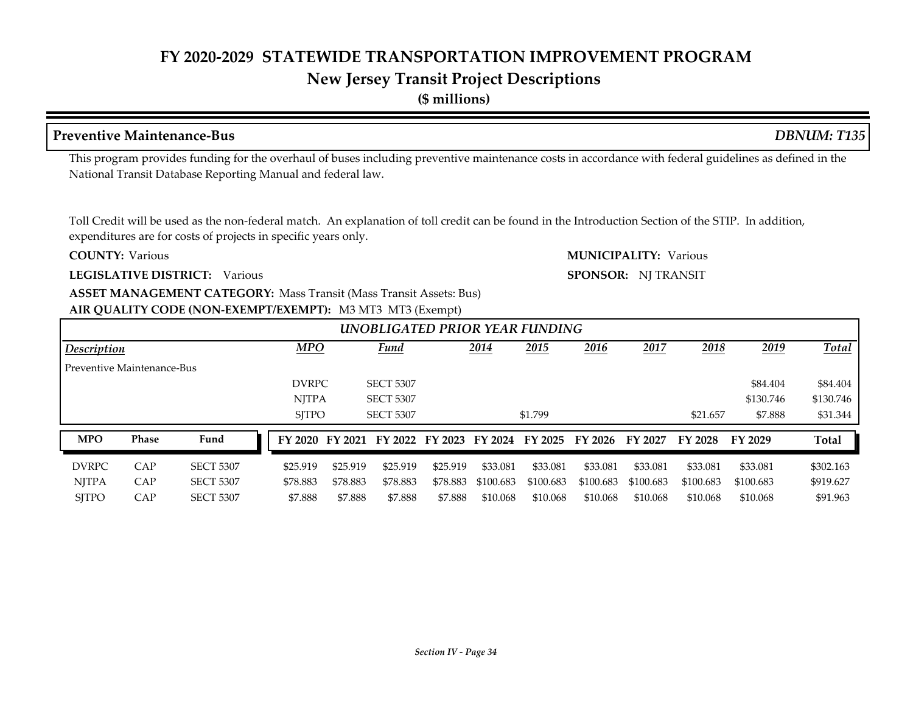# FY 2020-2029 STATEWIDE TRANSPORTATION IMPROVEMENT PROGRAM

## New Jersey Transit Project Descriptions

**($ millions)**

### Preventive Maintenance-Bus — *DBNUM: T135*

This program provides funding for the overhaul of buses including preventive maintenance costs in accordance with federal guidelines as defined in the National Transit Database Reporting Manual and federal law.

Toll Credit will be used as the non-federal match. An explanation of toll credit can be found in the Introduction Section of the STIP. In addition, expenditures are for costs of projects in specific years only.

**COUNTY:** Various

**MUNICIPALITY:** Various

**LEGISLATIVE DISTRICT:** Various

**SPONSOR:** NJ TRANSIT

**ASSET MANAGEMENT CATEGORY:** Mass Transit (Mass Transit Assets: Bus)

**AIR QUALITY CODE (NON-EXEMPT/EXEMPT):** M3 MT3 MT3 (Exempt)

*UNOBLIGATED PRIOR YEAR FUNDING*

| Description | MPO | Fund | 2014 | 2015 | 2016 | 2017 | 2018 | 2019 | Total |
|---|---|---|---|---|---|---|---|---|---|
| Preventive Maintenance-Bus | | | | | | | | | |
| | DVRPC | SECT 5307 | | | | | | $84.404 | $84.404 |
| | NJTPA | SECT 5307 | | | | | | $130.746 | $130.746 |
| | SJTPO | SECT 5307 | | $1.799 | | | $21.657 | $7.888 | $31.344 |

| MPO | Phase | Fund | FY 2020 | FY 2021 | FY 2022 | FY 2023 | FY 2024 | FY 2025 | FY 2026 | FY 2027 | FY 2028 | FY 2029 | Total |
|---|---|---|---|---|---|---|---|---|---|---|---|---|---|
| DVRPC | CAP | SECT 5307 | $25.919 | $25.919 | $25.919 | $25.919 | $33.081 | $33.081 | $33.081 | $33.081 | $33.081 | $33.081 | $302.163 |
| NJTPA | CAP | SECT 5307 | $78.883 | $78.883 | $78.883 | $78.883 | $100.683 | $100.683 | $100.683 | $100.683 | $100.683 | $100.683 | $919.627 |
| SJTPO | CAP | SECT 5307 | $7.888 | $7.888 | $7.888 | $7.888 | $10.068 | $10.068 | $10.068 | $10.068 | $10.068 | $10.068 | $91.963 |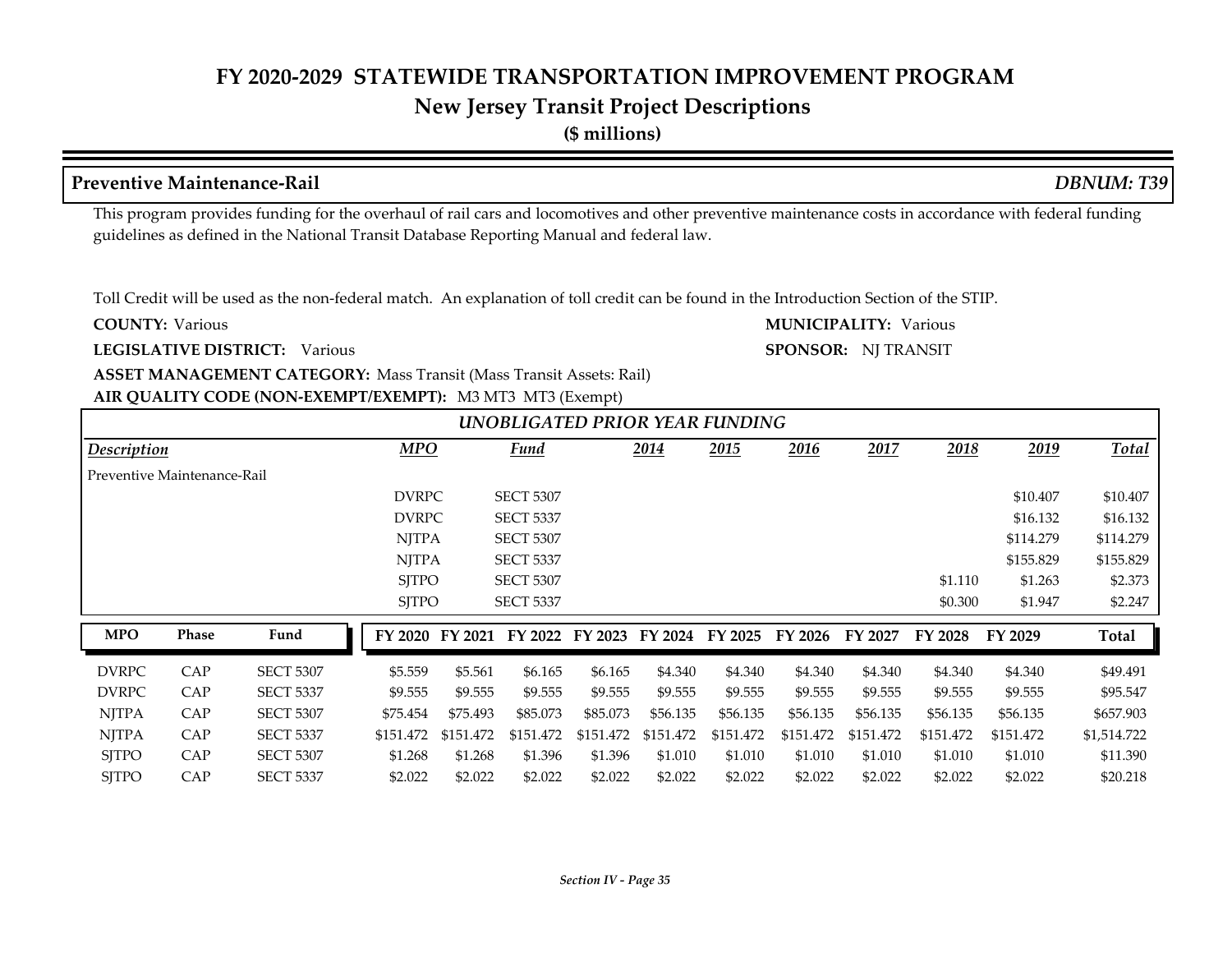# FY 2020-2029 STATEWIDE TRANSPORTATION IMPROVEMENT PROGRAM

## New Jersey Transit Project Descriptions

**($ millions)**

### Preventive Maintenance-Rail

*DBNUM: T39*

This program provides funding for the overhaul of rail cars and locomotives and other preventive maintenance costs in accordance with federal funding guidelines as defined in the National Transit Database Reporting Manual and federal law.

Toll Credit will be used as the non-federal match. An explanation of toll credit can be found in the Introduction Section of the STIP.

**COUNTY:** Various

**MUNICIPALITY:** Various

**LEGISLATIVE DISTRICT:** Various

**SPONSOR:** NJ TRANSIT

**ASSET MANAGEMENT CATEGORY:** Mass Transit (Mass Transit Assets: Rail)

**AIR QUALITY CODE (NON-EXEMPT/EXEMPT):** M3 MT3 MT3 (Exempt)

*UNOBLIGATED PRIOR YEAR FUNDING*

| Description | MPO | Fund | 2014 | 2015 | 2016 | 2017 | 2018 | 2019 | Total |
|---|---|---|---|---|---|---|---|---|---|
| Preventive Maintenance-Rail | | | | | | | | | |
| | DVRPC | SECT 5307 | | | | | | $10.407 | $10.407 |
| | DVRPC | SECT 5337 | | | | | | $16.132 | $16.132 |
| | NJTPA | SECT 5307 | | | | | | $114.279 | $114.279 |
| | NJTPA | SECT 5337 | | | | | | $155.829 | $155.829 |
| | SJTPO | SECT 5307 | | | | | $1.110 | $1.263 | $2.373 |
| | SJTPO | SECT 5337 | | | | | $0.300 | $1.947 | $2.247 |

| MPO | Phase | Fund | FY 2020 | FY 2021 | FY 2022 | FY 2023 | FY 2024 | FY 2025 | FY 2026 | FY 2027 | FY 2028 | FY 2029 | Total |
|---|---|---|---|---|---|---|---|---|---|---|---|---|---|
| DVRPC | CAP | SECT 5307 | $5.559 | $5.561 | $6.165 | $6.165 | $4.340 | $4.340 | $4.340 | $4.340 | $4.340 | $4.340 | $49.491 |
| DVRPC | CAP | SECT 5337 | $9.555 | $9.555 | $9.555 | $9.555 | $9.555 | $9.555 | $9.555 | $9.555 | $9.555 | $9.555 | $95.547 |
| NJTPA | CAP | SECT 5307 | $75.454 | $75.493 | $85.073 | $85.073 | $56.135 | $56.135 | $56.135 | $56.135 | $56.135 | $56.135 | $657.903 |
| NJTPA | CAP | SECT 5337 | $151.472 | $151.472 | $151.472 | $151.472 | $151.472 | $151.472 | $151.472 | $151.472 | $151.472 | $151.472 | $1,514.722 |
| SJTPO | CAP | SECT 5307 | $1.268 | $1.268 | $1.396 | $1.396 | $1.010 | $1.010 | $1.010 | $1.010 | $1.010 | $1.010 | $11.390 |
| SJTPO | CAP | SECT 5337 | $2.022 | $2.022 | $2.022 | $2.022 | $2.022 | $2.022 | $2.022 | $2.022 | $2.022 | $2.022 | $20.218 |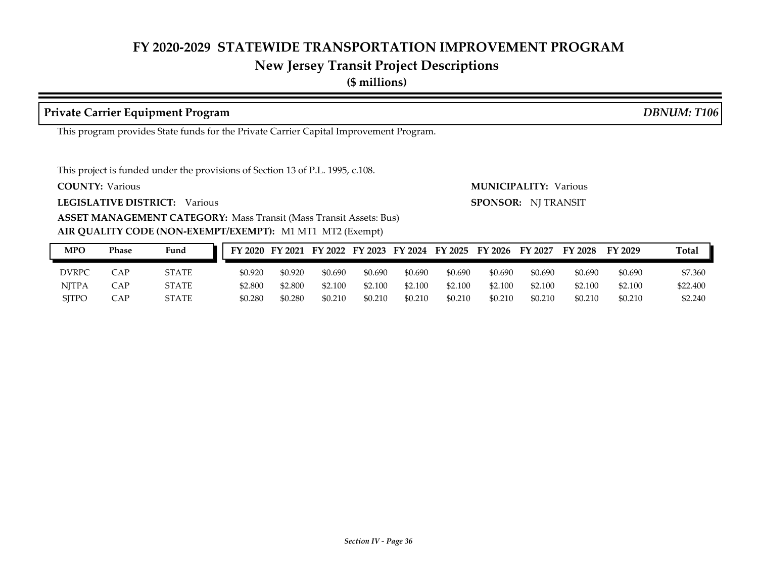# FY 2020-2029 STATEWIDE TRANSPORTATION IMPROVEMENT PROGRAM

## New Jersey Transit Project Descriptions

**($ millions)**

### Private Carrier Equipment Program *DBNUM: T106*

This program provides State funds for the Private Carrier Capital Improvement Program.

This project is funded under the provisions of Section 13 of P.L. 1995, c.108.

**COUNTY:** Various **MUNICIPALITY:** Various

**LEGISLATIVE DISTRICT:** Various **SPONSOR:** NJ TRANSIT

**ASSET MANAGEMENT CATEGORY:** Mass Transit (Mass Transit Assets: Bus)

**AIR QUALITY CODE (NON-EXEMPT/EXEMPT):** M1 MT1 MT2 (Exempt)

| MPO | Phase | Fund | FY 2020 | FY 2021 | FY 2022 | FY 2023 | FY 2024 | FY 2025 | FY 2026 | FY 2027 | FY 2028 | FY 2029 | Total |
|---|---|---|---|---|---|---|---|---|---|---|---|---|---|
| DVRPC | CAP | STATE | $0.920 | $0.920 | $0.690 | $0.690 | $0.690 | $0.690 | $0.690 | $0.690 | $0.690 | $0.690 | $7.360 |
| NJTPA | CAP | STATE | $2.800 | $2.800 | $2.100 | $2.100 | $2.100 | $2.100 | $2.100 | $2.100 | $2.100 | $2.100 | $22.400 |
| SJTPO | CAP | STATE | $0.280 | $0.280 | $0.210 | $0.210 | $0.210 | $0.210 | $0.210 | $0.210 | $0.210 | $0.210 | $2.240 |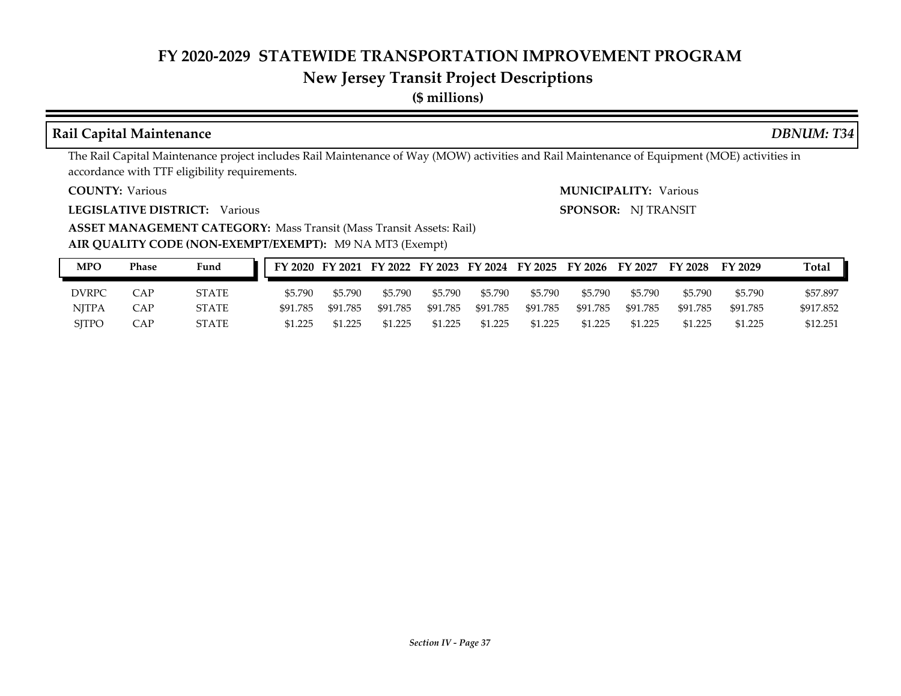## FY 2020-2029 STATEWIDE TRANSPORTATION IMPROVEMENT PROGRAM
## New Jersey Transit Project Descriptions
**($ millions)**

### Rail Capital Maintenance *DBNUM: T34*

The Rail Capital Maintenance project includes Rail Maintenance of Way (MOW) activities and Rail Maintenance of Equipment (MOE) activities in accordance with TTF eligibility requirements.

**COUNTY:** Various **MUNICIPALITY:** Various

**LEGISLATIVE DISTRICT:** Various **SPONSOR:** NJ TRANSIT

**ASSET MANAGEMENT CATEGORY:** Mass Transit (Mass Transit Assets: Rail)

**AIR QUALITY CODE (NON-EXEMPT/EXEMPT):** M9 NA MT3 (Exempt)

| MPO | Phase | Fund | FY 2020 | FY 2021 | FY 2022 | FY 2023 | FY 2024 | FY 2025 | FY 2026 | FY 2027 | FY 2028 | FY 2029 | Total |
|---|---|---|---|---|---|---|---|---|---|---|---|---|---|
| DVRPC | CAP | STATE | $5.790 | $5.790 | $5.790 | $5.790 | $5.790 | $5.790 | $5.790 | $5.790 | $5.790 | $5.790 | $57.897 |
| NJTPA | CAP | STATE | $91.785 | $91.785 | $91.785 | $91.785 | $91.785 | $91.785 | $91.785 | $91.785 | $91.785 | $91.785 | $917.852 |
| SJTPO | CAP | STATE | $1.225 | $1.225 | $1.225 | $1.225 | $1.225 | $1.225 | $1.225 | $1.225 | $1.225 | $1.225 | $12.251 |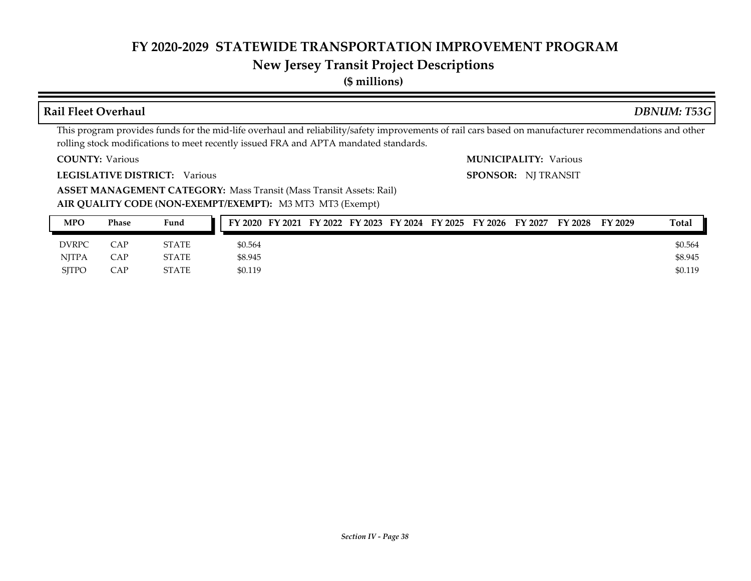# FY 2020-2029 STATEWIDE TRANSPORTATION IMPROVEMENT PROGRAM

## New Jersey Transit Project Descriptions

**($ millions)**

### Rail Fleet Overhaul — *DBNUM: T53G*

This program provides funds for the mid-life overhaul and reliability/safety improvements of rail cars based on manufacturer recommendations and other rolling stock modifications to meet recently issued FRA and APTA mandated standards.

**COUNTY:** Various

**MUNICIPALITY:** Various

**LEGISLATIVE DISTRICT:** Various

**SPONSOR:** NJ TRANSIT

**ASSET MANAGEMENT CATEGORY:** Mass Transit (Mass Transit Assets: Rail)

**AIR QUALITY CODE (NON-EXEMPT/EXEMPT):** M3 MT3 MT3 (Exempt)

| MPO | Phase | Fund | FY 2020 | FY 2021 | FY 2022 | FY 2023 | FY 2024 | FY 2025 | FY 2026 | FY 2027 | FY 2028 | FY 2029 | Total |
|---|---|---|---|---|---|---|---|---|---|---|---|---|---|
| DVRPC | CAP | STATE | $0.564 | | | | | | | | | | $0.564 |
| NJTPA | CAP | STATE | $8.945 | | | | | | | | | | $8.945 |
| SJTPO | CAP | STATE | $0.119 | | | | | | | | | | $0.119 |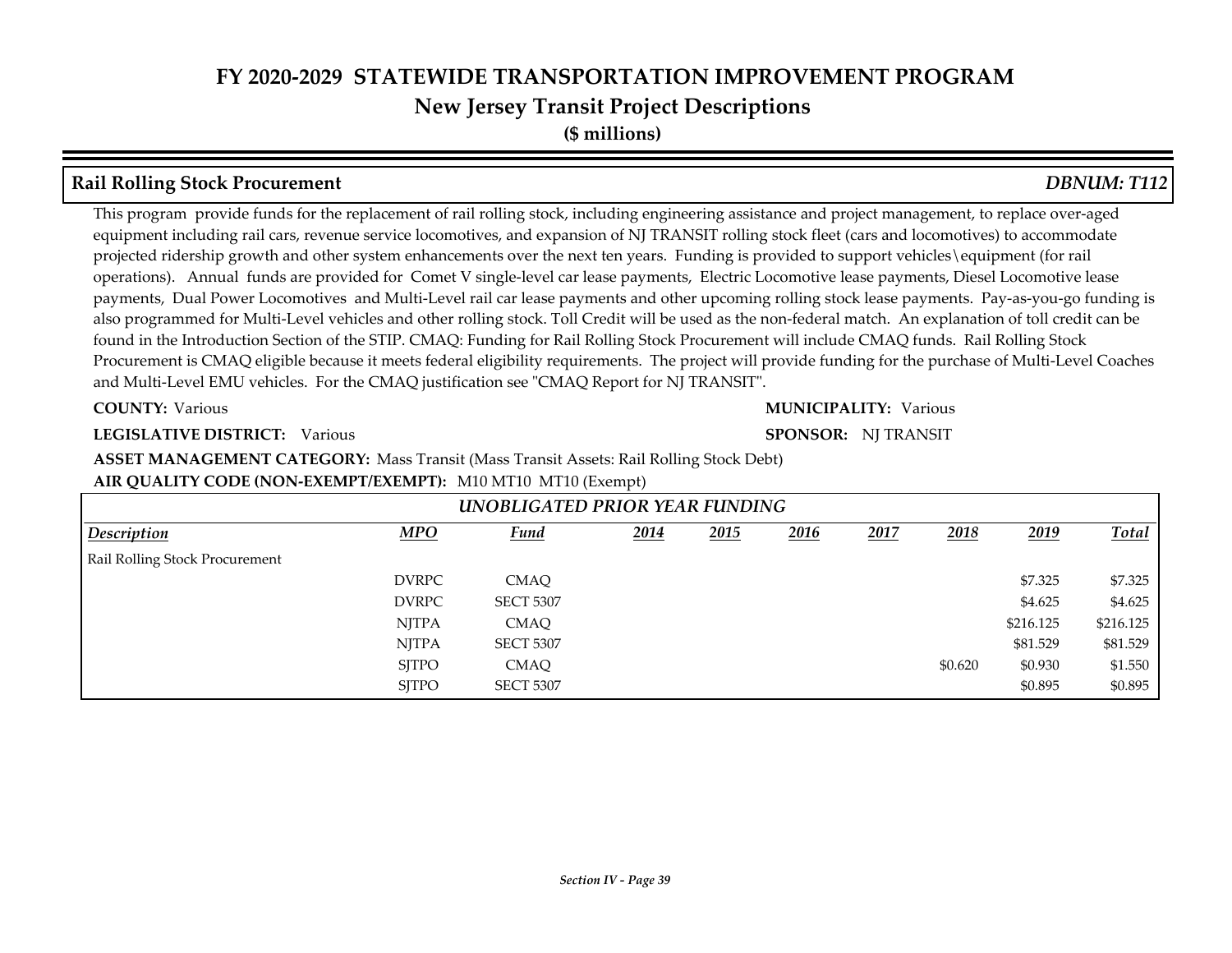# FY 2020-2029 STATEWIDE TRANSPORTATION IMPROVEMENT PROGRAM

## New Jersey Transit Project Descriptions

**($ millions)**

### Rail Rolling Stock Procurement — *DBNUM: T112*

This program provide funds for the replacement of rail rolling stock, including engineering assistance and project management, to replace over-aged equipment including rail cars, revenue service locomotives, and expansion of NJ TRANSIT rolling stock fleet (cars and locomotives) to accommodate projected ridership growth and other system enhancements over the next ten years. Funding is provided to support vehicles\equipment (for rail operations). Annual funds are provided for Comet V single-level car lease payments, Electric Locomotive lease payments, Diesel Locomotive lease payments, Dual Power Locomotives and Multi-Level rail car lease payments and other upcoming rolling stock lease payments. Pay-as-you-go funding is also programmed for Multi-Level vehicles and other rolling stock. Toll Credit will be used as the non-federal match. An explanation of toll credit can be found in the Introduction Section of the STIP. CMAQ: Funding for Rail Rolling Stock Procurement will include CMAQ funds. Rail Rolling Stock Procurement is CMAQ eligible because it meets federal eligibility requirements. The project will provide funding for the purchase of Multi-Level Coaches and Multi-Level EMU vehicles. For the CMAQ justification see "CMAQ Report for NJ TRANSIT".

**COUNTY:** Various

**MUNICIPALITY:** Various

**LEGISLATIVE DISTRICT:** Various

**SPONSOR:** NJ TRANSIT

**ASSET MANAGEMENT CATEGORY:** Mass Transit (Mass Transit Assets: Rail Rolling Stock Debt)

**AIR QUALITY CODE (NON-EXEMPT/EXEMPT):** M10 MT10 MT10 (Exempt)

*UNOBLIGATED PRIOR YEAR FUNDING*

| Description | MPO | Fund | 2014 | 2015 | 2016 | 2017 | 2018 | 2019 | Total |
|---|---|---|---|---|---|---|---|---|---|
| Rail Rolling Stock Procurement | | | | | | | | | |
| | DVRPC | CMAQ | | | | | | $7.325 | $7.325 |
| | DVRPC | SECT 5307 | | | | | | $4.625 | $4.625 |
| | NJTPA | CMAQ | | | | | | $216.125 | $216.125 |
| | NJTPA | SECT 5307 | | | | | | $81.529 | $81.529 |
| | SJTPO | CMAQ | | | | | $0.620 | $0.930 | $1.550 |
| | SJTPO | SECT 5307 | | | | | | $0.895 | $0.895 |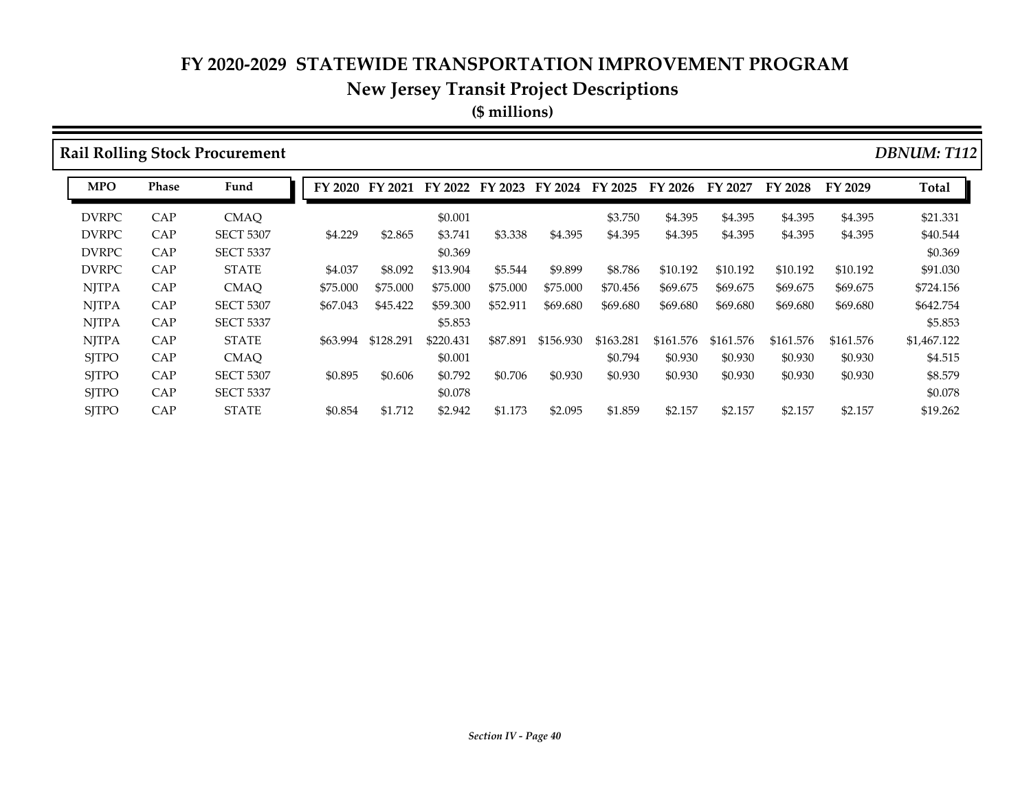# FY 2020-2029 STATEWIDE TRANSPORTATION IMPROVEMENT PROGRAM

## New Jersey Transit Project Descriptions

**($ millions)**

### Rail Rolling Stock Procurement

*DBNUM: T112*

| MPO | Phase | Fund | FY 2020 | FY 2021 | FY 2022 | FY 2023 | FY 2024 | FY 2025 | FY 2026 | FY 2027 | FY 2028 | FY 2029 | Total |
|---|---|---|---|---|---|---|---|---|---|---|---|---|---|
| DVRPC | CAP | CMAQ | | | $0.001 | | | $3.750 | $4.395 | $4.395 | $4.395 | $4.395 | $21.331 |
| DVRPC | CAP | SECT 5307 | $4.229 | $2.865 | $3.741 | $3.338 | $4.395 | $4.395 | $4.395 | $4.395 | $4.395 | $4.395 | $40.544 |
| DVRPC | CAP | SECT 5337 | | | $0.369 | | | | | | | | $0.369 |
| DVRPC | CAP | STATE | $4.037 | $8.092 | $13.904 | $5.544 | $9.899 | $8.786 | $10.192 | $10.192 | $10.192 | $10.192 | $91.030 |
| NJTPA | CAP | CMAQ | $75.000 | $75.000 | $75.000 | $75.000 | $75.000 | $70.456 | $69.675 | $69.675 | $69.675 | $69.675 | $724.156 |
| NJTPA | CAP | SECT 5307 | $67.043 | $45.422 | $59.300 | $52.911 | $69.680 | $69.680 | $69.680 | $69.680 | $69.680 | $69.680 | $642.754 |
| NJTPA | CAP | SECT 5337 | | | $5.853 | | | | | | | | $5.853 |
| NJTPA | CAP | STATE | $63.994 | $128.291 | $220.431 | $87.891 | $156.930 | $163.281 | $161.576 | $161.576 | $161.576 | $161.576 | $1,467.122 |
| SJTPO | CAP | CMAQ | | | $0.001 | | | $0.794 | $0.930 | $0.930 | $0.930 | $0.930 | $4.515 |
| SJTPO | CAP | SECT 5307 | $0.895 | $0.606 | $0.792 | $0.706 | $0.930 | $0.930 | $0.930 | $0.930 | $0.930 | $0.930 | $8.579 |
| SJTPO | CAP | SECT 5337 | | | $0.078 | | | | | | | | $0.078 |
| SJTPO | CAP | STATE | $0.854 | $1.712 | $2.942 | $1.173 | $2.095 | $1.859 | $2.157 | $2.157 | $2.157 | $2.157 | $19.262 |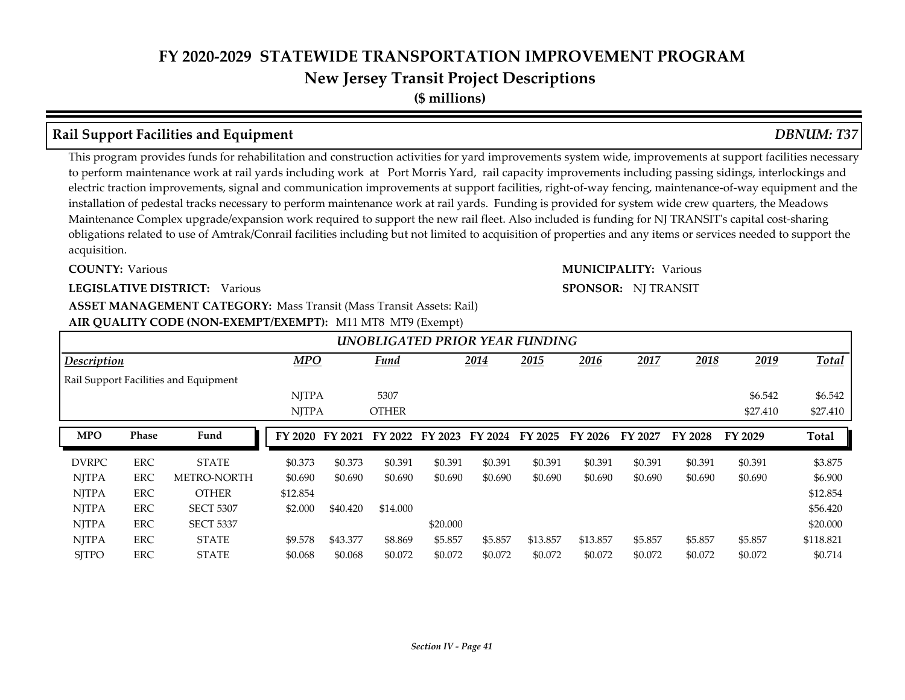# FY 2020-2029 STATEWIDE TRANSPORTATION IMPROVEMENT PROGRAM

## New Jersey Transit Project Descriptions

**($ millions)**

### Rail Support Facilities and Equipment — *DBNUM: T37*

This program provides funds for rehabilitation and construction activities for yard improvements system wide, improvements at support facilities necessary to perform maintenance work at rail yards including work at Port Morris Yard, rail capacity improvements including passing sidings, interlockings and electric traction improvements, signal and communication improvements at support facilities, right-of-way fencing, maintenance-of-way equipment and the installation of pedestal tracks necessary to perform maintenance work at rail yards. Funding is provided for system wide crew quarters, the Meadows Maintenance Complex upgrade/expansion work required to support the new rail fleet. Also included is funding for NJ TRANSIT's capital cost-sharing obligations related to use of Amtrak/Conrail facilities including but not limited to acquisition of properties and any items or services needed to support the acquisition.

**COUNTY:** Various

**MUNICIPALITY:** Various

**LEGISLATIVE DISTRICT:** Various

**SPONSOR:** NJ TRANSIT

**ASSET MANAGEMENT CATEGORY:** Mass Transit (Mass Transit Assets: Rail)

**AIR QUALITY CODE (NON-EXEMPT/EXEMPT):** M11 MT8 MT9 (Exempt)

*UNOBLIGATED PRIOR YEAR FUNDING*

| Description | MPO | Fund | 2014 | 2015 | 2016 | 2017 | 2018 | 2019 | Total |
|---|---|---|---|---|---|---|---|---|---|
| Rail Support Facilities and Equipment | | | | | | | | | |
| | NJTPA | 5307 | | | | | | $6.542 | $6.542 |
| | NJTPA | OTHER | | | | | | $27.410 | $27.410 |

| MPO | Phase | Fund | FY 2020 | FY 2021 | FY 2022 | FY 2023 | FY 2024 | FY 2025 | FY 2026 | FY 2027 | FY 2028 | FY 2029 | Total |
|---|---|---|---|---|---|---|---|---|---|---|---|---|---|
| DVRPC | ERC | STATE | $0.373 | $0.373 | $0.391 | $0.391 | $0.391 | $0.391 | $0.391 | $0.391 | $0.391 | $0.391 | $3.875 |
| NJTPA | ERC | METRO-NORTH | $0.690 | $0.690 | $0.690 | $0.690 | $0.690 | $0.690 | $0.690 | $0.690 | $0.690 | $0.690 | $6.900 |
| NJTPA | ERC | OTHER | $12.854 | | | | | | | | | | $12.854 |
| NJTPA | ERC | SECT 5307 | $2.000 | $40.420 | $14.000 | | | | | | | | $56.420 |
| NJTPA | ERC | SECT 5337 | | | | $20.000 | | | | | | | $20.000 |
| NJTPA | ERC | STATE | $9.578 | $43.377 | $8.869 | $5.857 | $5.857 | $13.857 | $13.857 | $5.857 | $5.857 | $5.857 | $118.821 |
| SJTPO | ERC | STATE | $0.068 | $0.068 | $0.072 | $0.072 | $0.072 | $0.072 | $0.072 | $0.072 | $0.072 | $0.072 | $0.714 |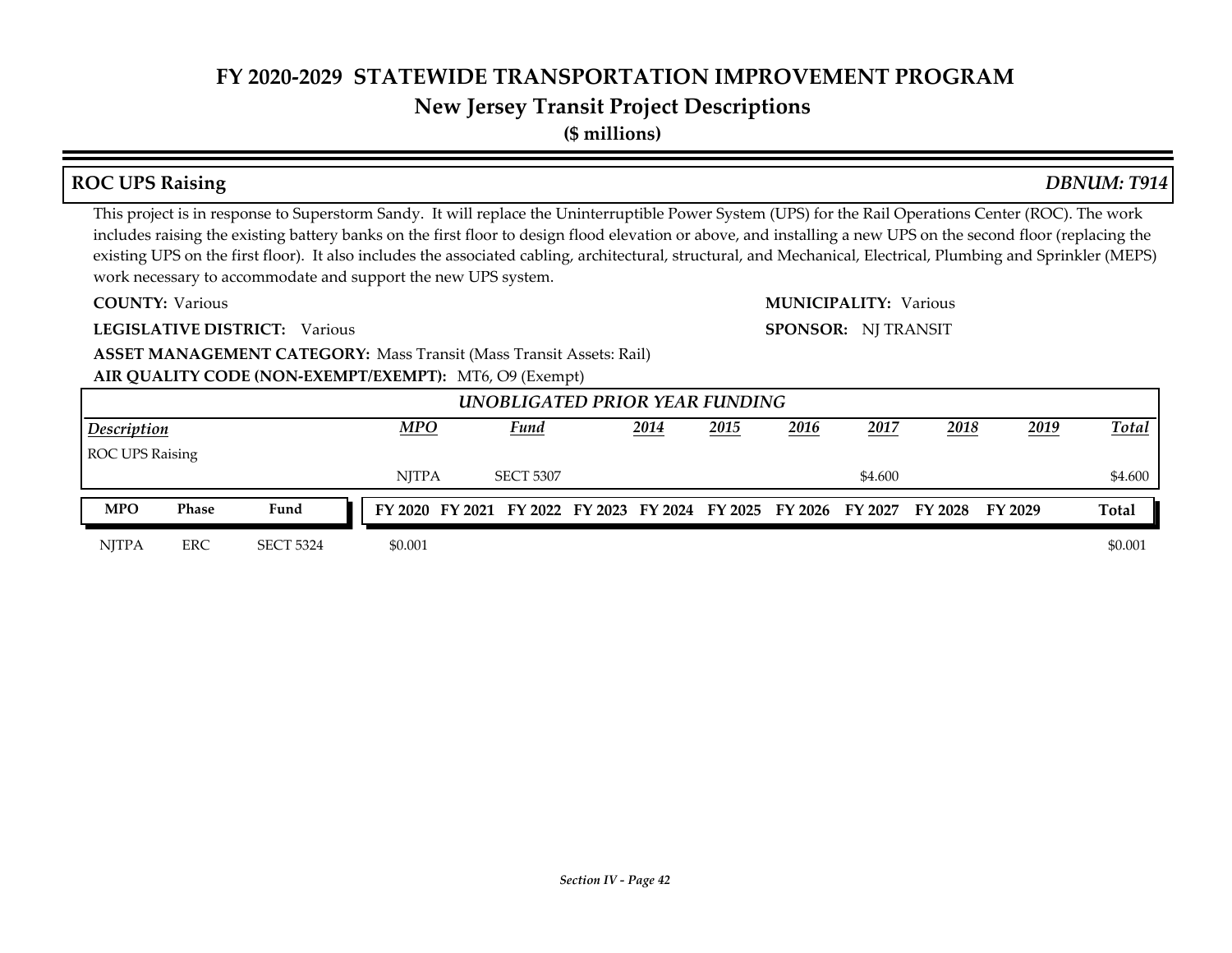# FY 2020-2029 STATEWIDE TRANSPORTATION IMPROVEMENT PROGRAM

## New Jersey Transit Project Descriptions

**($ millions)**

### ROC UPS Raising — *DBNUM: T914*

This project is in response to Superstorm Sandy. It will replace the Uninterruptible Power System (UPS) for the Rail Operations Center (ROC). The work includes raising the existing battery banks on the first floor to design flood elevation or above, and installing a new UPS on the second floor (replacing the existing UPS on the first floor). It also includes the associated cabling, architectural, structural, and Mechanical, Electrical, Plumbing and Sprinkler (MEPS) work necessary to accommodate and support the new UPS system.

**COUNTY:** Various

**MUNICIPALITY:** Various

**LEGISLATIVE DISTRICT:** Various

**SPONSOR:** NJ TRANSIT

**ASSET MANAGEMENT CATEGORY:** Mass Transit (Mass Transit Assets: Rail)

**AIR QUALITY CODE (NON-EXEMPT/EXEMPT):** MT6, O9 (Exempt)

*UNOBLIGATED PRIOR YEAR FUNDING*

| Description | MPO | Fund | 2014 | 2015 | 2016 | 2017 | 2018 | 2019 | Total |
|---|---|---|---|---|---|---|---|---|---|
| ROC UPS Raising | | | | | | | | | |
| | NJTPA | SECT 5307 | | | | $4.600 | | | $4.600 |

| MPO | Phase | Fund | FY 2020 | FY 2021 | FY 2022 | FY 2023 | FY 2024 | FY 2025 | FY 2026 | FY 2027 | FY 2028 | FY 2029 | Total |
|---|---|---|---|---|---|---|---|---|---|---|---|---|---|
| NJTPA | ERC | SECT 5324 | $0.001 | | | | | | | | | | $0.001 |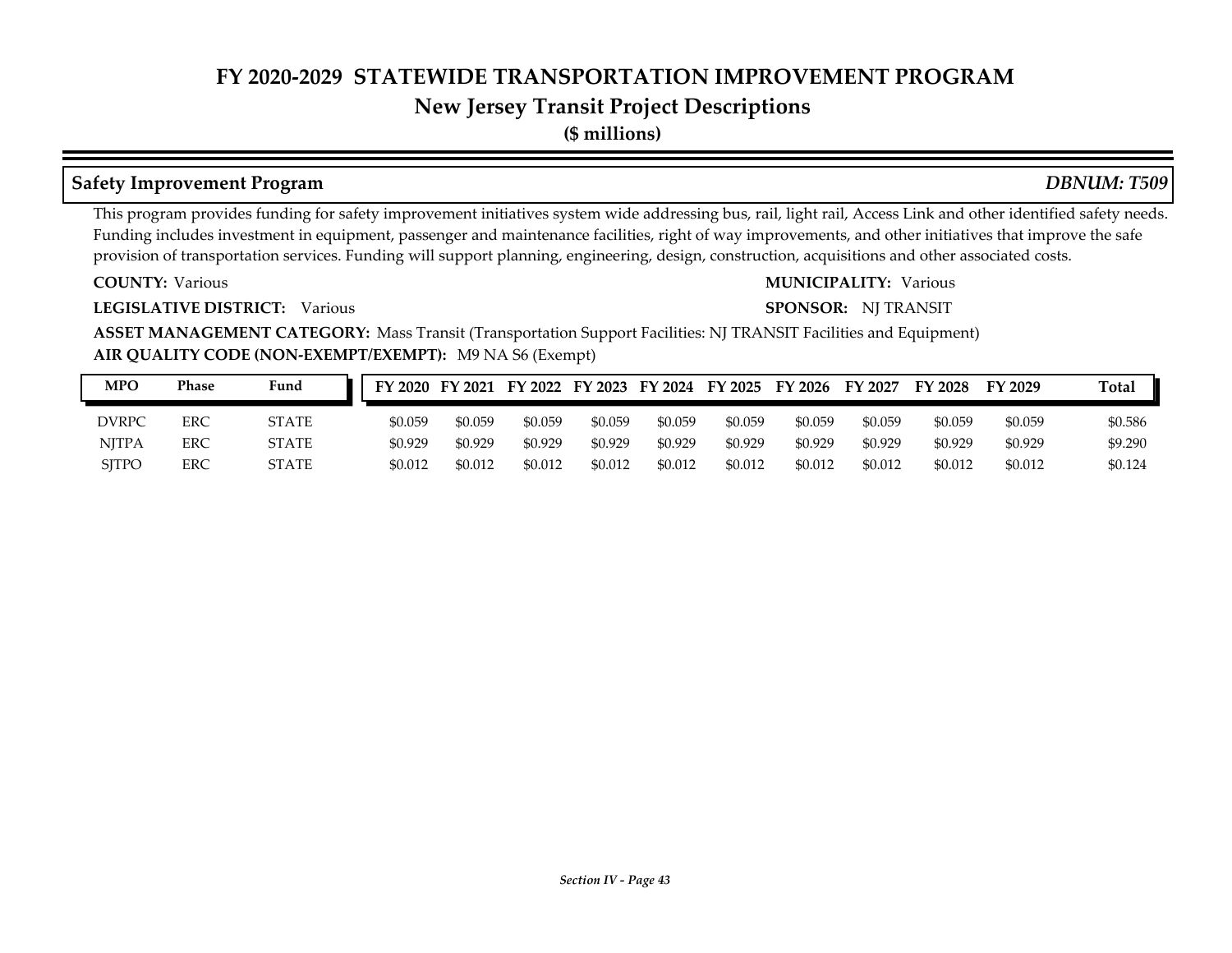# FY 2020-2029 STATEWIDE TRANSPORTATION IMPROVEMENT PROGRAM

## New Jersey Transit Project Descriptions

**($ millions)**

### Safety Improvement Program — *DBNUM: T509*

This program provides funding for safety improvement initiatives system wide addressing bus, rail, light rail, Access Link and other identified safety needs. Funding includes investment in equipment, passenger and maintenance facilities, right of way improvements, and other initiatives that improve the safe provision of transportation services. Funding will support planning, engineering, design, construction, acquisitions and other associated costs.

**COUNTY:** Various

**MUNICIPALITY:** Various

**LEGISLATIVE DISTRICT:** Various

**SPONSOR:** NJ TRANSIT

**ASSET MANAGEMENT CATEGORY:** Mass Transit (Transportation Support Facilities: NJ TRANSIT Facilities and Equipment)

**AIR QUALITY CODE (NON-EXEMPT/EXEMPT):** M9 NA S6 (Exempt)

| MPO | Phase | Fund | FY 2020 | FY 2021 | FY 2022 | FY 2023 | FY 2024 | FY 2025 | FY 2026 | FY 2027 | FY 2028 | FY 2029 | Total |
|---|---|---|---|---|---|---|---|---|---|---|---|---|---|
| DVRPC | ERC | STATE | $0.059 | $0.059 | $0.059 | $0.059 | $0.059 | $0.059 | $0.059 | $0.059 | $0.059 | $0.059 | $0.586 |
| NJTPA | ERC | STATE | $0.929 | $0.929 | $0.929 | $0.929 | $0.929 | $0.929 | $0.929 | $0.929 | $0.929 | $0.929 | $9.290 |
| SJTPO | ERC | STATE | $0.012 | $0.012 | $0.012 | $0.012 | $0.012 | $0.012 | $0.012 | $0.012 | $0.012 | $0.012 | $0.124 |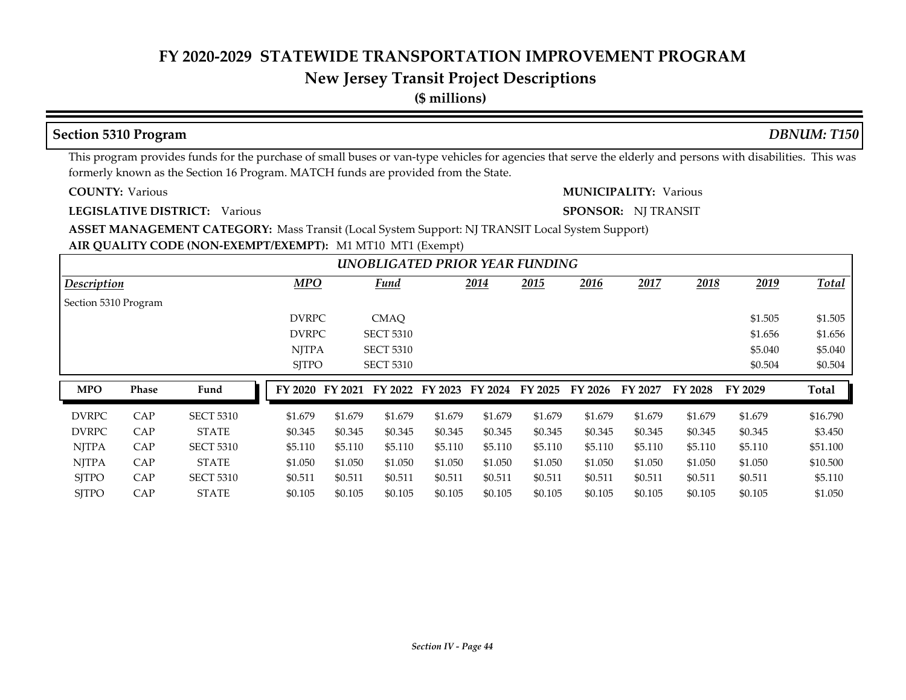# FY 2020-2029 STATEWIDE TRANSPORTATION IMPROVEMENT PROGRAM

## New Jersey Transit Project Descriptions

**($ millions)**

## Section 5310 Program *DBNUM: T150*

This program provides funds for the purchase of small buses or van-type vehicles for agencies that serve the elderly and persons with disabilities. This was formerly known as the Section 16 Program. MATCH funds are provided from the State.

**COUNTY:** Various **MUNICIPALITY:** Various

**LEGISLATIVE DISTRICT:** Various **SPONSOR:** NJ TRANSIT

**ASSET MANAGEMENT CATEGORY:** Mass Transit (Local System Support: NJ TRANSIT Local System Support)

**AIR QUALITY CODE (NON-EXEMPT/EXEMPT):** M1 MT10 MT1 (Exempt)

*UNOBLIGATED PRIOR YEAR FUNDING*

| Description | MPO | Fund | 2014 | 2015 | 2016 | 2017 | 2018 | 2019 | Total |
|---|---|---|---|---|---|---|---|---|---|
| Section 5310 Program | | | | | | | | | |
| | DVRPC | CMAQ | | | | | | $1.505 | $1.505 |
| | DVRPC | SECT 5310 | | | | | | $1.656 | $1.656 |
| | NJTPA | SECT 5310 | | | | | | $5.040 | $5.040 |
| | SJTPO | SECT 5310 | | | | | | $0.504 | $0.504 |

| MPO | Phase | Fund | FY 2020 | FY 2021 | FY 2022 | FY 2023 | FY 2024 | FY 2025 | FY 2026 | FY 2027 | FY 2028 | FY 2029 | Total |
|---|---|---|---|---|---|---|---|---|---|---|---|---|---|
| DVRPC | CAP | SECT 5310 | $1.679 | $1.679 | $1.679 | $1.679 | $1.679 | $1.679 | $1.679 | $1.679 | $1.679 | $1.679 | $16.790 |
| DVRPC | CAP | STATE | $0.345 | $0.345 | $0.345 | $0.345 | $0.345 | $0.345 | $0.345 | $0.345 | $0.345 | $0.345 | $3.450 |
| NJTPA | CAP | SECT 5310 | $5.110 | $5.110 | $5.110 | $5.110 | $5.110 | $5.110 | $5.110 | $5.110 | $5.110 | $5.110 | $51.100 |
| NJTPA | CAP | STATE | $1.050 | $1.050 | $1.050 | $1.050 | $1.050 | $1.050 | $1.050 | $1.050 | $1.050 | $1.050 | $10.500 |
| SJTPO | CAP | SECT 5310 | $0.511 | $0.511 | $0.511 | $0.511 | $0.511 | $0.511 | $0.511 | $0.511 | $0.511 | $0.511 | $5.110 |
| SJTPO | CAP | STATE | $0.105 | $0.105 | $0.105 | $0.105 | $0.105 | $0.105 | $0.105 | $0.105 | $0.105 | $0.105 | $1.050 |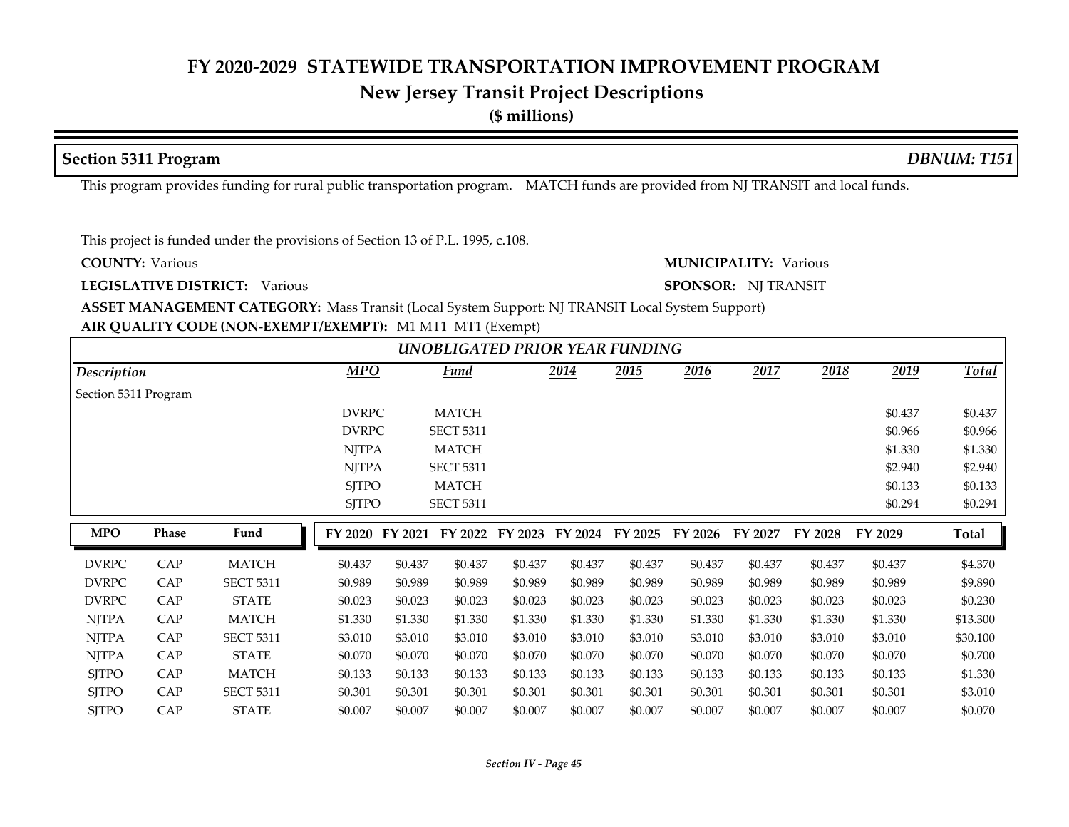# FY 2020-2029 STATEWIDE TRANSPORTATION IMPROVEMENT PROGRAM

## New Jersey Transit Project Descriptions

**($ millions)**

### Section 5311 Program

*DBNUM: T151*

This program provides funding for rural public transportation program. MATCH funds are provided from NJ TRANSIT and local funds.

This project is funded under the provisions of Section 13 of P.L. 1995, c.108.

**COUNTY:** Various

**MUNICIPALITY:** Various

**LEGISLATIVE DISTRICT:** Various

**SPONSOR:** NJ TRANSIT

**ASSET MANAGEMENT CATEGORY:** Mass Transit (Local System Support: NJ TRANSIT Local System Support)

**AIR QUALITY CODE (NON-EXEMPT/EXEMPT):** M1 MT1 MT1 (Exempt)

***UNOBLIGATED PRIOR YEAR FUNDING***

| Description | MPO | Fund | 2014 | 2015 | 2016 | 2017 | 2018 | 2019 | Total |
|---|---|---|---|---|---|---|---|---|---|
| Section 5311 Program | | | | | | | | | |
| | DVRPC | MATCH | | | | | | $0.437 | $0.437 |
| | DVRPC | SECT 5311 | | | | | | $0.966 | $0.966 |
| | NJTPA | MATCH | | | | | | $1.330 | $1.330 |
| | NJTPA | SECT 5311 | | | | | | $2.940 | $2.940 |
| | SJTPO | MATCH | | | | | | $0.133 | $0.133 |
| | SJTPO | SECT 5311 | | | | | | $0.294 | $0.294 |

| MPO | Phase | Fund | FY 2020 | FY 2021 | FY 2022 | FY 2023 | FY 2024 | FY 2025 | FY 2026 | FY 2027 | FY 2028 | FY 2029 | Total |
|---|---|---|---|---|---|---|---|---|---|---|---|---|---|
| DVRPC | CAP | MATCH | $0.437 | $0.437 | $0.437 | $0.437 | $0.437 | $0.437 | $0.437 | $0.437 | $0.437 | $0.437 | $4.370 |
| DVRPC | CAP | SECT 5311 | $0.989 | $0.989 | $0.989 | $0.989 | $0.989 | $0.989 | $0.989 | $0.989 | $0.989 | $0.989 | $9.890 |
| DVRPC | CAP | STATE | $0.023 | $0.023 | $0.023 | $0.023 | $0.023 | $0.023 | $0.023 | $0.023 | $0.023 | $0.023 | $0.230 |
| NJTPA | CAP | MATCH | $1.330 | $1.330 | $1.330 | $1.330 | $1.330 | $1.330 | $1.330 | $1.330 | $1.330 | $1.330 | $13.300 |
| NJTPA | CAP | SECT 5311 | $3.010 | $3.010 | $3.010 | $3.010 | $3.010 | $3.010 | $3.010 | $3.010 | $3.010 | $3.010 | $30.100 |
| NJTPA | CAP | STATE | $0.070 | $0.070 | $0.070 | $0.070 | $0.070 | $0.070 | $0.070 | $0.070 | $0.070 | $0.070 | $0.700 |
| SJTPO | CAP | MATCH | $0.133 | $0.133 | $0.133 | $0.133 | $0.133 | $0.133 | $0.133 | $0.133 | $0.133 | $0.133 | $1.330 |
| SJTPO | CAP | SECT 5311 | $0.301 | $0.301 | $0.301 | $0.301 | $0.301 | $0.301 | $0.301 | $0.301 | $0.301 | $0.301 | $3.010 |
| SJTPO | CAP | STATE | $0.007 | $0.007 | $0.007 | $0.007 | $0.007 | $0.007 | $0.007 | $0.007 | $0.007 | $0.007 | $0.070 |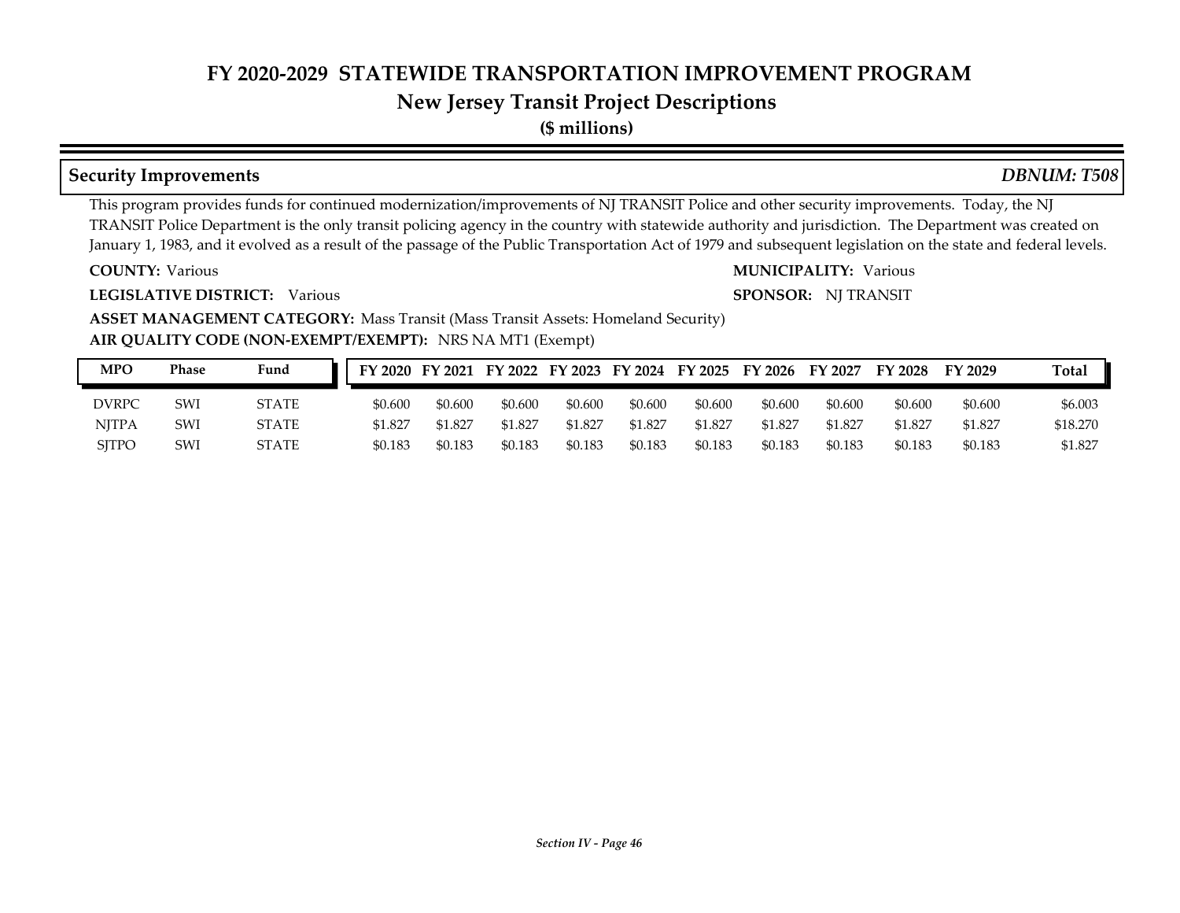# FY 2020-2029 STATEWIDE TRANSPORTATION IMPROVEMENT PROGRAM

## New Jersey Transit Project Descriptions

**($ millions)**

### Security Improvements — *DBNUM: T508*

This program provides funds for continued modernization/improvements of NJ TRANSIT Police and other security improvements. Today, the NJ TRANSIT Police Department is the only transit policing agency in the country with statewide authority and jurisdiction. The Department was created on January 1, 1983, and it evolved as a result of the passage of the Public Transportation Act of 1979 and subsequent legislation on the state and federal levels.

**COUNTY:** Various

**MUNICIPALITY:** Various

**LEGISLATIVE DISTRICT:** Various

**SPONSOR:** NJ TRANSIT

**ASSET MANAGEMENT CATEGORY:** Mass Transit (Mass Transit Assets: Homeland Security)

**AIR QUALITY CODE (NON-EXEMPT/EXEMPT):** NRS NA MT1 (Exempt)

| MPO | Phase | Fund | FY 2020 | FY 2021 | FY 2022 | FY 2023 | FY 2024 | FY 2025 | FY 2026 | FY 2027 | FY 2028 | FY 2029 | Total |
|---|---|---|---|---|---|---|---|---|---|---|---|---|---|
| DVRPC | SWI | STATE | $0.600 | $0.600 | $0.600 | $0.600 | $0.600 | $0.600 | $0.600 | $0.600 | $0.600 | $0.600 | $6.003 |
| NJTPA | SWI | STATE | $1.827 | $1.827 | $1.827 | $1.827 | $1.827 | $1.827 | $1.827 | $1.827 | $1.827 | $1.827 | $18.270 |
| SJTPO | SWI | STATE | $0.183 | $0.183 | $0.183 | $0.183 | $0.183 | $0.183 | $0.183 | $0.183 | $0.183 | $0.183 | $1.827 |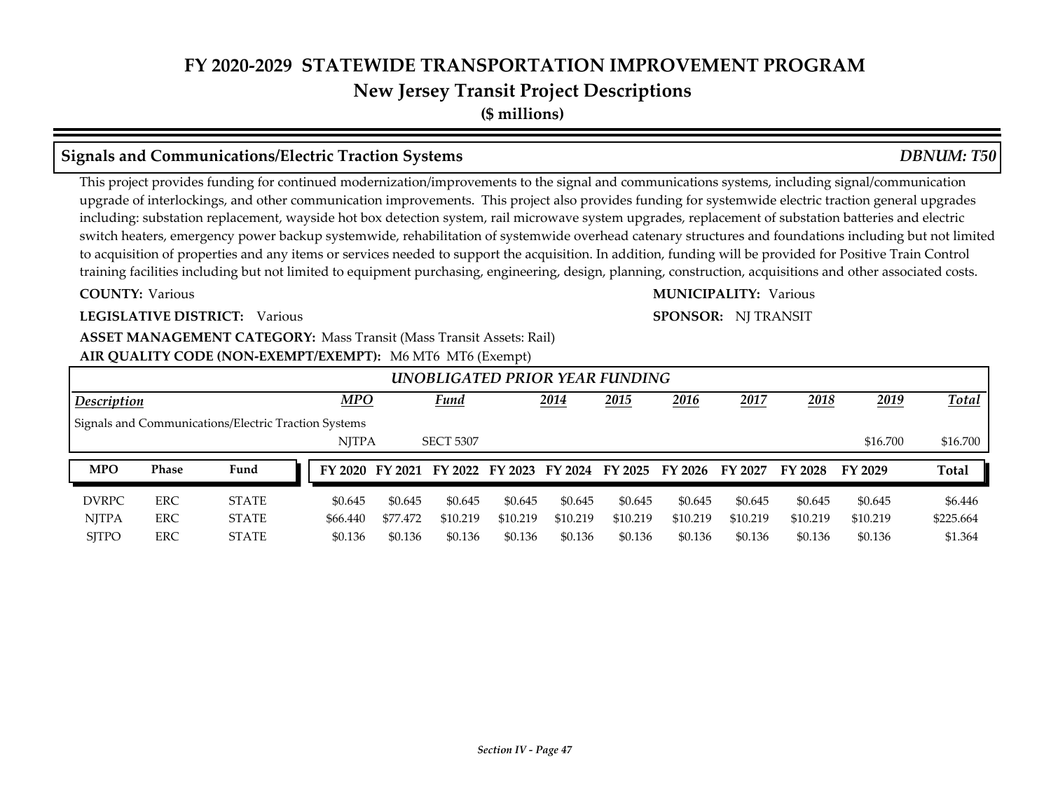# FY 2020-2029 STATEWIDE TRANSPORTATION IMPROVEMENT PROGRAM

## New Jersey Transit Project Descriptions

**($ millions)**

### Signals and Communications/Electric Traction Systems — *DBNUM: T50*

This project provides funding for continued modernization/improvements to the signal and communications systems, including signal/communication upgrade of interlockings, and other communication improvements. This project also provides funding for systemwide electric traction general upgrades including: substation replacement, wayside hot box detection system, rail microwave system upgrades, replacement of substation batteries and electric switch heaters, emergency power backup systemwide, rehabilitation of systemwide overhead catenary structures and foundations including but not limited to acquisition of properties and any items or services needed to support the acquisition. In addition, funding will be provided for Positive Train Control training facilities including but not limited to equipment purchasing, engineering, design, planning, construction, acquisitions and other associated costs.

**COUNTY:** Various  
**MUNICIPALITY:** Various  
**LEGISLATIVE DISTRICT:** Various  
**SPONSOR:** NJ TRANSIT  
**ASSET MANAGEMENT CATEGORY:** Mass Transit (Mass Transit Assets: Rail)  
**AIR QUALITY CODE (NON-EXEMPT/EXEMPT):** M6 MT6 MT6 (Exempt)

*UNOBLIGATED PRIOR YEAR FUNDING*

| Description | MPO | Fund | 2014 | 2015 | 2016 | 2017 | 2018 | 2019 | Total |
|---|---|---|---|---|---|---|---|---|---|
| Signals and Communications/Electric Traction Systems | | | | | | | | | |
| | NJTPA | SECT 5307 | | | | | | $16.700 | $16.700 |

| MPO | Phase | Fund | FY 2020 | FY 2021 | FY 2022 | FY 2023 | FY 2024 | FY 2025 | FY 2026 | FY 2027 | FY 2028 | FY 2029 | Total |
|---|---|---|---|---|---|---|---|---|---|---|---|---|---|
| DVRPC | ERC | STATE | $0.645 | $0.645 | $0.645 | $0.645 | $0.645 | $0.645 | $0.645 | $0.645 | $0.645 | $0.645 | $6.446 |
| NJTPA | ERC | STATE | $66.440 | $77.472 | $10.219 | $10.219 | $10.219 | $10.219 | $10.219 | $10.219 | $10.219 | $10.219 | $225.664 |
| SJTPO | ERC | STATE | $0.136 | $0.136 | $0.136 | $0.136 | $0.136 | $0.136 | $0.136 | $0.136 | $0.136 | $0.136 | $1.364 |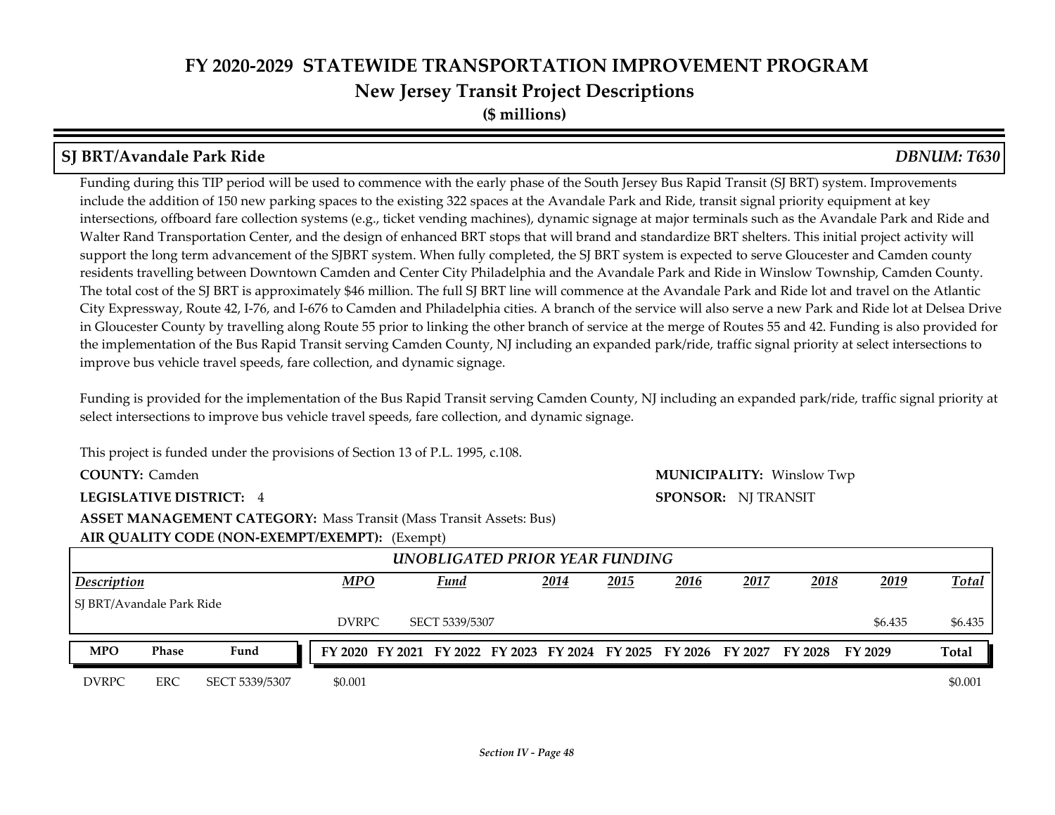# FY 2020-2029 STATEWIDE TRANSPORTATION IMPROVEMENT PROGRAM

## New Jersey Transit Project Descriptions

**($ millions)**

### SJ BRT/Avandale Park Ride — *DBNUM: T630*

Funding during this TIP period will be used to commence with the early phase of the South Jersey Bus Rapid Transit (SJ BRT) system. Improvements include the addition of 150 new parking spaces to the existing 322 spaces at the Avandale Park and Ride, transit signal priority equipment at key intersections, offboard fare collection systems (e.g., ticket vending machines), dynamic signage at major terminals such as the Avandale Park and Ride and Walter Rand Transportation Center, and the design of enhanced BRT stops that will brand and standardize BRT shelters. This initial project activity will support the long term advancement of the SJBRT system. When fully completed, the SJ BRT system is expected to serve Gloucester and Camden county residents travelling between Downtown Camden and Center City Philadelphia and the Avandale Park and Ride in Winslow Township, Camden County. The total cost of the SJ BRT is approximately $46 million. The full SJ BRT line will commence at the Avandale Park and Ride lot and travel on the Atlantic City Expressway, Route 42, I-76, and I-676 to Camden and Philadelphia cities. A branch of the service will also serve a new Park and Ride lot at Delsea Drive in Gloucester County by travelling along Route 55 prior to linking the other branch of service at the merge of Routes 55 and 42. Funding is also provided for the implementation of the Bus Rapid Transit serving Camden County, NJ including an expanded park/ride, traffic signal priority at select intersections to improve bus vehicle travel speeds, fare collection, and dynamic signage.

Funding is provided for the implementation of the Bus Rapid Transit serving Camden County, NJ including an expanded park/ride, traffic signal priority at select intersections to improve bus vehicle travel speeds, fare collection, and dynamic signage.

This project is funded under the provisions of Section 13 of P.L. 1995, c.108.

**COUNTY:** Camden  
**MUNICIPALITY:** Winslow Twp  
**LEGISLATIVE DISTRICT:** 4  
**SPONSOR:** NJ TRANSIT  
**ASSET MANAGEMENT CATEGORY:** Mass Transit (Mass Transit Assets: Bus)  
**AIR QUALITY CODE (NON-EXEMPT/EXEMPT):** (Exempt)

**UNOBLIGATED PRIOR YEAR FUNDING**

| Description | MPO | Fund | 2014 | 2015 | 2016 | 2017 | 2018 | 2019 | Total |
|---|---|---|---|---|---|---|---|---|---|
| SJ BRT/Avandale Park Ride | DVRPC | SECT 5339/5307 | | | | | | $6.435 | $6.435 |

| MPO | Phase | Fund | FY 2020 | FY 2021 | FY 2022 | FY 2023 | FY 2024 | FY 2025 | FY 2026 | FY 2027 | FY 2028 | FY 2029 | Total |
|---|---|---|---|---|---|---|---|---|---|---|---|---|---|
| DVRPC | ERC | SECT 5339/5307 | $0.001 | | | | | | | | | | $0.001 |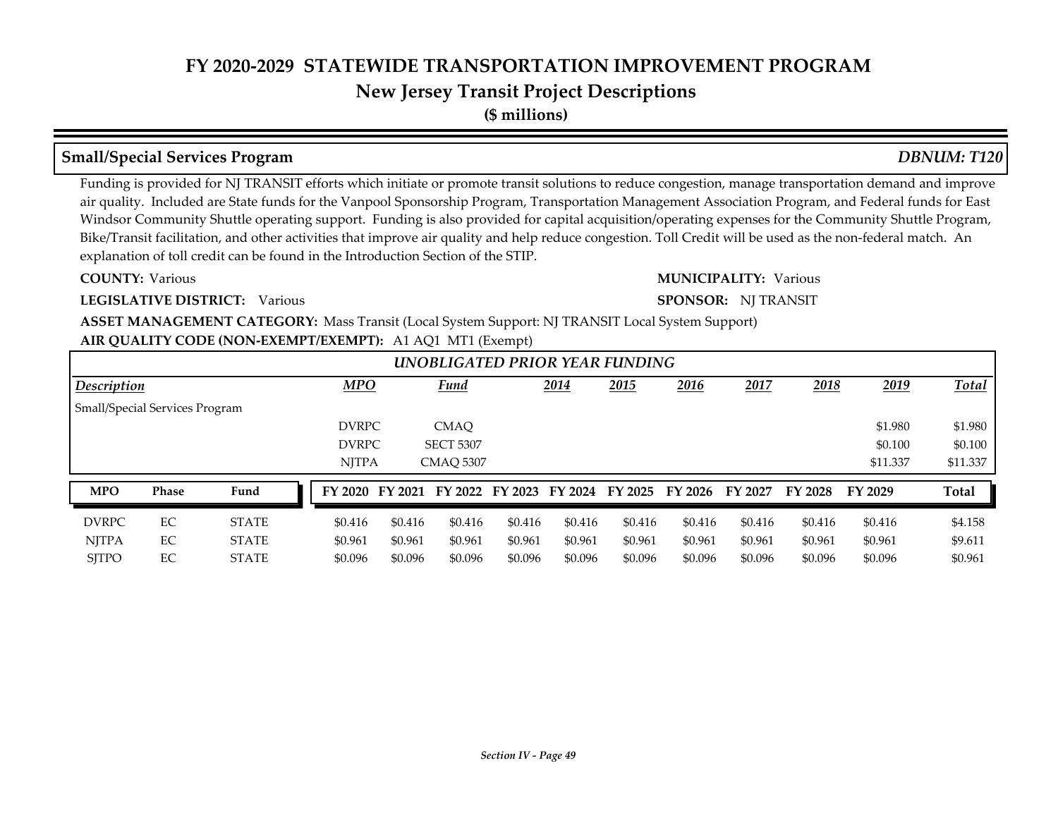# FY 2020-2029 STATEWIDE TRANSPORTATION IMPROVEMENT PROGRAM

## New Jersey Transit Project Descriptions

**($ millions)**

### Small/Special Services Program — *DBNUM: T120*

Funding is provided for NJ TRANSIT efforts which initiate or promote transit solutions to reduce congestion, manage transportation demand and improve air quality. Included are State funds for the Vanpool Sponsorship Program, Transportation Management Association Program, and Federal funds for East Windsor Community Shuttle operating support. Funding is also provided for capital acquisition/operating expenses for the Community Shuttle Program, Bike/Transit facilitation, and other activities that improve air quality and help reduce congestion. Toll Credit will be used as the non-federal match. An explanation of toll credit can be found in the Introduction Section of the STIP.

**COUNTY:** Various

**MUNICIPALITY:** Various

**LEGISLATIVE DISTRICT:** Various

**SPONSOR:** NJ TRANSIT

**ASSET MANAGEMENT CATEGORY:** Mass Transit (Local System Support: NJ TRANSIT Local System Support)

**AIR QUALITY CODE (NON-EXEMPT/EXEMPT):** A1 AQ1 MT1 (Exempt)

*UNOBLIGATED PRIOR YEAR FUNDING*

| Description | MPO | Fund | 2014 | 2015 | 2016 | 2017 | 2018 | 2019 | Total |
|---|---|---|---|---|---|---|---|---|---|
| Small/Special Services Program | | | | | | | | | |
| | DVRPC | CMAQ | | | | | | $1.980 | $1.980 |
| | DVRPC | SECT 5307 | | | | | | $0.100 | $0.100 |
| | NJTPA | CMAQ 5307 | | | | | | $11.337 | $11.337 |

| MPO | Phase | Fund | FY 2020 | FY 2021 | FY 2022 | FY 2023 | FY 2024 | FY 2025 | FY 2026 | FY 2027 | FY 2028 | FY 2029 | Total |
|---|---|---|---|---|---|---|---|---|---|---|---|---|---|
| DVRPC | EC | STATE | $0.416 | $0.416 | $0.416 | $0.416 | $0.416 | $0.416 | $0.416 | $0.416 | $0.416 | $0.416 | $4.158 |
| NJTPA | EC | STATE | $0.961 | $0.961 | $0.961 | $0.961 | $0.961 | $0.961 | $0.961 | $0.961 | $0.961 | $0.961 | $9.611 |
| SJTPO | EC | STATE | $0.096 | $0.096 | $0.096 | $0.096 | $0.096 | $0.096 | $0.096 | $0.096 | $0.096 | $0.096 | $0.961 |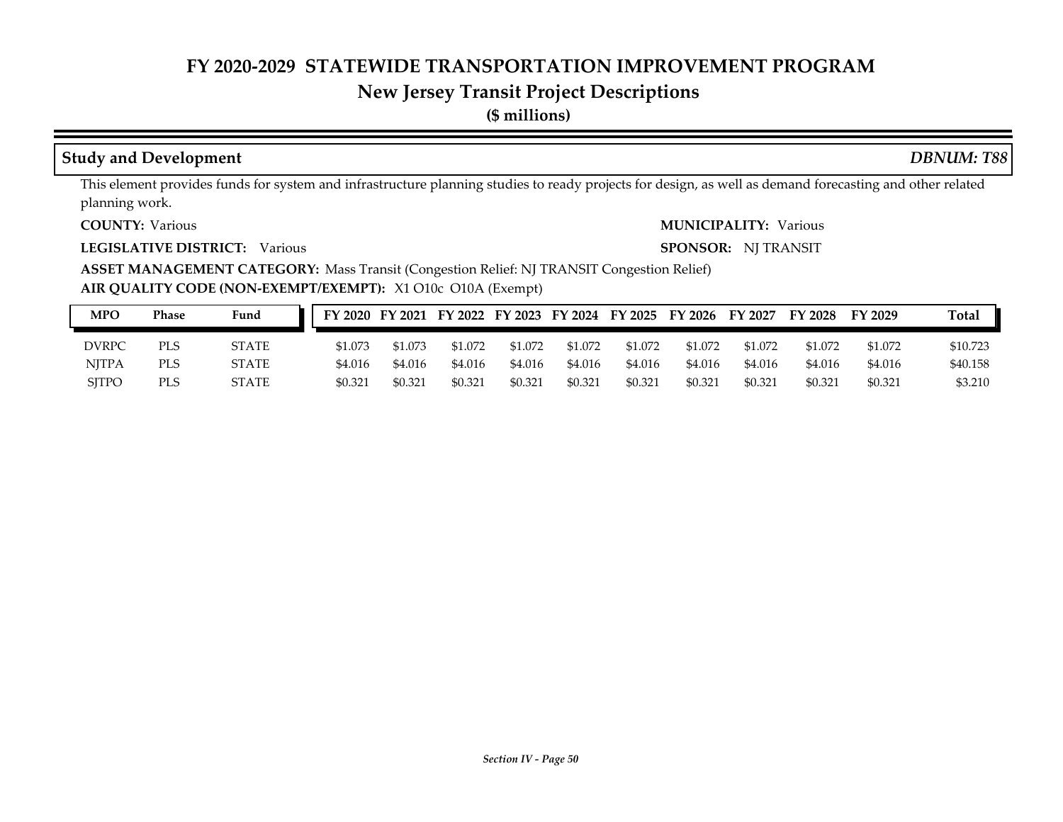# FY 2020-2029 STATEWIDE TRANSPORTATION IMPROVEMENT PROGRAM

## New Jersey Transit Project Descriptions

**($ millions)**

### Study and Development *DBNUM: T88*

This element provides funds for system and infrastructure planning studies to ready projects for design, as well as demand forecasting and other related planning work.

**COUNTY:** Various

**MUNICIPALITY:** Various

**LEGISLATIVE DISTRICT:** Various

**SPONSOR:** NJ TRANSIT

**ASSET MANAGEMENT CATEGORY:** Mass Transit (Congestion Relief: NJ TRANSIT Congestion Relief)

**AIR QUALITY CODE (NON-EXEMPT/EXEMPT):** X1 O10c O10A (Exempt)

| MPO | Phase | Fund | FY 2020 | FY 2021 | FY 2022 | FY 2023 | FY 2024 | FY 2025 | FY 2026 | FY 2027 | FY 2028 | FY 2029 | Total |
|---|---|---|---|---|---|---|---|---|---|---|---|---|---|
| DVRPC | PLS | STATE | $1.073 | $1.073 | $1.072 | $1.072 | $1.072 | $1.072 | $1.072 | $1.072 | $1.072 | $1.072 | $10.723 |
| NJTPA | PLS | STATE | $4.016 | $4.016 | $4.016 | $4.016 | $4.016 | $4.016 | $4.016 | $4.016 | $4.016 | $4.016 | $40.158 |
| SJTPO | PLS | STATE | $0.321 | $0.321 | $0.321 | $0.321 | $0.321 | $0.321 | $0.321 | $0.321 | $0.321 | $0.321 | $3.210 |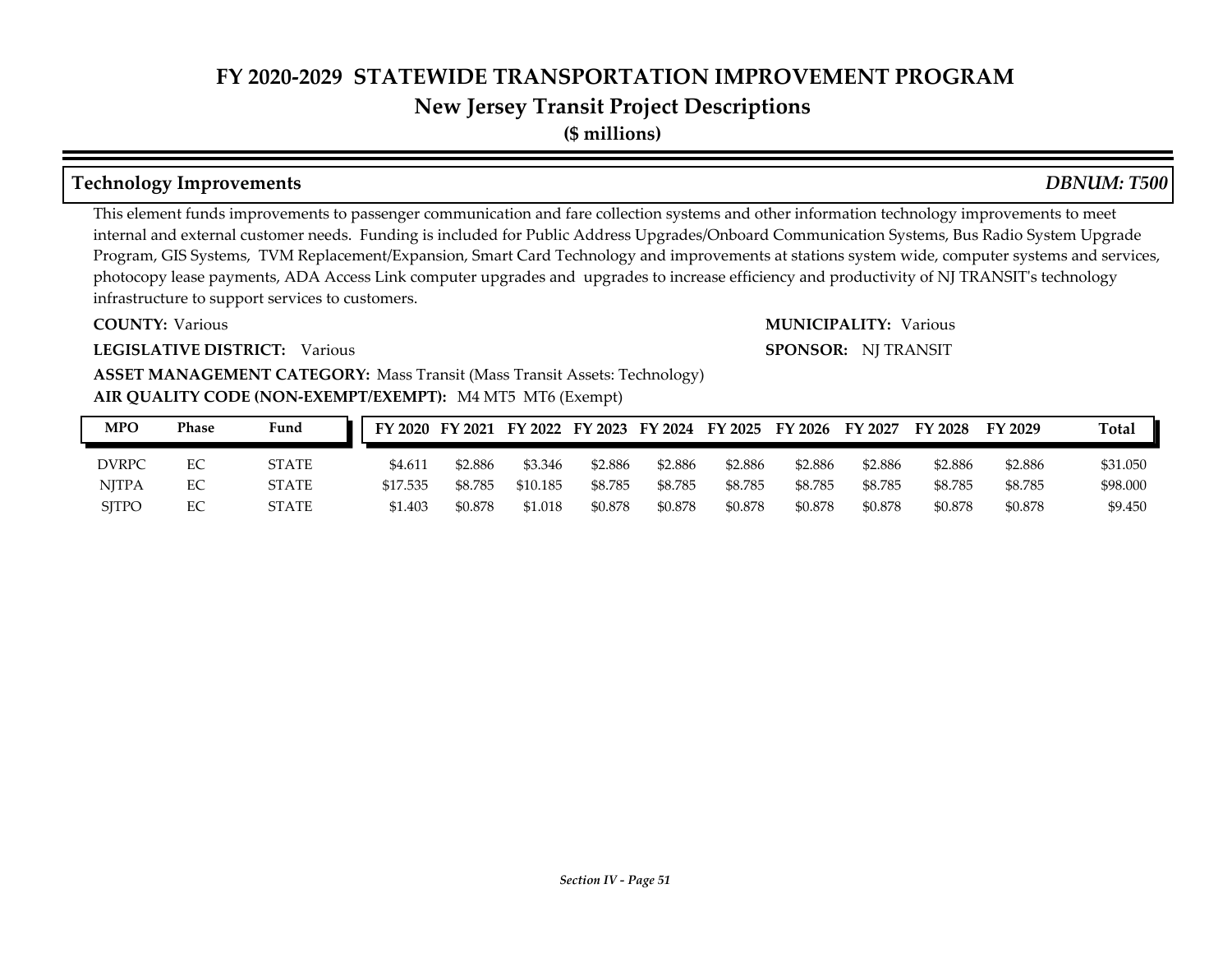# FY 2020-2029 STATEWIDE TRANSPORTATION IMPROVEMENT PROGRAM

## New Jersey Transit Project Descriptions

**($ millions)**

### Technology Improvements — *DBNUM: T500*

This element funds improvements to passenger communication and fare collection systems and other information technology improvements to meet internal and external customer needs. Funding is included for Public Address Upgrades/Onboard Communication Systems, Bus Radio System Upgrade Program, GIS Systems, TVM Replacement/Expansion, Smart Card Technology and improvements at stations system wide, computer systems and services, photocopy lease payments, ADA Access Link computer upgrades and upgrades to increase efficiency and productivity of NJ TRANSIT's technology infrastructure to support services to customers.

**COUNTY:** Various

**MUNICIPALITY:** Various

**LEGISLATIVE DISTRICT:** Various

**SPONSOR:** NJ TRANSIT

**ASSET MANAGEMENT CATEGORY:** Mass Transit (Mass Transit Assets: Technology)

**AIR QUALITY CODE (NON-EXEMPT/EXEMPT):** M4 MT5 MT6 (Exempt)

| MPO | Phase | Fund | FY 2020 | FY 2021 | FY 2022 | FY 2023 | FY 2024 | FY 2025 | FY 2026 | FY 2027 | FY 2028 | FY 2029 | Total |
|---|---|---|---|---|---|---|---|---|---|---|---|---|---|
| DVRPC | EC | STATE | $4.611 | $2.886 | $3.346 | $2.886 | $2.886 | $2.886 | $2.886 | $2.886 | $2.886 | $2.886 | $31.050 |
| NJTPA | EC | STATE | $17.535 | $8.785 | $10.185 | $8.785 | $8.785 | $8.785 | $8.785 | $8.785 | $8.785 | $8.785 | $98.000 |
| SJTPO | EC | STATE | $1.403 | $0.878 | $1.018 | $0.878 | $0.878 | $0.878 | $0.878 | $0.878 | $0.878 | $0.878 | $9.450 |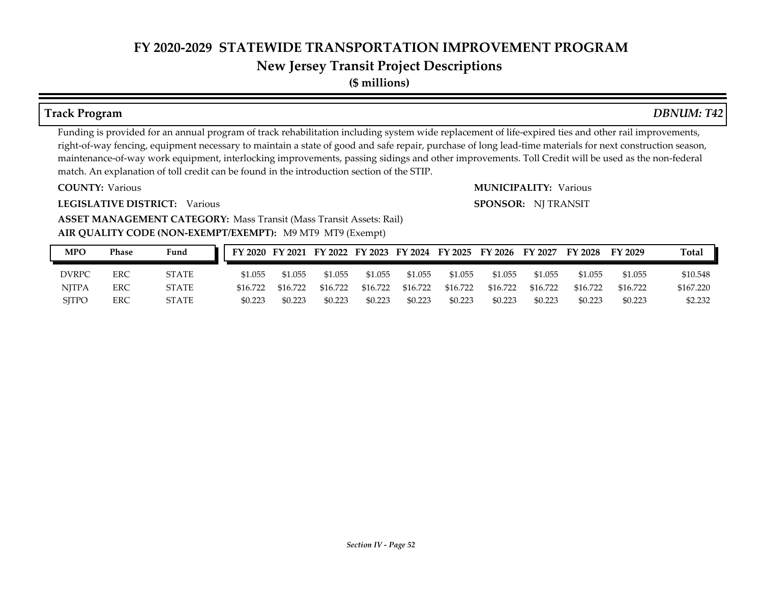# FY 2020-2029 STATEWIDE TRANSPORTATION IMPROVEMENT PROGRAM

## New Jersey Transit Project Descriptions

**($ millions)**

### Track Program

*DBNUM: T42*

Funding is provided for an annual program of track rehabilitation including system wide replacement of life-expired ties and other rail improvements, right-of-way fencing, equipment necessary to maintain a state of good and safe repair, purchase of long lead-time materials for next construction season, maintenance-of-way work equipment, interlocking improvements, passing sidings and other improvements. Toll Credit will be used as the non-federal match. An explanation of toll credit can be found in the introduction section of the STIP.

**COUNTY:** Various

**MUNICIPALITY:** Various

**LEGISLATIVE DISTRICT:** Various

**SPONSOR:** NJ TRANSIT

**ASSET MANAGEMENT CATEGORY:** Mass Transit (Mass Transit Assets: Rail)

**AIR QUALITY CODE (NON-EXEMPT/EXEMPT):** M9 MT9 MT9 (Exempt)

| MPO | Phase | Fund | FY 2020 | FY 2021 | FY 2022 | FY 2023 | FY 2024 | FY 2025 | FY 2026 | FY 2027 | FY 2028 | FY 2029 | Total |
|---|---|---|---|---|---|---|---|---|---|---|---|---|---|
| DVRPC | ERC | STATE | $1.055 | $1.055 | $1.055 | $1.055 | $1.055 | $1.055 | $1.055 | $1.055 | $1.055 | $1.055 | $10.548 |
| NJTPA | ERC | STATE | $16.722 | $16.722 | $16.722 | $16.722 | $16.722 | $16.722 | $16.722 | $16.722 | $16.722 | $16.722 | $167.220 |
| SJTPO | ERC | STATE | $0.223 | $0.223 | $0.223 | $0.223 | $0.223 | $0.223 | $0.223 | $0.223 | $0.223 | $0.223 | $2.232 |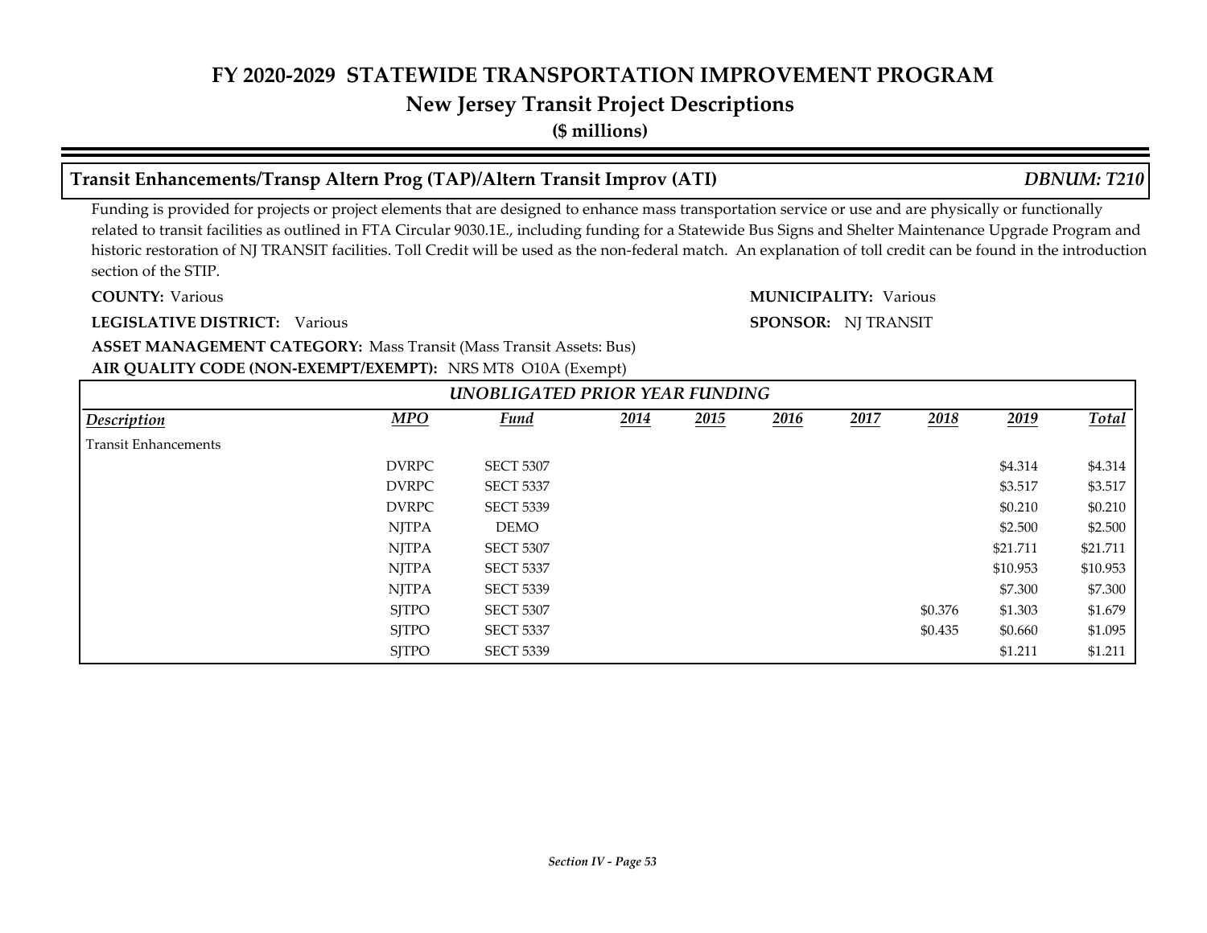# FY 2020-2029 STATEWIDE TRANSPORTATION IMPROVEMENT PROGRAM

## New Jersey Transit Project Descriptions

**($ millions)**

### Transit Enhancements/Transp Altern Prog (TAP)/Altern Transit Improv (ATI) — *DBNUM: T210*

Funding is provided for projects or project elements that are designed to enhance mass transportation service or use and are physically or functionally related to transit facilities as outlined in FTA Circular 9030.1E., including funding for a Statewide Bus Signs and Shelter Maintenance Upgrade Program and historic restoration of NJ TRANSIT facilities. Toll Credit will be used as the non-federal match. An explanation of toll credit can be found in the introduction section of the STIP.

**COUNTY:** Various

**MUNICIPALITY:** Various

**LEGISLATIVE DISTRICT:** Various

**SPONSOR:** NJ TRANSIT

**ASSET MANAGEMENT CATEGORY:** Mass Transit (Mass Transit Assets: Bus)

**AIR QUALITY CODE (NON-EXEMPT/EXEMPT):** NRS MT8 O10A (Exempt)

*UNOBLIGATED PRIOR YEAR FUNDING*

| Description | MPO | Fund | 2014 | 2015 | 2016 | 2017 | 2018 | 2019 | Total |
|---|---|---|---|---|---|---|---|---|---|
| Transit Enhancements | | | | | | | | | |
| | DVRPC | SECT 5307 | | | | | | $4.314 | $4.314 |
| | DVRPC | SECT 5337 | | | | | | $3.517 | $3.517 |
| | DVRPC | SECT 5339 | | | | | | $0.210 | $0.210 |
| | NJTPA | DEMO | | | | | | $2.500 | $2.500 |
| | NJTPA | SECT 5307 | | | | | | $21.711 | $21.711 |
| | NJTPA | SECT 5337 | | | | | | $10.953 | $10.953 |
| | NJTPA | SECT 5339 | | | | | | $7.300 | $7.300 |
| | SJTPO | SECT 5307 | | | | | $0.376 | $1.303 | $1.679 |
| | SJTPO | SECT 5337 | | | | | $0.435 | $0.660 | $1.095 |
| | SJTPO | SECT 5339 | | | | | | $1.211 | $1.211 |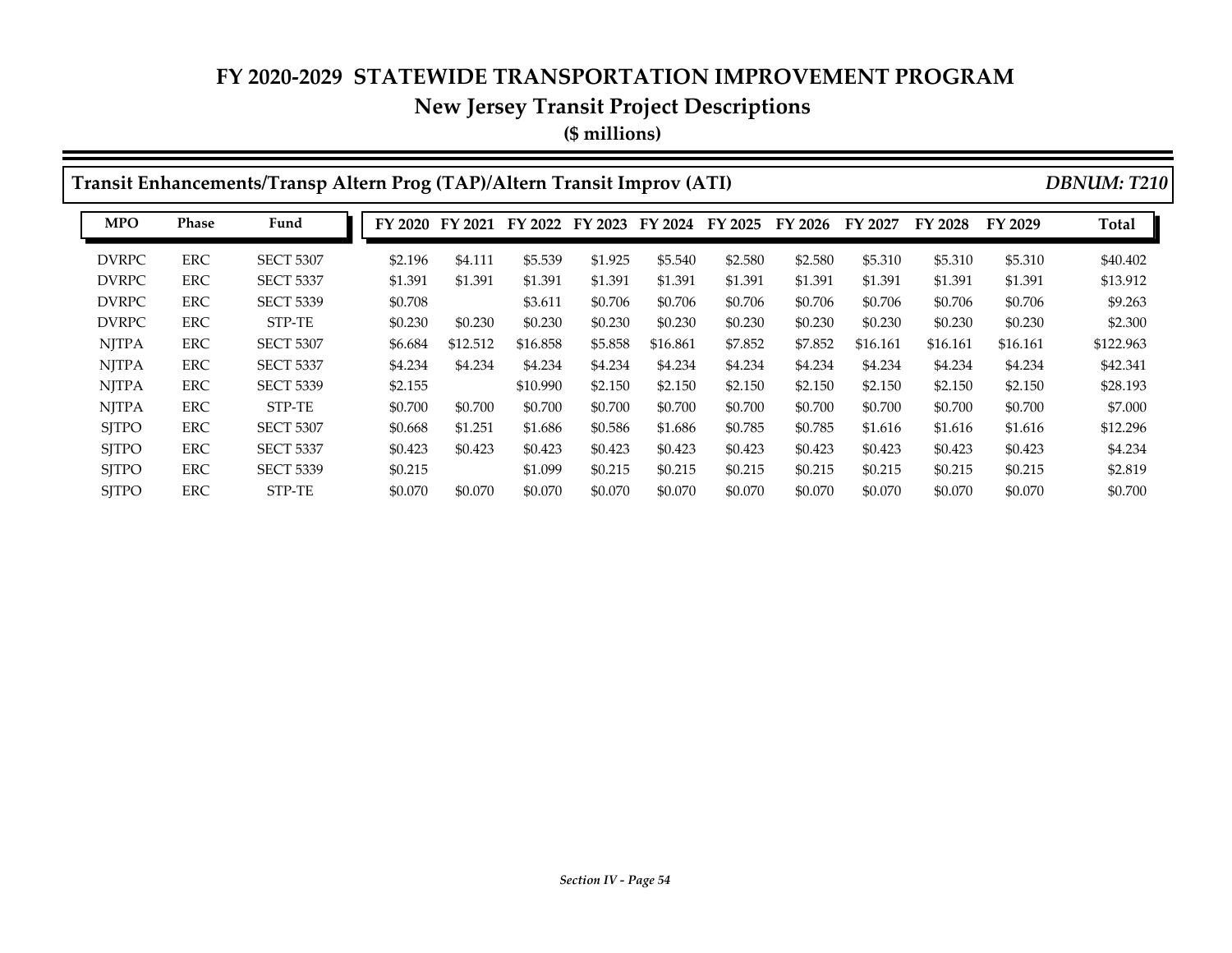# FY 2020-2029 STATEWIDE TRANSPORTATION IMPROVEMENT PROGRAM

## New Jersey Transit Project Descriptions

### ($ millions)

**Transit Enhancements/Transp Altern Prog (TAP)/Altern Transit Improv (ATI)** *DBNUM: T210*

| MPO | Phase | Fund | FY 2020 | FY 2021 | FY 2022 | FY 2023 | FY 2024 | FY 2025 | FY 2026 | FY 2027 | FY 2028 | FY 2029 | Total |
|---|---|---|---|---|---|---|---|---|---|---|---|---|---|
| DVRPC | ERC | SECT 5307 | $2.196 | $4.111 | $5.539 | $1.925 | $5.540 | $2.580 | $2.580 | $5.310 | $5.310 | $5.310 | $40.402 |
| DVRPC | ERC | SECT 5337 | $1.391 | $1.391 | $1.391 | $1.391 | $1.391 | $1.391 | $1.391 | $1.391 | $1.391 | $1.391 | $13.912 |
| DVRPC | ERC | SECT 5339 | $0.708 | | $3.611 | $0.706 | $0.706 | $0.706 | $0.706 | $0.706 | $0.706 | $0.706 | $9.263 |
| DVRPC | ERC | STP-TE | $0.230 | $0.230 | $0.230 | $0.230 | $0.230 | $0.230 | $0.230 | $0.230 | $0.230 | $0.230 | $2.300 |
| NJTPA | ERC | SECT 5307 | $6.684 | $12.512 | $16.858 | $5.858 | $16.861 | $7.852 | $7.852 | $16.161 | $16.161 | $16.161 | $122.963 |
| NJTPA | ERC | SECT 5337 | $4.234 | $4.234 | $4.234 | $4.234 | $4.234 | $4.234 | $4.234 | $4.234 | $4.234 | $4.234 | $42.341 |
| NJTPA | ERC | SECT 5339 | $2.155 | | $10.990 | $2.150 | $2.150 | $2.150 | $2.150 | $2.150 | $2.150 | $2.150 | $28.193 |
| NJTPA | ERC | STP-TE | $0.700 | $0.700 | $0.700 | $0.700 | $0.700 | $0.700 | $0.700 | $0.700 | $0.700 | $0.700 | $7.000 |
| SJTPO | ERC | SECT 5307 | $0.668 | $1.251 | $1.686 | $0.586 | $1.686 | $0.785 | $0.785 | $1.616 | $1.616 | $1.616 | $12.296 |
| SJTPO | ERC | SECT 5337 | $0.423 | $0.423 | $0.423 | $0.423 | $0.423 | $0.423 | $0.423 | $0.423 | $0.423 | $0.423 | $4.234 |
| SJTPO | ERC | SECT 5339 | $0.215 | | $1.099 | $0.215 | $0.215 | $0.215 | $0.215 | $0.215 | $0.215 | $0.215 | $2.819 |
| SJTPO | ERC | STP-TE | $0.070 | $0.070 | $0.070 | $0.070 | $0.070 | $0.070 | $0.070 | $0.070 | $0.070 | $0.070 | $0.700 |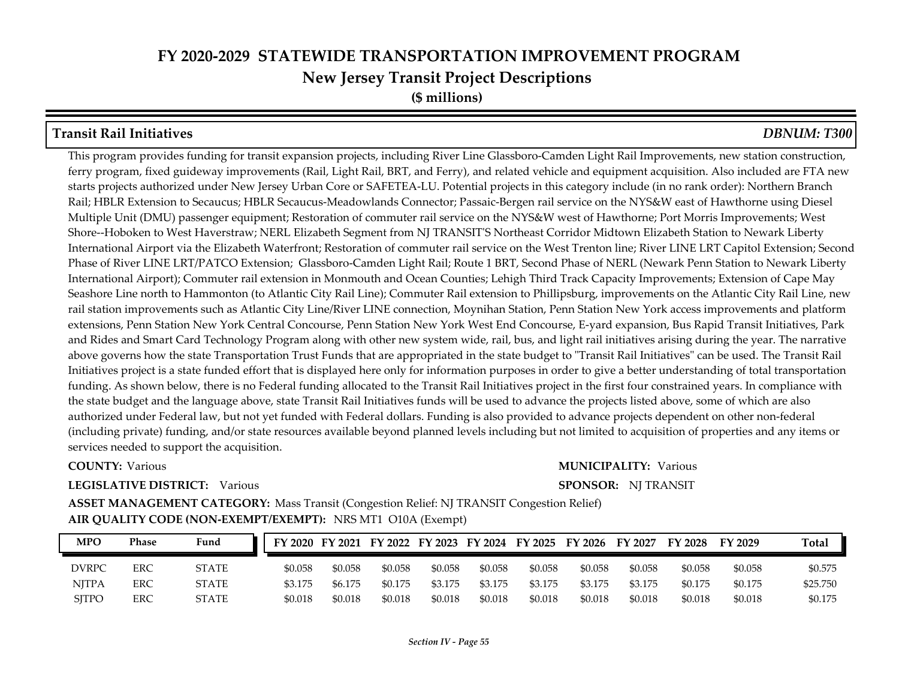# FY 2020-2029 STATEWIDE TRANSPORTATION IMPROVEMENT PROGRAM

## New Jersey Transit Project Descriptions

**($ millions)**

### Transit Rail Initiatives — *DBNUM: T300*

This program provides funding for transit expansion projects, including River Line Glassboro-Camden Light Rail Improvements, new station construction, ferry program, fixed guideway improvements (Rail, Light Rail, BRT, and Ferry), and related vehicle and equipment acquisition. Also included are FTA new starts projects authorized under New Jersey Urban Core or SAFETEA-LU. Potential projects in this category include (in no rank order): Northern Branch Rail; HBLR Extension to Secaucus; HBLR Secaucus-Meadowlands Connector; Passaic-Bergen rail service on the NYS&W east of Hawthorne using Diesel Multiple Unit (DMU) passenger equipment; Restoration of commuter rail service on the NYS&W west of Hawthorne; Port Morris Improvements; West Shore--Hoboken to West Haverstraw; NERL Elizabeth Segment from NJ TRANSIT'S Northeast Corridor Midtown Elizabeth Station to Newark Liberty International Airport via the Elizabeth Waterfront; Restoration of commuter rail service on the West Trenton line; River LINE LRT Capitol Extension; Second Phase of River LINE LRT/PATCO Extension; Glassboro-Camden Light Rail; Route 1 BRT, Second Phase of NERL (Newark Penn Station to Newark Liberty International Airport); Commuter rail extension in Monmouth and Ocean Counties; Lehigh Third Track Capacity Improvements; Extension of Cape May Seashore Line north to Hammonton (to Atlantic City Rail Line); Commuter Rail extension to Phillipsburg, improvements on the Atlantic City Rail Line, new rail station improvements such as Atlantic City Line/River LINE connection, Moynihan Station, Penn Station New York access improvements and platform extensions, Penn Station New York Central Concourse, Penn Station New York West End Concourse, E-yard expansion, Bus Rapid Transit Initiatives, Park and Rides and Smart Card Technology Program along with other new system wide, rail, bus, and light rail initiatives arising during the year. The narrative above governs how the state Transportation Trust Funds that are appropriated in the state budget to "Transit Rail Initiatives" can be used. The Transit Rail Initiatives project is a state funded effort that is displayed here only for information purposes in order to give a better understanding of total transportation funding. As shown below, there is no Federal funding allocated to the Transit Rail Initiatives project in the first four constrained years. In compliance with the state budget and the language above, state Transit Rail Initiatives funds will be used to advance the projects listed above, some of which are also authorized under Federal law, but not yet funded with Federal dollars. Funding is also provided to advance projects dependent on other non-federal (including private) funding, and/or state resources available beyond planned levels including but not limited to acquisition of properties and any items or services needed to support the acquisition.

**COUNTY:** Various

**MUNICIPALITY:** Various

**LEGISLATIVE DISTRICT:** Various

**SPONSOR:** NJ TRANSIT

**ASSET MANAGEMENT CATEGORY:** Mass Transit (Congestion Relief: NJ TRANSIT Congestion Relief)

**AIR QUALITY CODE (NON-EXEMPT/EXEMPT):** NRS MT1 O10A (Exempt)

| MPO | Phase | Fund | FY 2020 | FY 2021 | FY 2022 | FY 2023 | FY 2024 | FY 2025 | FY 2026 | FY 2027 | FY 2028 | FY 2029 | Total |
|---|---|---|---|---|---|---|---|---|---|---|---|---|---|
| DVRPC | ERC | STATE | $0.058 | $0.058 | $0.058 | $0.058 | $0.058 | $0.058 | $0.058 | $0.058 | $0.058 | $0.058 | $0.575 |
| NJTPA | ERC | STATE | $3.175 | $6.175 | $0.175 | $3.175 | $3.175 | $3.175 | $3.175 | $3.175 | $0.175 | $0.175 | $25.750 |
| SJTPO | ERC | STATE | $0.018 | $0.018 | $0.018 | $0.018 | $0.018 | $0.018 | $0.018 | $0.018 | $0.018 | $0.018 | $0.175 |